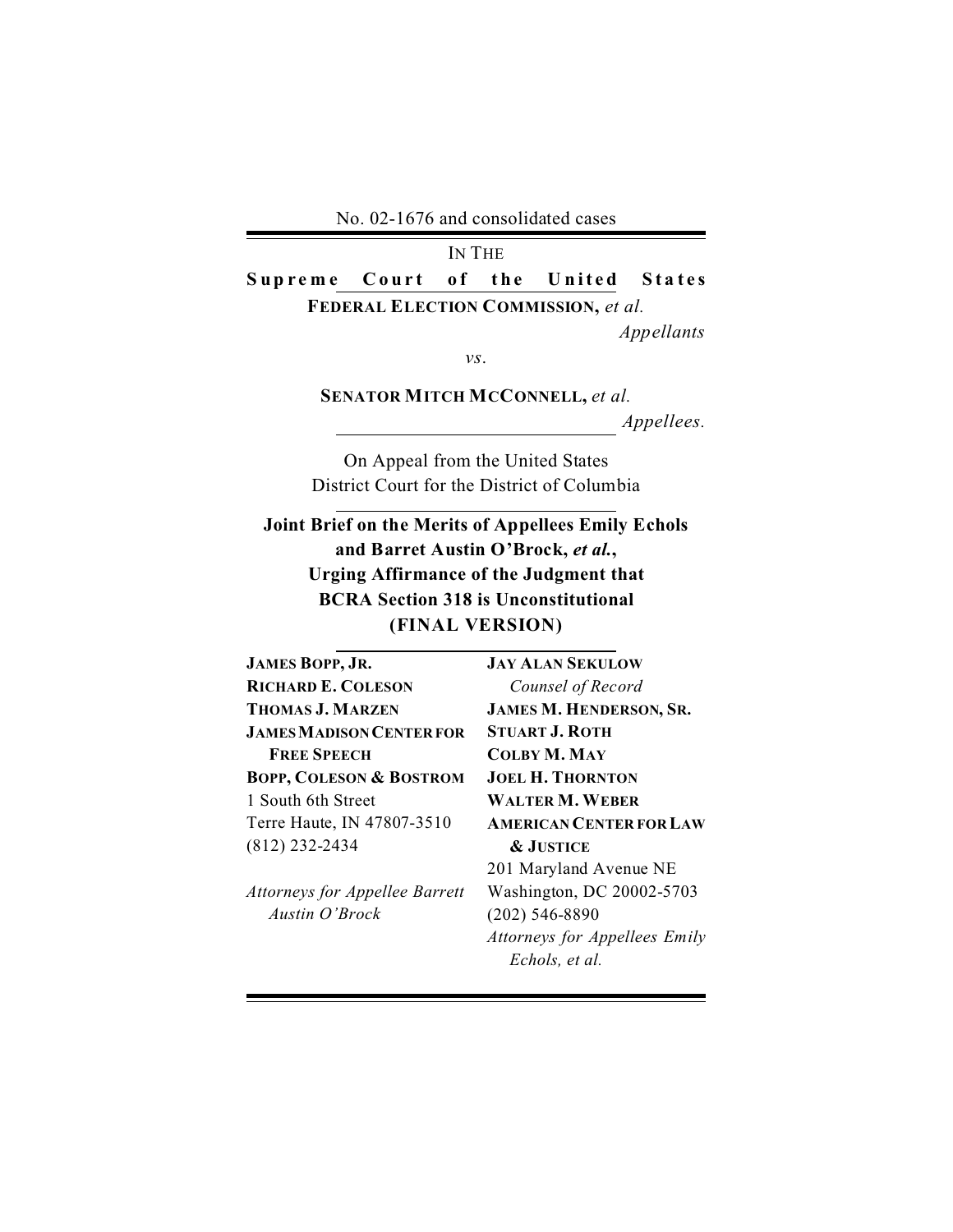No. 02-1676 and consolidated cases

IN THE

**Supreme Court of the United States**

**FEDERAL ELECTION COMMISSION,** *et al.*

*Appellants*

*vs.*

**SENATOR MITCH MCCONNELL,** *et al.*

*Appellees.*

On Appeal from the United States District Court for the District of Columbia

**Joint Brief on the Merits of Appellees Emily Echols and Barret Austin O'Brock, *et al.*, Urging Affirmance of the Judgment that BCRA Section 318 is Unconstitutional (FINAL VERSION)**

**JAMES BOPP, JR.**
**RICHARD E. COLESON**
**THOMAS J. MARZEN**
**JAMES MADISON CENTER FOR FREE SPEECH**
**BOPP, COLESON & BOSTROM**
1 South 6th Street
Terre Haute, IN 47807-3510
(812) 232-2434

*Attorneys for Appellee Barrett Austin O'Brock*

**JAY ALAN SEKULOW**
*Counsel of Record*
**JAMES M. HENDERSON, SR.**
**STUART J. ROTH**
**COLBY M. MAY**
**JOEL H. THORNTON**
**WALTER M. WEBER**
**AMERICAN CENTER FOR LAW & JUSTICE**
201 Maryland Avenue NE
Washington, DC 20002-5703
(202) 546-8890

*Attorneys for Appellees Emily Echols, et al.*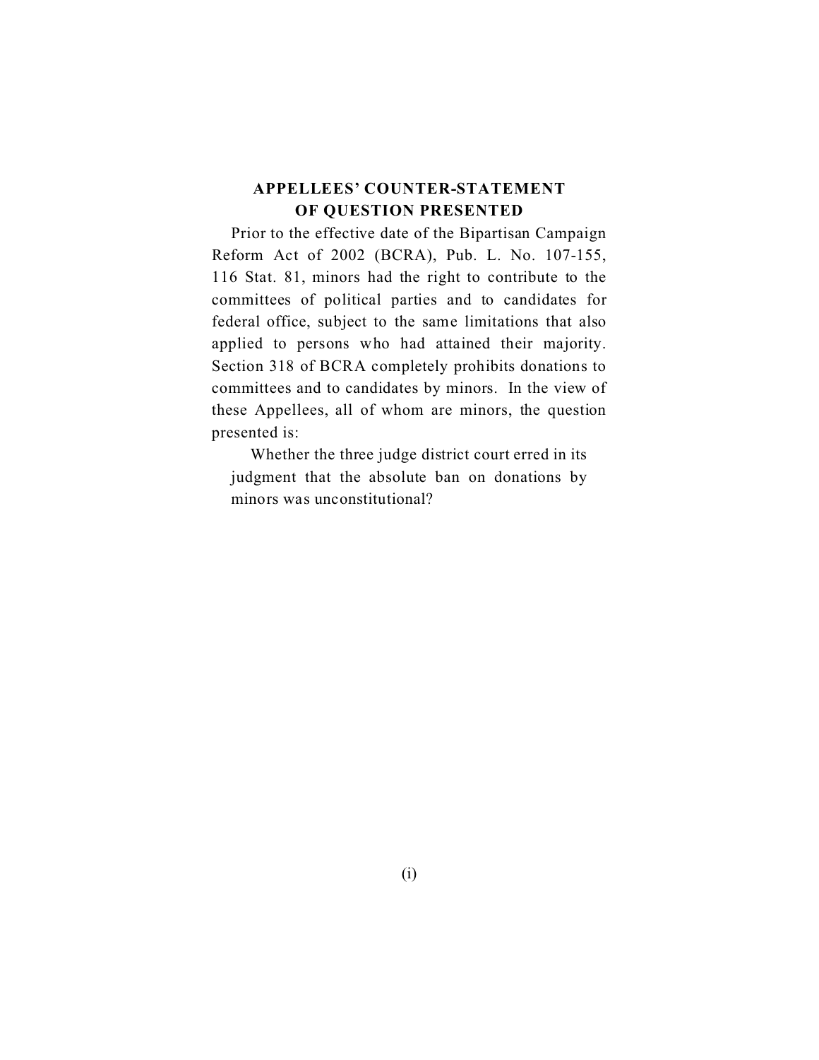## APPELLEES' COUNTER-STATEMENT OF QUESTION PRESENTED

Prior to the effective date of the Bipartisan Campaign Reform Act of 2002 (BCRA), Pub. L. No. 107-155, 116 Stat. 81, minors had the right to contribute to the committees of political parties and to candidates for federal office, subject to the same limitations that also applied to persons who had attained their majority. Section 318 of BCRA completely prohibits donations to committees and to candidates by minors. In the view of these Appellees, all of whom are minors, the question presented is:

> Whether the three judge district court erred in its judgment that the absolute ban on donations by minors was unconstitutional?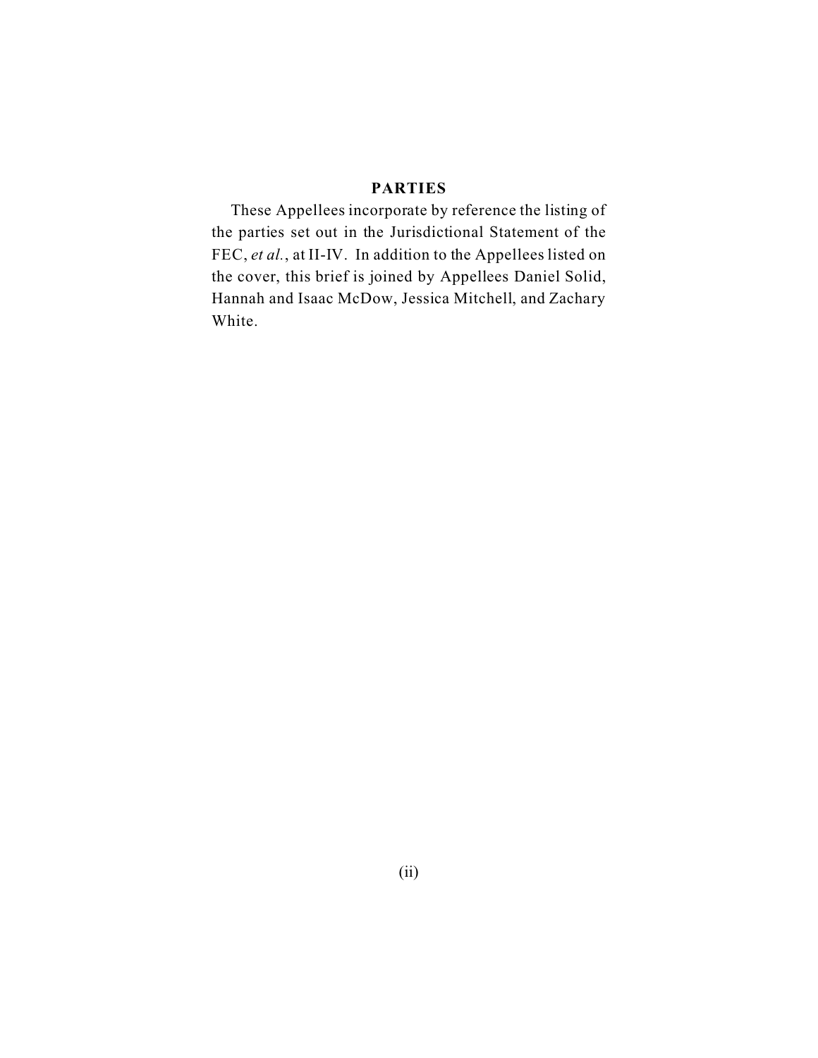## PARTIES

These Appellees incorporate by reference the listing of the parties set out in the Jurisdictional Statement of the FEC, *et al.*, at II-IV. In addition to the Appellees listed on the cover, this brief is joined by Appellees Daniel Solid, Hannah and Isaac McDow, Jessica Mitchell, and Zachary White.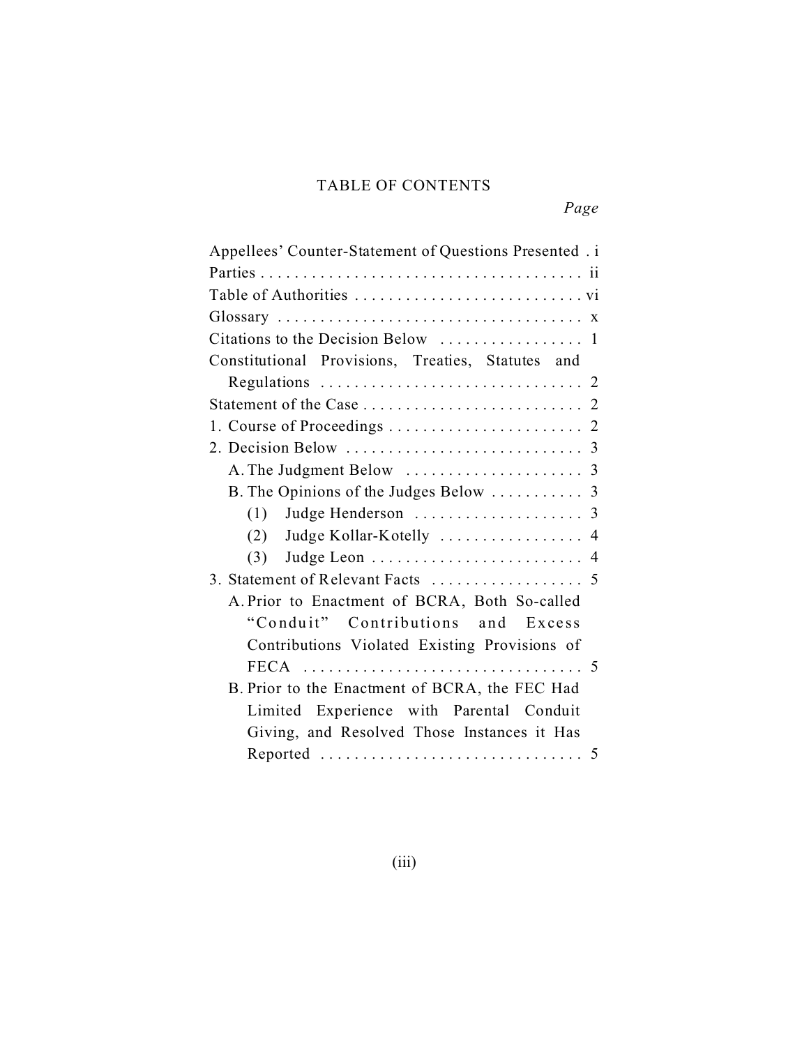# TABLE OF CONTENTS

*Page*

Appellees' Counter-Statement of Questions Presented . i

Parties . . . . . . . . . . . . . . . . . . . . . . . . . . . . . . . . . . . . . . ii

Table of Authorities . . . . . . . . . . . . . . . . . . . . . . . . . . . vi

Glossary . . . . . . . . . . . . . . . . . . . . . . . . . . . . . . . . . . . x

Citations to the Decision Below . . . . . . . . . . . . . . . . 1

Constitutional Provisions, Treaties, Statutes and Regulations . . . . . . . . . . . . . . . . . . . . . . . . . . . . . . 2

Statement of the Case . . . . . . . . . . . . . . . . . . . . . . . . . . 2

1. Course of Proceedings . . . . . . . . . . . . . . . . . . . . . . . 2

2. Decision Below . . . . . . . . . . . . . . . . . . . . . . . . . . . . 3

   A. The Judgment Below . . . . . . . . . . . . . . . . . . . . . 3

   B. The Opinions of the Judges Below . . . . . . . . . . . 3

      (1) Judge Henderson . . . . . . . . . . . . . . . . . . . . 3

      (2) Judge Kollar-Kotelly . . . . . . . . . . . . . . . . . 4

      (3) Judge Leon . . . . . . . . . . . . . . . . . . . . . . . . . 4

3. Statement of Relevant Facts . . . . . . . . . . . . . . . . . . 5

   A. Prior to Enactment of BCRA, Both So-called "Conduit" Contributions and Excess Contributions Violated Existing Provisions of FECA . . . . . . . . . . . . . . . . . . . . . . . . . . . . . . . . 5

   B. Prior to the Enactment of BCRA, the FEC Had Limited Experience with Parental Conduit Giving, and Resolved Those Instances it Has Reported . . . . . . . . . . . . . . . . . . . . . . . . . . . . . . 5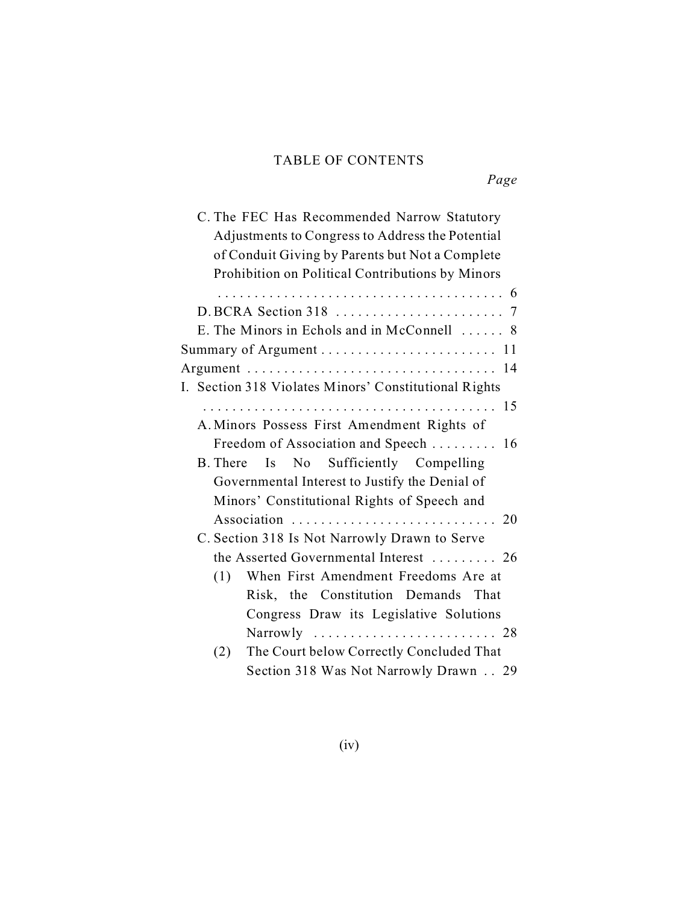## TABLE OF CONTENTS

*Page*

- C. The FEC Has Recommended Narrow Statutory Adjustments to Congress to Address the Potential of Conduit Giving by Parents but Not a Complete Prohibition on Political Contributions by Minors . . . . . . . . . . . . . . . . . . . . . . . . . . . . . . . . . . . . . 6
- D. BCRA Section 318 . . . . . . . . . . . . . . . . . . . . . . . 7
- E. The Minors in Echols and in McConnell . . . . . . 8

Summary of Argument . . . . . . . . . . . . . . . . . . . . . . . . 11

Argument . . . . . . . . . . . . . . . . . . . . . . . . . . . . . . . . . . 14

I. Section 318 Violates Minors' Constitutional Rights . . . . . . . . . . . . . . . . . . . . . . . . . . . . . . . . . . . . . . . . 15

- A. Minors Possess First Amendment Rights of Freedom of Association and Speech . . . . . . . . . 16
- B. There Is No Sufficiently Compelling Governmental Interest to Justify the Denial of Minors' Constitutional Rights of Speech and Association . . . . . . . . . . . . . . . . . . . . . . . . . . . . 20
- C. Section 318 Is Not Narrowly Drawn to Serve the Asserted Governmental Interest . . . . . . . . . 26
  - (1) When First Amendment Freedoms Are at Risk, the Constitution Demands That Congress Draw its Legislative Solutions Narrowly . . . . . . . . . . . . . . . . . . . . . . . . . 28
  - (2) The Court below Correctly Concluded That Section 318 Was Not Narrowly Drawn . . 29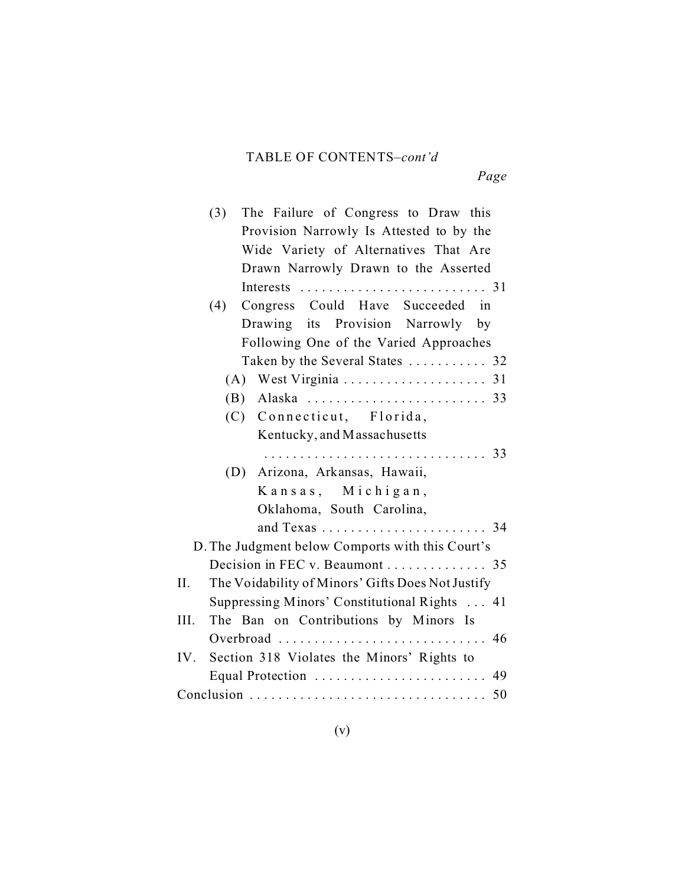TABLE OF CONTENTS–*cont'd*

*Page*

- (3) The Failure of Congress to Draw this Provision Narrowly Is Attested to by the Wide Variety of Alternatives That Are Drawn Narrowly Drawn to the Asserted Interests . . . . . . . . . . . . . . . . . . . . . . . . . 31
- (4) Congress Could Have Succeeded in Drawing its Provision Narrowly by Following One of the Varied Approaches Taken by the Several States . . . . . . . . . . . 32
  - (A) West Virginia . . . . . . . . . . . . . . . . . . . . 31
  - (B) Alaska . . . . . . . . . . . . . . . . . . . . . . . . . 33
  - (C) Connecticut, Florida, Kentucky, and Massachusetts . . . . . . . . . . . . . . . . . . . . . . . . . . . . . . 33
  - (D) Arizona, Arkansas, Hawaii, Kansas, Michigan, Oklahoma, South Carolina, and Texas . . . . . . . . . . . . . . . . . . . . . . . 34

D. The Judgment below Comports with this Court's Decision in FEC v. Beaumont . . . . . . . . . . . . . . 35

II. The Voidability of Minors' Gifts Does Not Justify Suppressing Minors' Constitutional Rights . . . 41

III. The Ban on Contributions by Minors Is Overbroad . . . . . . . . . . . . . . . . . . . . . . . . . . . . . 46

IV. Section 318 Violates the Minors' Rights to Equal Protection . . . . . . . . . . . . . . . . . . . . . . . . 49

Conclusion . . . . . . . . . . . . . . . . . . . . . . . . . . . . . . . . 50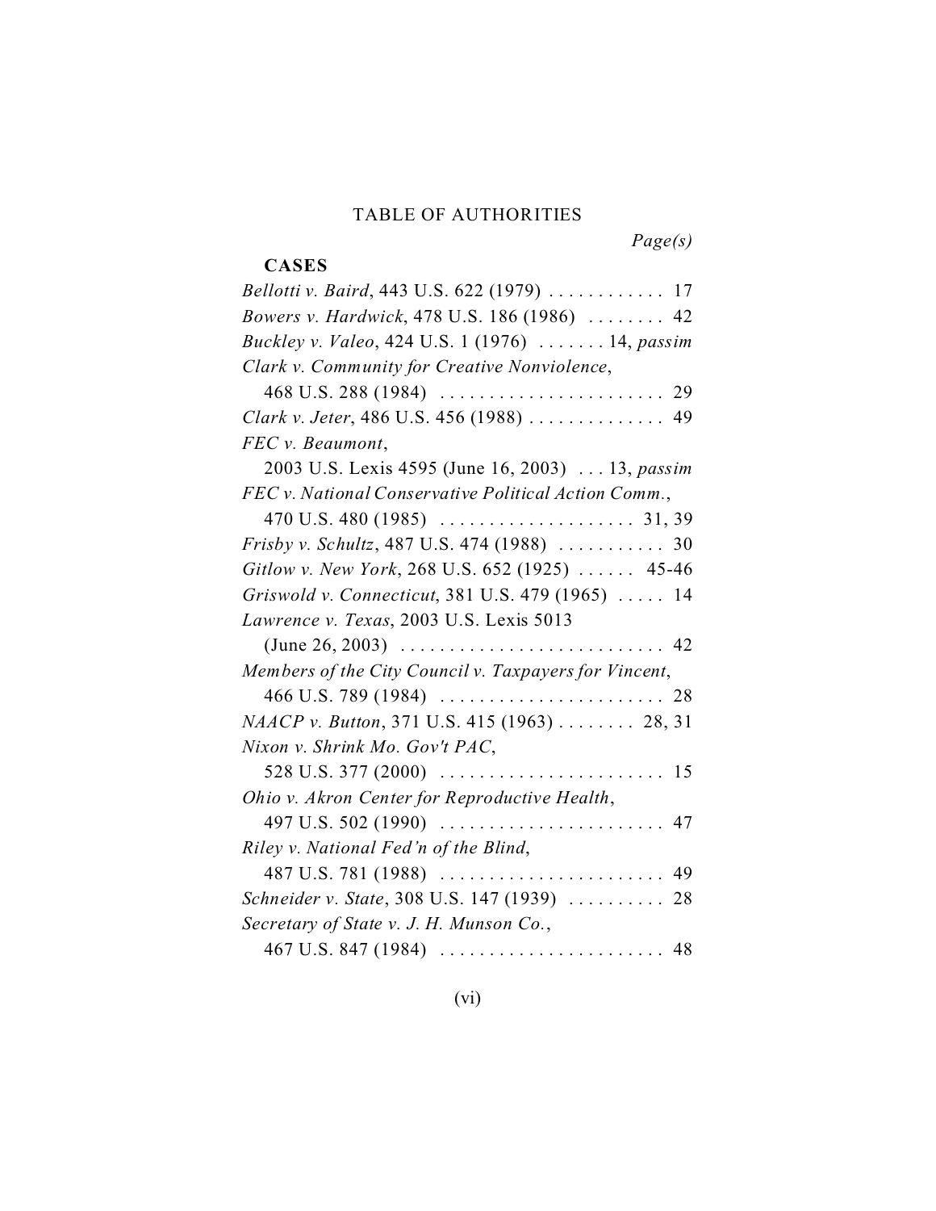# TABLE OF AUTHORITIES

*Page(s)*

**CASES**

*Bellotti v. Baird*, 443 U.S. 622 (1979) . . . . . . . . . . . . 17

*Bowers v. Hardwick*, 478 U.S. 186 (1986) . . . . . . . . 42

*Buckley v. Valeo*, 424 U.S. 1 (1976) . . . . . . . 14, *passim*

*Clark v. Community for Creative Nonviolence*,
468 U.S. 288 (1984) . . . . . . . . . . . . . . . . . . . . . . . 29

*Clark v. Jeter*, 486 U.S. 456 (1988) . . . . . . . . . . . . . . 49

*FEC v. Beaumont*,
2003 U.S. Lexis 4595 (June 16, 2003) . . . 13, *passim*

*FEC v. National Conservative Political Action Comm.*,
470 U.S. 480 (1985) . . . . . . . . . . . . . . . . . . . . 31, 39

*Frisby v. Schultz*, 487 U.S. 474 (1988) . . . . . . . . . . . 30

*Gitlow v. New York*, 268 U.S. 652 (1925) . . . . . . 45-46

*Griswold v. Connecticut*, 381 U.S. 479 (1965) . . . . . 14

*Lawrence v. Texas*, 2003 U.S. Lexis 5013
(June 26, 2003) . . . . . . . . . . . . . . . . . . . . . . . . . . . 42

*Members of the City Council v. Taxpayers for Vincent*,
466 U.S. 789 (1984) . . . . . . . . . . . . . . . . . . . . . . . 28

*NAACP v. Button*, 371 U.S. 415 (1963) . . . . . . . . 28, 31

*Nixon v. Shrink Mo. Gov't PAC*,
528 U.S. 377 (2000) . . . . . . . . . . . . . . . . . . . . . . . 15

*Ohio v. Akron Center for Reproductive Health*,
497 U.S. 502 (1990) . . . . . . . . . . . . . . . . . . . . . . . 47

*Riley v. National Fed'n of the Blind*,
487 U.S. 781 (1988) . . . . . . . . . . . . . . . . . . . . . . . 49

*Schneider v. State*, 308 U.S. 147 (1939) . . . . . . . . . . 28

*Secretary of State v. J. H. Munson Co.*,
467 U.S. 847 (1984) . . . . . . . . . . . . . . . . . . . . . . . 48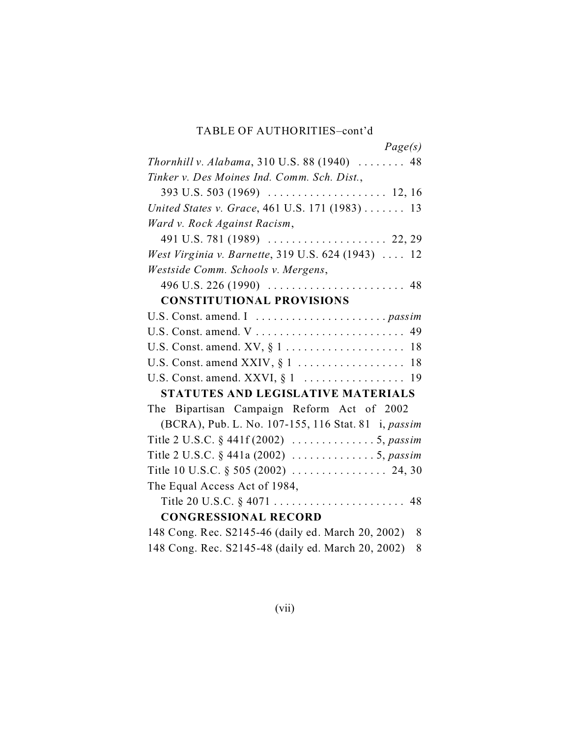TABLE OF AUTHORITIES–cont'd

*Page(s)*

*Thornhill v. Alabama*, 310 U.S. 88 (1940) . . . . . . . . 48

*Tinker v. Des Moines Ind. Comm. Sch. Dist.*,
393 U.S. 503 (1969) . . . . . . . . . . . . . . . . . . . . 12, 16

*United States v. Grace*, 461 U.S. 171 (1983) . . . . . . . 13

*Ward v. Rock Against Racism*,
491 U.S. 781 (1989) . . . . . . . . . . . . . . . . . . . . 22, 29

*West Virginia v. Barnette*, 319 U.S. 624 (1943) . . . . 12

*Westside Comm. Schools v. Mergens*,
496 U.S. 226 (1990) . . . . . . . . . . . . . . . . . . . . . . . 48

**CONSTITUTIONAL PROVISIONS**

U.S. Const. amend. I . . . . . . . . . . . . . . . . . . . . . . *passim*

U.S. Const. amend. V . . . . . . . . . . . . . . . . . . . . . . . . . 49

U.S. Const. amend. XV, § 1 . . . . . . . . . . . . . . . . . . . . 18

U.S. Const. amend XXIV, § 1 . . . . . . . . . . . . . . . . . . 18

U.S. Const. amend. XXVI, § 1 . . . . . . . . . . . . . . . . . 19

**STATUTES AND LEGISLATIVE MATERIALS**

The Bipartisan Campaign Reform Act of 2002
(BCRA), Pub. L. No. 107-155, 116 Stat. 81 i, *passim*

Title 2 U.S.C. § 441f (2002) . . . . . . . . . . . . . . 5, *passim*

Title 2 U.S.C. § 441a (2002) . . . . . . . . . . . . . . 5, *passim*

Title 10 U.S.C. § 505 (2002) . . . . . . . . . . . . . . . . 24, 30

The Equal Access Act of 1984,
Title 20 U.S.C. § 4071 . . . . . . . . . . . . . . . . . . . . . . 48

**CONGRESSIONAL RECORD**

148 Cong. Rec. S2145-46 (daily ed. March 20, 2002) 8

148 Cong. Rec. S2145-48 (daily ed. March 20, 2002) 8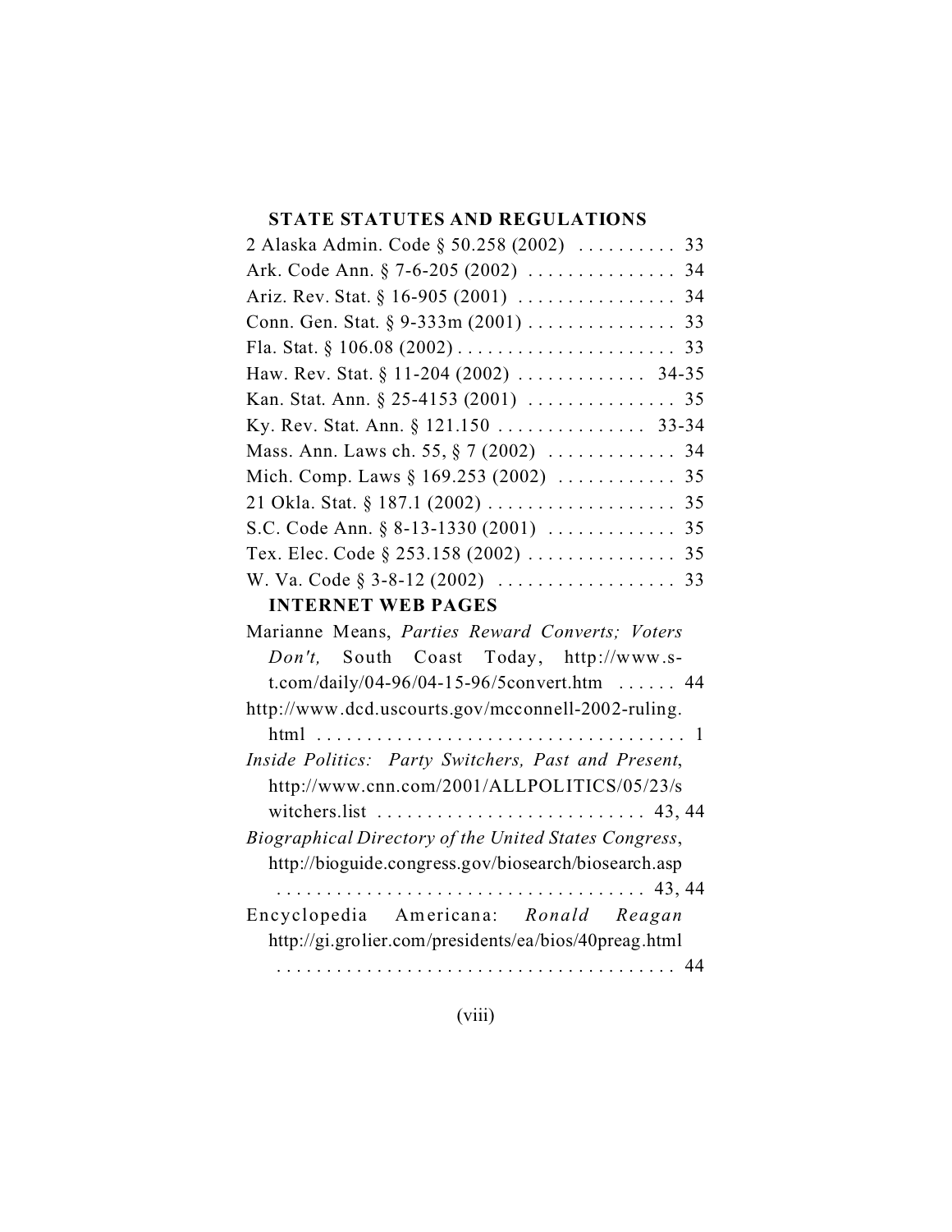## STATE STATUTES AND REGULATIONS

2 Alaska Admin. Code § 50.258 (2002) .......... 33

Ark. Code Ann. § 7-6-205 (2002) ............... 34

Ariz. Rev. Stat. § 16-905 (2001) ................ 34

Conn. Gen. Stat. § 9-333m (2001) ............... 33

Fla. Stat. § 106.08 (2002) ...................... 33

Haw. Rev. Stat. § 11-204 (2002) ............. 34-35

Kan. Stat. Ann. § 25-4153 (2001) ............... 35

Ky. Rev. Stat. Ann. § 121.150 ............... 33-34

Mass. Ann. Laws ch. 55, § 7 (2002) ............. 34

Mich. Comp. Laws § 169.253 (2002) ............ 35

21 Okla. Stat. § 187.1 (2002) ................... 35

S.C. Code Ann. § 8-13-1330 (2001) ............. 35

Tex. Elec. Code § 253.158 (2002) ............... 35

W. Va. Code § 3-8-12 (2002) .................. 33

## INTERNET WEB PAGES

Marianne Means, *Parties Reward Converts; Voters Don't,* South Coast Today, http://www.s-t.com/daily/04-96/04-15-96/5convert.htm ...... 44

http://www.dcd.uscourts.gov/mcconnell-2002-ruling.html ..................................... 1

*Inside Politics: Party Switchers, Past and Present*, http://www.cnn.com/2001/ALLPOLITICS/05/23/switchers.list ........................... 43, 44

*Biographical Directory of the United States Congress*, http://bioguide.congress.gov/biosearch/biosearch.asp ...................................... 43, 44

Encyclopedia Americana: *Ronald Reagan* http://gi.grolier.com/presidents/ea/bios/40preag.html ......................................... 44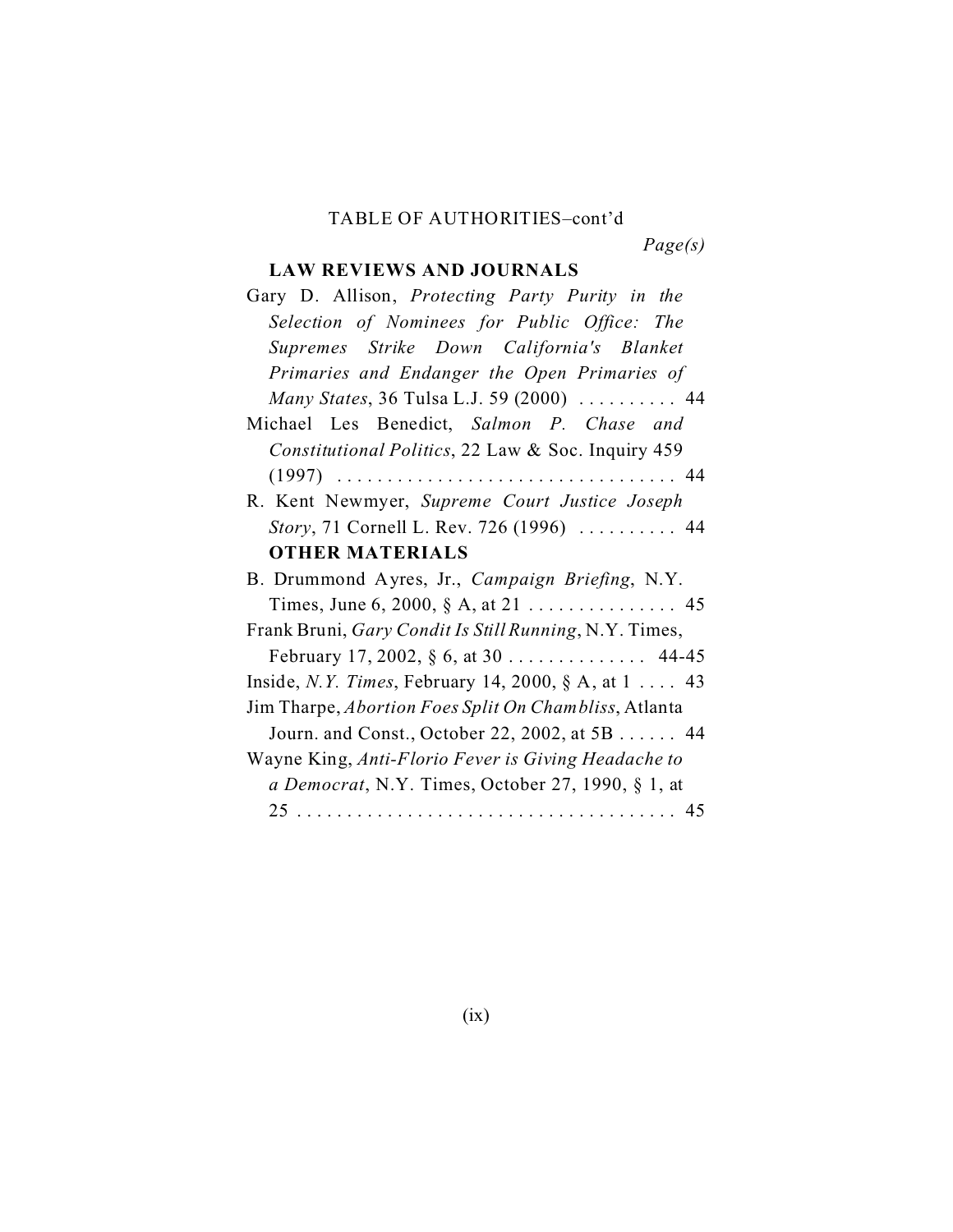TABLE OF AUTHORITIES–cont'd

*Page(s)*

**LAW REVIEWS AND JOURNALS**

Gary D. Allison, *Protecting Party Purity in the Selection of Nominees for Public Office: The Supremes Strike Down California's Blanket Primaries and Endanger the Open Primaries of Many States*, 36 Tulsa L.J. 59 (2000) . . . . . . . . . . 44

Michael Les Benedict, *Salmon P. Chase and Constitutional Politics*, 22 Law & Soc. Inquiry 459 (1997) . . . . . . . . . . . . . . . . . . . . . . . . . . . . . . . . . 44

R. Kent Newmyer, *Supreme Court Justice Joseph Story*, 71 Cornell L. Rev. 726 (1996) . . . . . . . . . . 44

**OTHER MATERIALS**

B. Drummond Ayres, Jr., *Campaign Briefing*, N.Y. Times, June 6, 2000, § A, at 21 . . . . . . . . . . . . . . . 45

Frank Bruni, *Gary Condit Is Still Running*, N.Y. Times, February 17, 2002, § 6, at 30 . . . . . . . . . . . . . . 44-45

Inside, *N.Y. Times*, February 14, 2000, § A, at 1 . . . . 43

Jim Tharpe, *Abortion Foes Split On Chambliss*, Atlanta Journ. and Const., October 22, 2002, at 5B . . . . . . 44

Wayne King, *Anti-Florio Fever is Giving Headache to a Democrat*, N.Y. Times, October 27, 1990, § 1, at 25 . . . . . . . . . . . . . . . . . . . . . . . . . . . . . . . . . . . . . 45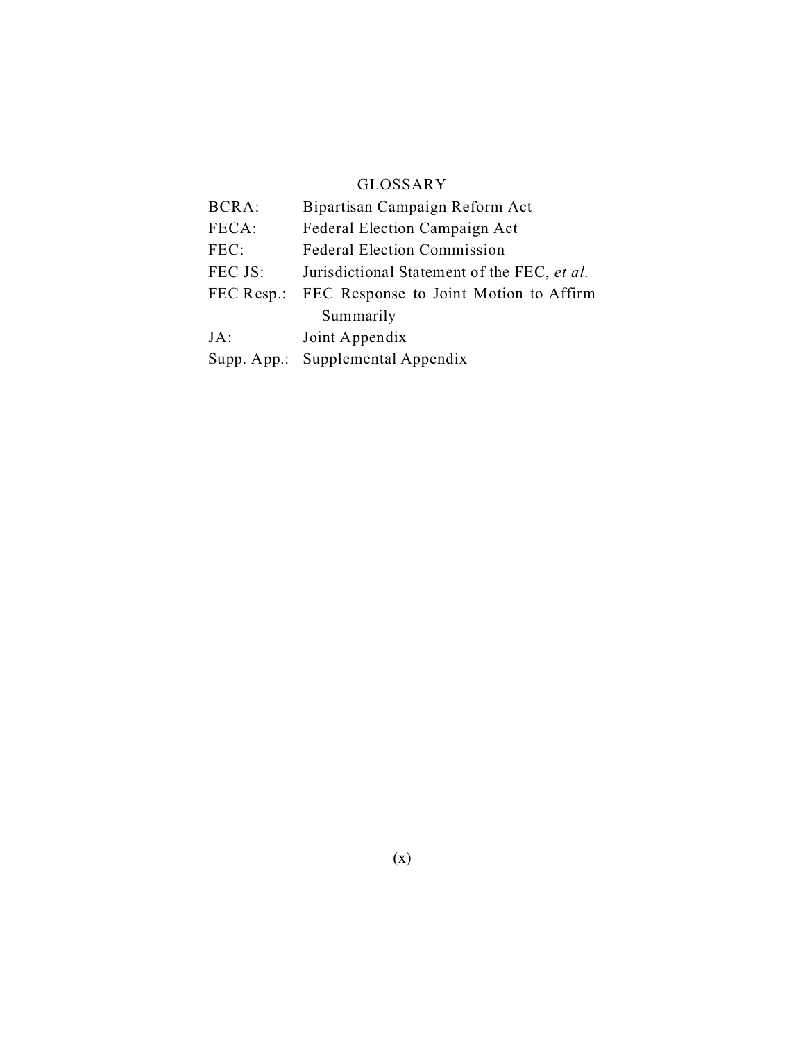# GLOSSARY

| | |
|---|---|
| BCRA: | Bipartisan Campaign Reform Act |
| FECA: | Federal Election Campaign Act |
| FEC: | Federal Election Commission |
| FEC JS: | Jurisdictional Statement of the FEC, *et al.* |
| FEC Resp.: | FEC Response to Joint Motion to Affirm Summarily |
| JA: | Joint Appendix |
| Supp. App.: | Supplemental Appendix |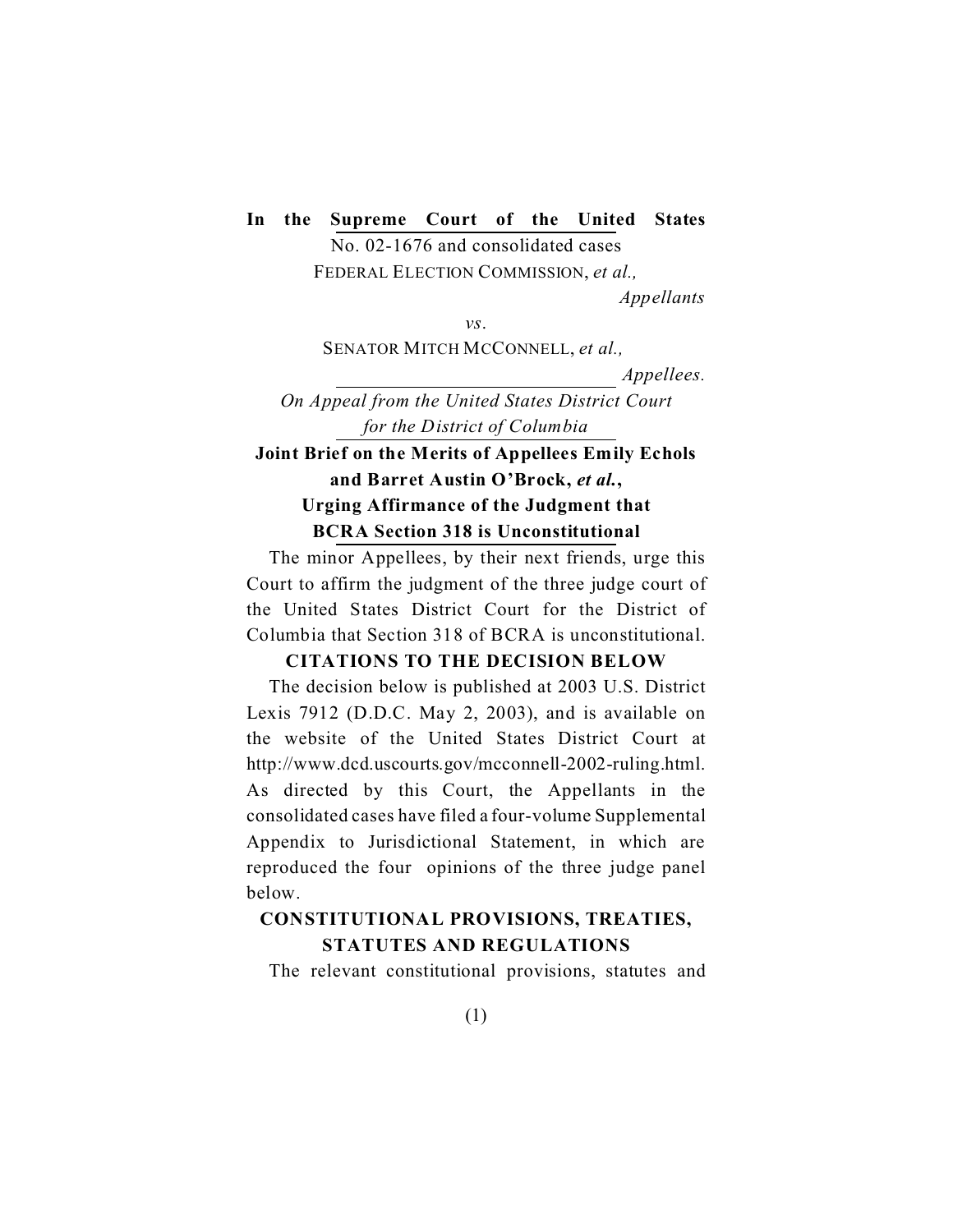**In the Supreme Court of the United States**

No. 02-1676 and consolidated cases

FEDERAL ELECTION COMMISSION, *et al.,*

*Appellants*

*vs.*

SENATOR MITCH MCCONNELL, *et al.,*

*Appellees.*

*On Appeal from the United States District Court for the District of Columbia*

**Joint Brief on the Merits of Appellees Emily Echols and Barret Austin O'Brock, *et al.*, Urging Affirmance of the Judgment that BCRA Section 318 is Unconstitutional**

The minor Appellees, by their next friends, urge this Court to affirm the judgment of the three judge court of the United States District Court for the District of Columbia that Section 318 of BCRA is unconstitutional.

## CITATIONS TO THE DECISION BELOW

The decision below is published at 2003 U.S. District Lexis 7912 (D.D.C. May 2, 2003), and is available on the website of the United States District Court at http://www.dcd.uscourts.gov/mcconnell-2002-ruling.html. As directed by this Court, the Appellants in the consolidated cases have filed a four-volume Supplemental Appendix to Jurisdictional Statement, in which are reproduced the four opinions of the three judge panel below.

## CONSTITUTIONAL PROVISIONS, TREATIES, STATUTES AND REGULATIONS

The relevant constitutional provisions, statutes and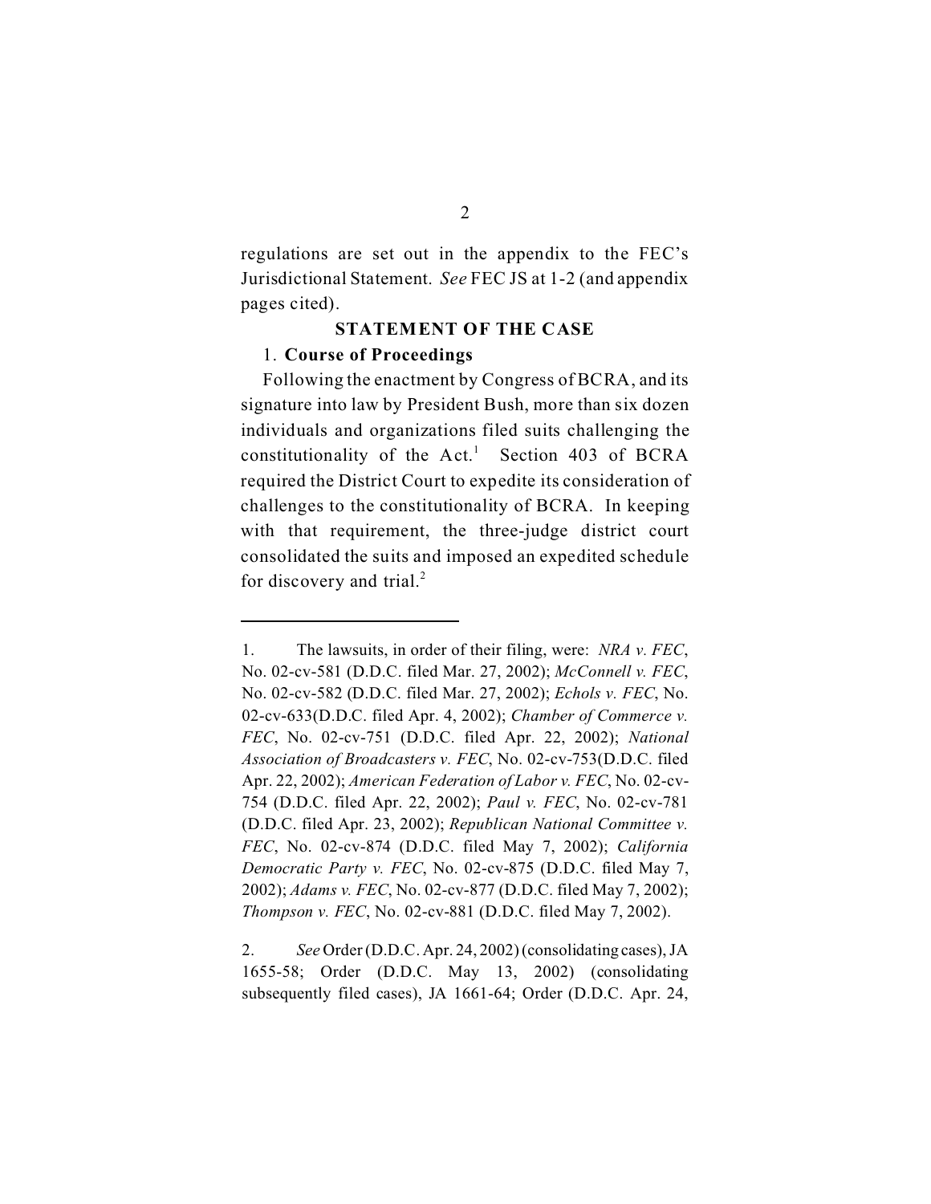regulations are set out in the appendix to the FEC's Jurisdictional Statement. *See* FEC JS at 1-2 (and appendix pages cited).

## STATEMENT OF THE CASE

1. **Course of Proceedings**

Following the enactment by Congress of BCRA, and its signature into law by President Bush, more than six dozen individuals and organizations filed suits challenging the constitutionality of the Act.[1] Section 403 of BCRA required the District Court to expedite its consideration of challenges to the constitutionality of BCRA. In keeping with that requirement, the three-judge district court consolidated the suits and imposed an expedited schedule for discovery and trial.[2]

---

1. The lawsuits, in order of their filing, were: *NRA v. FEC*, No. 02-cv-581 (D.D.C. filed Mar. 27, 2002); *McConnell v. FEC*, No. 02-cv-582 (D.D.C. filed Mar. 27, 2002); *Echols v. FEC*, No. 02-cv-633(D.D.C. filed Apr. 4, 2002); *Chamber of Commerce v. FEC*, No. 02-cv-751 (D.D.C. filed Apr. 22, 2002); *National Association of Broadcasters v. FEC*, No. 02-cv-753(D.D.C. filed Apr. 22, 2002); *American Federation of Labor v. FEC*, No. 02-cv-754 (D.D.C. filed Apr. 22, 2002); *Paul v. FEC*, No. 02-cv-781 (D.D.C. filed Apr. 23, 2002); *Republican National Committee v. FEC*, No. 02-cv-874 (D.D.C. filed May 7, 2002); *California Democratic Party v. FEC*, No. 02-cv-875 (D.D.C. filed May 7, 2002); *Adams v. FEC*, No. 02-cv-877 (D.D.C. filed May 7, 2002); *Thompson v. FEC*, No. 02-cv-881 (D.D.C. filed May 7, 2002).

2. *See* Order (D.D.C. Apr. 24, 2002) (consolidating cases), JA 1655-58; Order (D.D.C. May 13, 2002) (consolidating subsequently filed cases), JA 1661-64; Order (D.D.C. Apr. 24,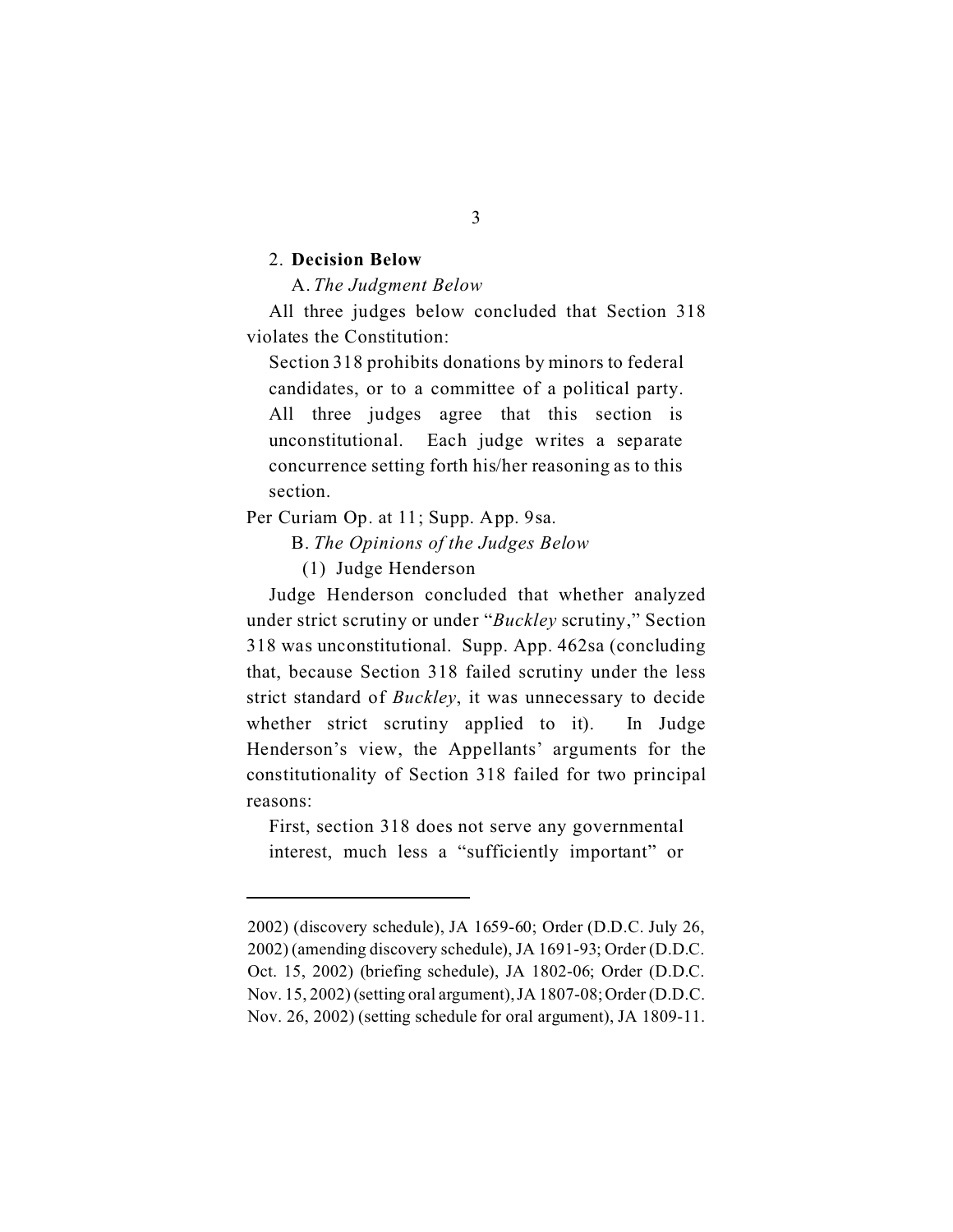## 2. **Decision Below**

### A. *The Judgment Below*

All three judges below concluded that Section 318 violates the Constitution:

> Section 318 prohibits donations by minors to federal candidates, or to a committee of a political party. All three judges agree that this section is unconstitutional. Each judge writes a separate concurrence setting forth his/her reasoning as to this section.

Per Curiam Op. at 11; Supp. App. 9sa.

### B. *The Opinions of the Judges Below*

#### (1) Judge Henderson

Judge Henderson concluded that whether analyzed under strict scrutiny or under "*Buckley* scrutiny," Section 318 was unconstitutional. Supp. App. 462sa (concluding that, because Section 318 failed scrutiny under the less strict standard of *Buckley*, it was unnecessary to decide whether strict scrutiny applied to it). In Judge Henderson's view, the Appellants' arguments for the constitutionality of Section 318 failed for two principal reasons:

> First, section 318 does not serve any governmental interest, much less a "sufficiently important" or

---

2002) (discovery schedule), JA 1659-60; Order (D.D.C. July 26, 2002) (amending discovery schedule), JA 1691-93; Order (D.D.C. Oct. 15, 2002) (briefing schedule), JA 1802-06; Order (D.D.C. Nov. 15, 2002) (setting oral argument), JA 1807-08; Order (D.D.C. Nov. 26, 2002) (setting schedule for oral argument), JA 1809-11.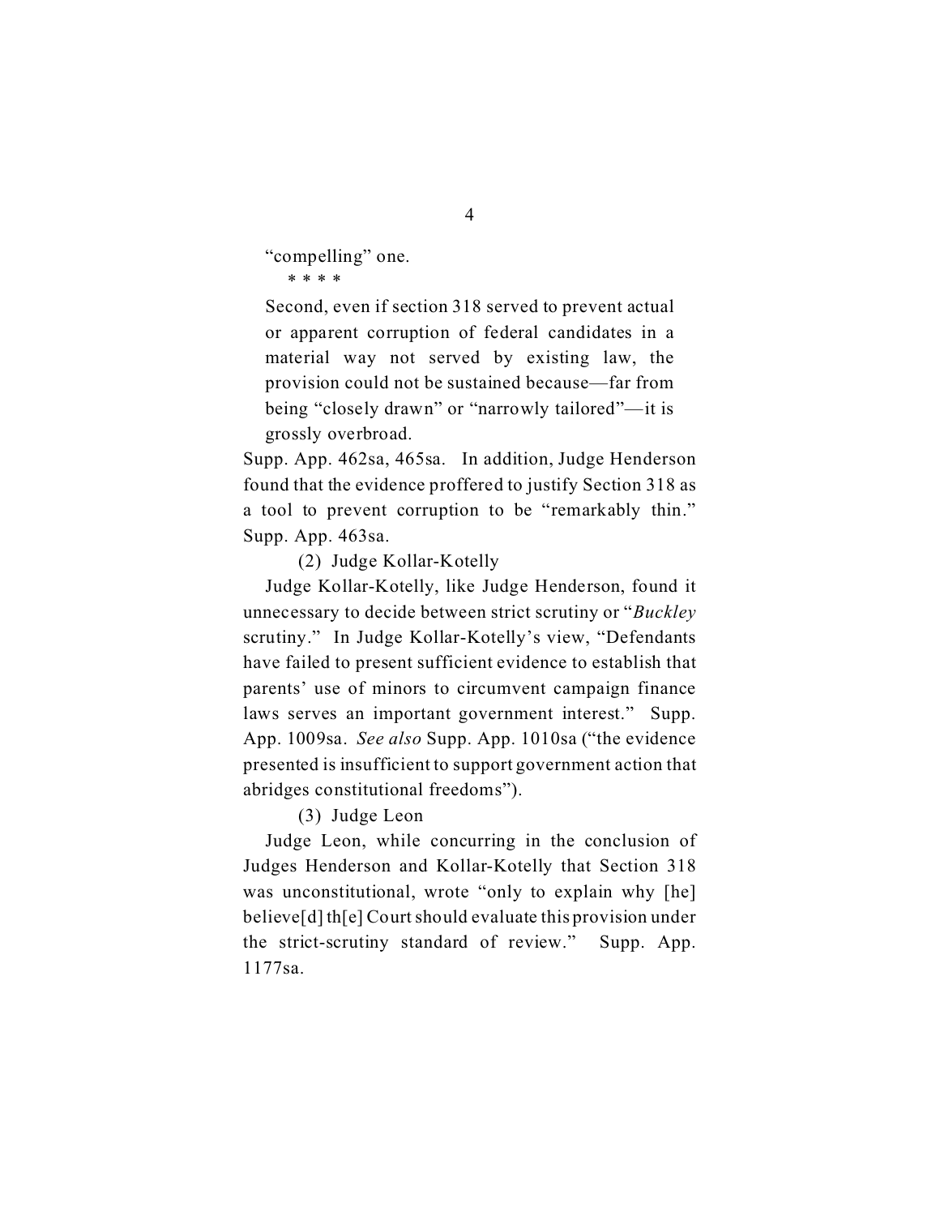> "compelling" one.
>
> \* \* \* \*
>
> Second, even if section 318 served to prevent actual or apparent corruption of federal candidates in a material way not served by existing law, the provision could not be sustained because—far from being "closely drawn" or "narrowly tailored"—it is grossly overbroad.

Supp. App. 462sa, 465sa. In addition, Judge Henderson found that the evidence proffered to justify Section 318 as a tool to prevent corruption to be "remarkably thin." Supp. App. 463sa.

(2) Judge Kollar-Kotelly

Judge Kollar-Kotelly, like Judge Henderson, found it unnecessary to decide between strict scrutiny or "*Buckley* scrutiny." In Judge Kollar-Kotelly's view, "Defendants have failed to present sufficient evidence to establish that parents' use of minors to circumvent campaign finance laws serves an important government interest." Supp. App. 1009sa. *See also* Supp. App. 1010sa ("the evidence presented is insufficient to support government action that abridges constitutional freedoms").

(3) Judge Leon

Judge Leon, while concurring in the conclusion of Judges Henderson and Kollar-Kotelly that Section 318 was unconstitutional, wrote "only to explain why [he] believe[d] th[e] Court should evaluate this provision under the strict-scrutiny standard of review." Supp. App. 1177sa.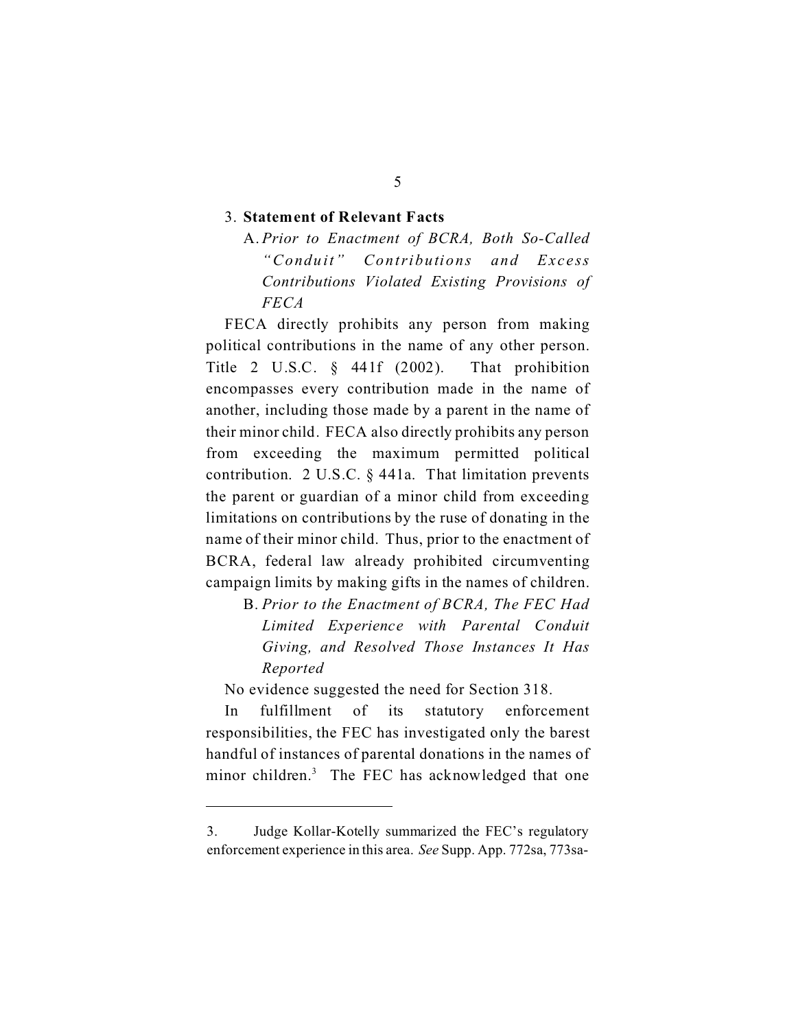### 3. **Statement of Relevant Facts**

#### A. *Prior to Enactment of BCRA, Both So-Called "Conduit" Contributions and Excess Contributions Violated Existing Provisions of FECA*

FECA directly prohibits any person from making political contributions in the name of any other person. Title 2 U.S.C. § 441f (2002). That prohibition encompasses every contribution made in the name of another, including those made by a parent in the name of their minor child. FECA also directly prohibits any person from exceeding the maximum permitted political contribution. 2 U.S.C. § 441a. That limitation prevents the parent or guardian of a minor child from exceeding limitations on contributions by the ruse of donating in the name of their minor child. Thus, prior to the enactment of BCRA, federal law already prohibited circumventing campaign limits by making gifts in the names of children.

#### B. *Prior to the Enactment of BCRA, The FEC Had Limited Experience with Parental Conduit Giving, and Resolved Those Instances It Has Reported*

No evidence suggested the need for Section 318.

In fulfillment of its statutory enforcement responsibilities, the FEC has investigated only the barest handful of instances of parental donations in the names of minor children.[3] The FEC has acknowledged that one

---

3. Judge Kollar-Kotelly summarized the FEC's regulatory enforcement experience in this area. *See* Supp. App. 772sa, 773sa-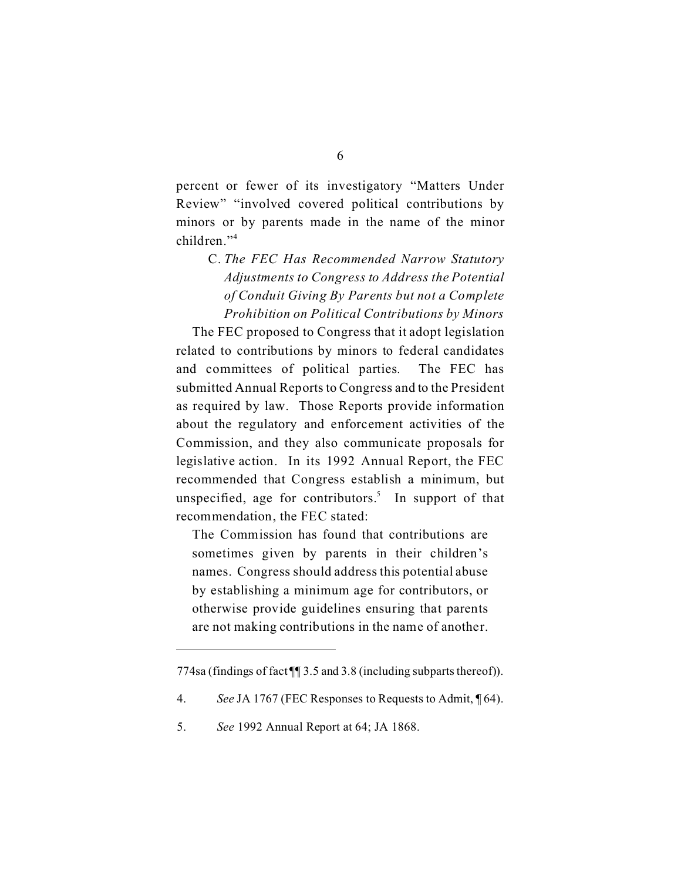percent or fewer of its investigatory "Matters Under Review" "involved covered political contributions by minors or by parents made in the name of the minor children."[4]

### C. *The FEC Has Recommended Narrow Statutory Adjustments to Congress to Address the Potential of Conduit Giving By Parents but not a Complete Prohibition on Political Contributions by Minors*

The FEC proposed to Congress that it adopt legislation related to contributions by minors to federal candidates and committees of political parties. The FEC has submitted Annual Reports to Congress and to the President as required by law. Those Reports provide information about the regulatory and enforcement activities of the Commission, and they also communicate proposals for legislative action. In its 1992 Annual Report, the FEC recommended that Congress establish a minimum, but unspecified, age for contributors.[5] In support of that recommendation, the FEC stated:

> The Commission has found that contributions are sometimes given by parents in their children's names. Congress should address this potential abuse by establishing a minimum age for contributors, or otherwise provide guidelines ensuring that parents are not making contributions in the name of another.

---

774sa (findings of fact ¶¶ 3.5 and 3.8 (including subparts thereof)).

4. *See* JA 1767 (FEC Responses to Requests to Admit, ¶ 64).

5. *See* 1992 Annual Report at 64; JA 1868.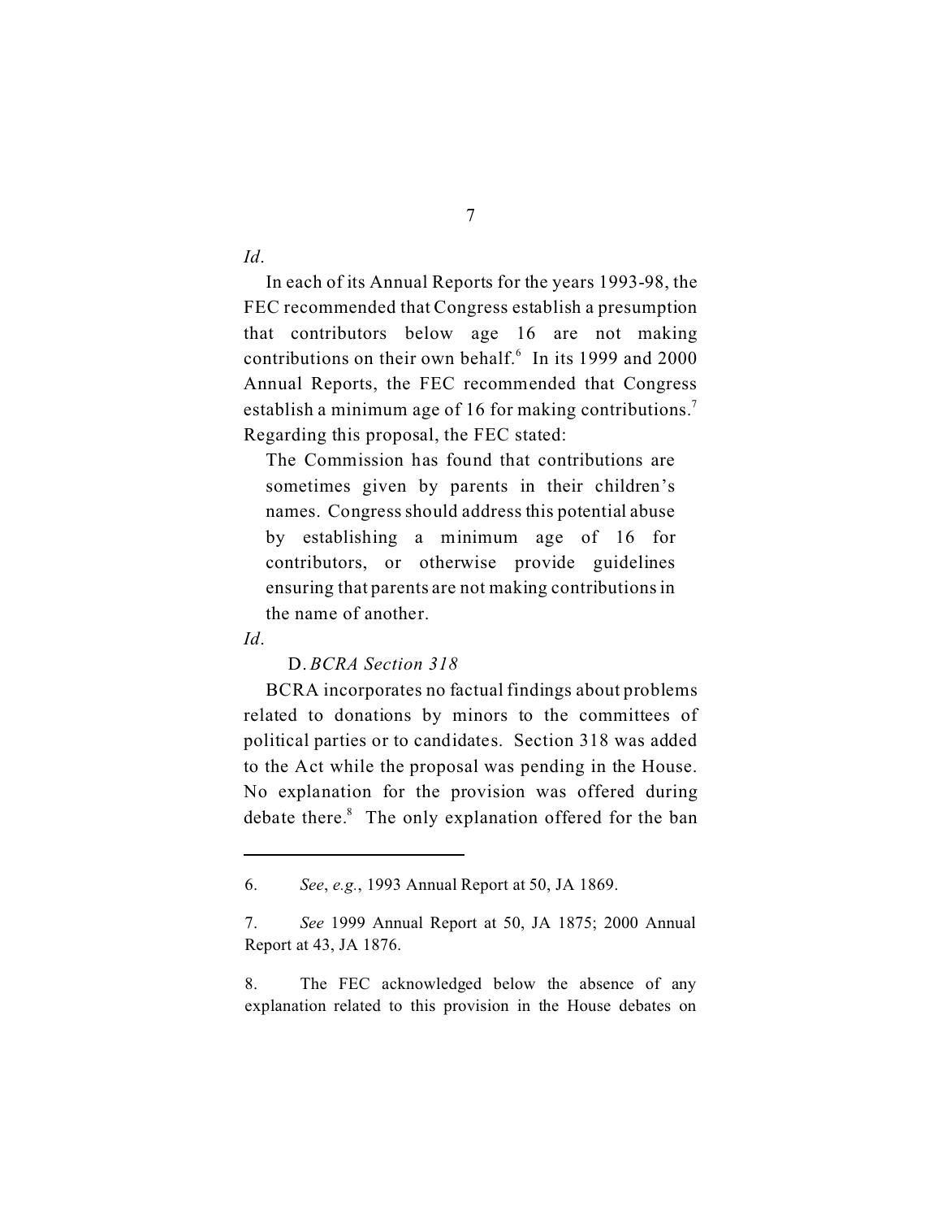*Id*.

In each of its Annual Reports for the years 1993-98, the FEC recommended that Congress establish a presumption that contributors below age 16 are not making contributions on their own behalf.[6] In its 1999 and 2000 Annual Reports, the FEC recommended that Congress establish a minimum age of 16 for making contributions.[7] Regarding this proposal, the FEC stated:

> The Commission has found that contributions are sometimes given by parents in their children's names. Congress should address this potential abuse by establishing a minimum age of 16 for contributors, or otherwise provide guidelines ensuring that parents are not making contributions in the name of another.

*Id*.

### D. *BCRA Section 318*

BCRA incorporates no factual findings about problems related to donations by minors to the committees of political parties or to candidates. Section 318 was added to the Act while the proposal was pending in the House. No explanation for the provision was offered during debate there.[8] The only explanation offered for the ban

---

6. *See*, *e.g.*, 1993 Annual Report at 50, JA 1869.

7. *See* 1999 Annual Report at 50, JA 1875; 2000 Annual Report at 43, JA 1876.

8. The FEC acknowledged below the absence of any explanation related to this provision in the House debates on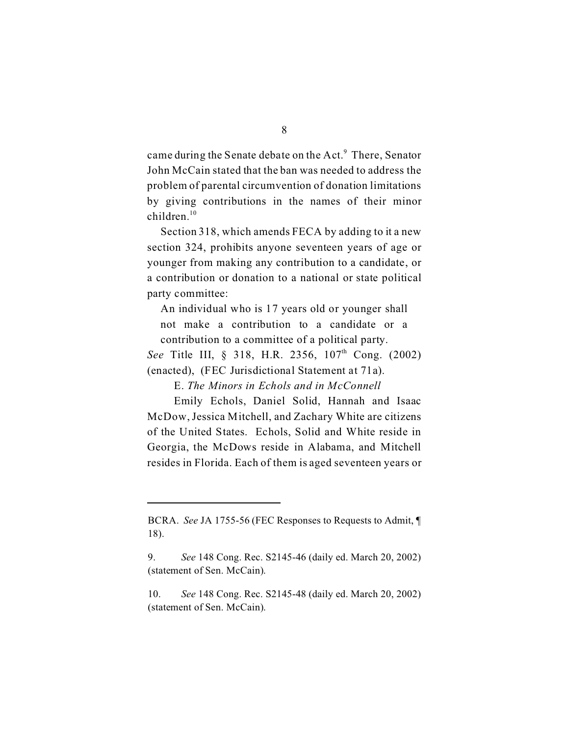came during the Senate debate on the Act.[9] There, Senator John McCain stated that the ban was needed to address the problem of parental circumvention of donation limitations by giving contributions in the names of their minor children.[10]

Section 318, which amends FECA by adding to it a new section 324, prohibits anyone seventeen years of age or younger from making any contribution to a candidate, or a contribution or donation to a national or state political party committee:

> An individual who is 17 years old or younger shall not make a contribution to a candidate or a contribution to a committee of a political party.

*See* Title III, § 318, H.R. 2356, 107th Cong. (2002) (enacted), (FEC Jurisdictional Statement at 71a).

E. *The Minors in Echols and in McConnell*

Emily Echols, Daniel Solid, Hannah and Isaac McDow, Jessica Mitchell, and Zachary White are citizens of the United States. Echols, Solid and White reside in Georgia, the McDows reside in Alabama, and Mitchell resides in Florida. Each of them is aged seventeen years or

---

BCRA. *See* JA 1755-56 (FEC Responses to Requests to Admit, ¶ 18).

9. *See* 148 Cong. Rec. S2145-46 (daily ed. March 20, 2002) (statement of Sen. McCain).

10. *See* 148 Cong. Rec. S2145-48 (daily ed. March 20, 2002) (statement of Sen. McCain).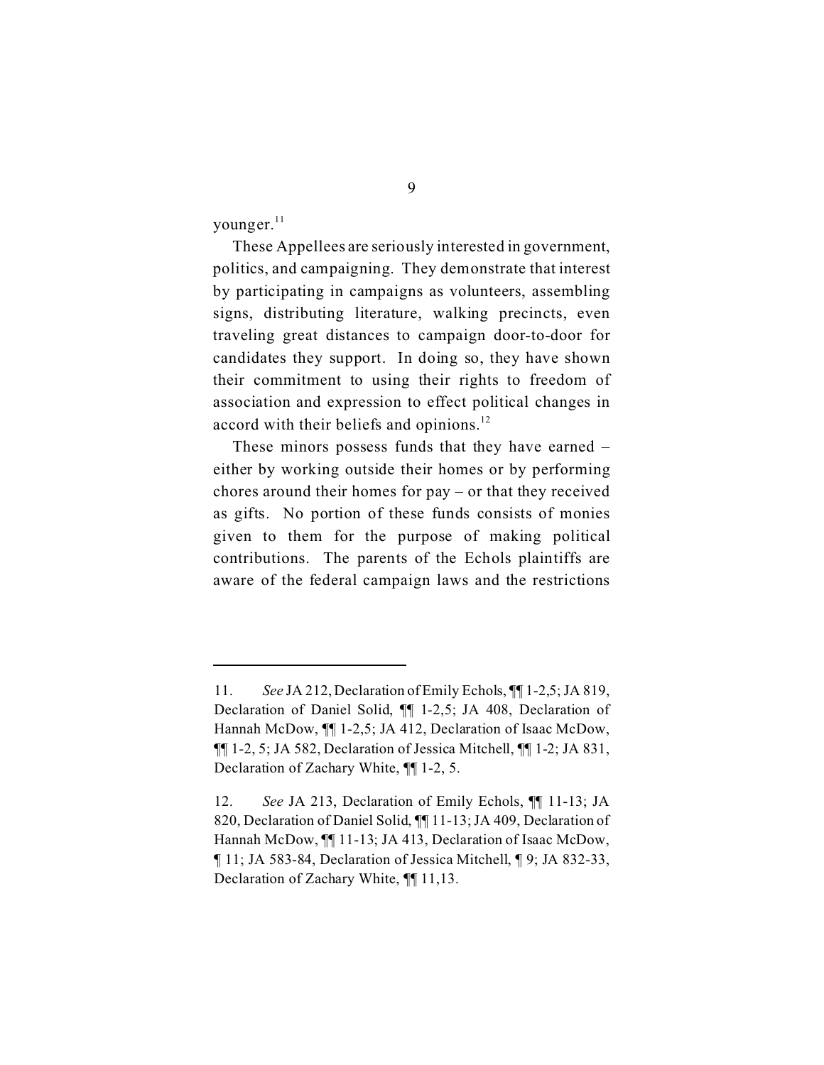younger.[11]

These Appellees are seriously interested in government, politics, and campaigning. They demonstrate that interest by participating in campaigns as volunteers, assembling signs, distributing literature, walking precincts, even traveling great distances to campaign door-to-door for candidates they support. In doing so, they have shown their commitment to using their rights to freedom of association and expression to effect political changes in accord with their beliefs and opinions.[12]

These minors possess funds that they have earned – either by working outside their homes or by performing chores around their homes for pay – or that they received as gifts. No portion of these funds consists of monies given to them for the purpose of making political contributions. The parents of the Echols plaintiffs are aware of the federal campaign laws and the restrictions

---

11. *See* JA 212, Declaration of Emily Echols, ¶¶ 1-2,5; JA 819, Declaration of Daniel Solid, ¶¶ 1-2,5; JA 408, Declaration of Hannah McDow, ¶¶ 1-2,5; JA 412, Declaration of Isaac McDow, ¶¶ 1-2, 5; JA 582, Declaration of Jessica Mitchell, ¶¶ 1-2; JA 831, Declaration of Zachary White, ¶¶ 1-2, 5.

12. *See* JA 213, Declaration of Emily Echols, ¶¶ 11-13; JA 820, Declaration of Daniel Solid, ¶¶ 11-13; JA 409, Declaration of Hannah McDow, ¶¶ 11-13; JA 413, Declaration of Isaac McDow, ¶ 11; JA 583-84, Declaration of Jessica Mitchell, ¶ 9; JA 832-33, Declaration of Zachary White, ¶¶ 11,13.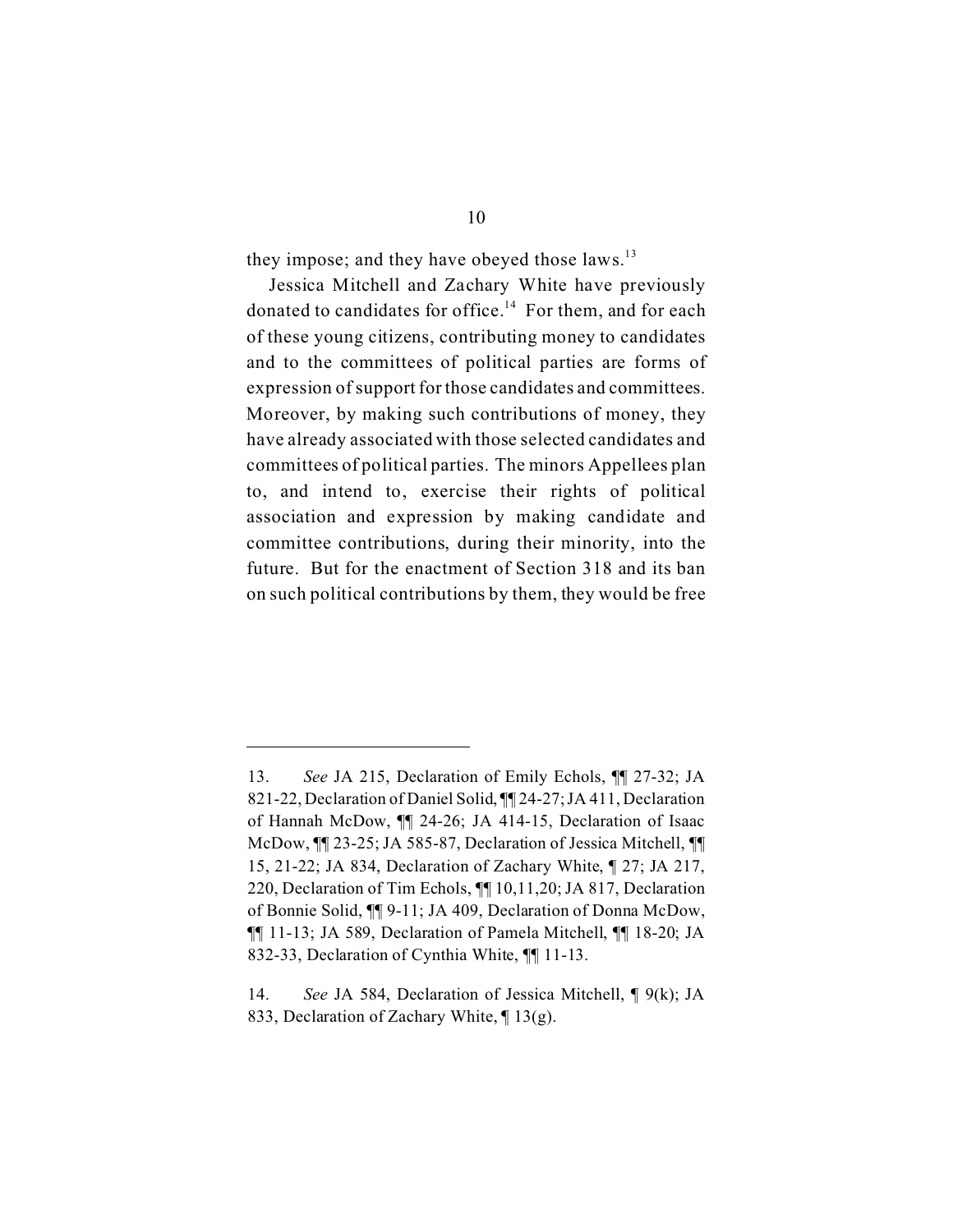they impose; and they have obeyed those laws.[13]

Jessica Mitchell and Zachary White have previously donated to candidates for office.[14] For them, and for each of these young citizens, contributing money to candidates and to the committees of political parties are forms of expression of support for those candidates and committees. Moreover, by making such contributions of money, they have already associated with those selected candidates and committees of political parties. The minors Appellees plan to, and intend to, exercise their rights of political association and expression by making candidate and committee contributions, during their minority, into the future. But for the enactment of Section 318 and its ban on such political contributions by them, they would be free

---

13. *See* JA 215, Declaration of Emily Echols, ¶¶ 27-32; JA 821-22, Declaration of Daniel Solid, ¶¶ 24-27; JA 411, Declaration of Hannah McDow, ¶¶ 24-26; JA 414-15, Declaration of Isaac McDow, ¶¶ 23-25; JA 585-87, Declaration of Jessica Mitchell, ¶¶ 15, 21-22; JA 834, Declaration of Zachary White, ¶ 27; JA 217, 220, Declaration of Tim Echols, ¶¶ 10,11,20; JA 817, Declaration of Bonnie Solid, ¶¶ 9-11; JA 409, Declaration of Donna McDow, ¶¶ 11-13; JA 589, Declaration of Pamela Mitchell, ¶¶ 18-20; JA 832-33, Declaration of Cynthia White, ¶¶ 11-13.

14. *See* JA 584, Declaration of Jessica Mitchell, ¶ 9(k); JA 833, Declaration of Zachary White, ¶ 13(g).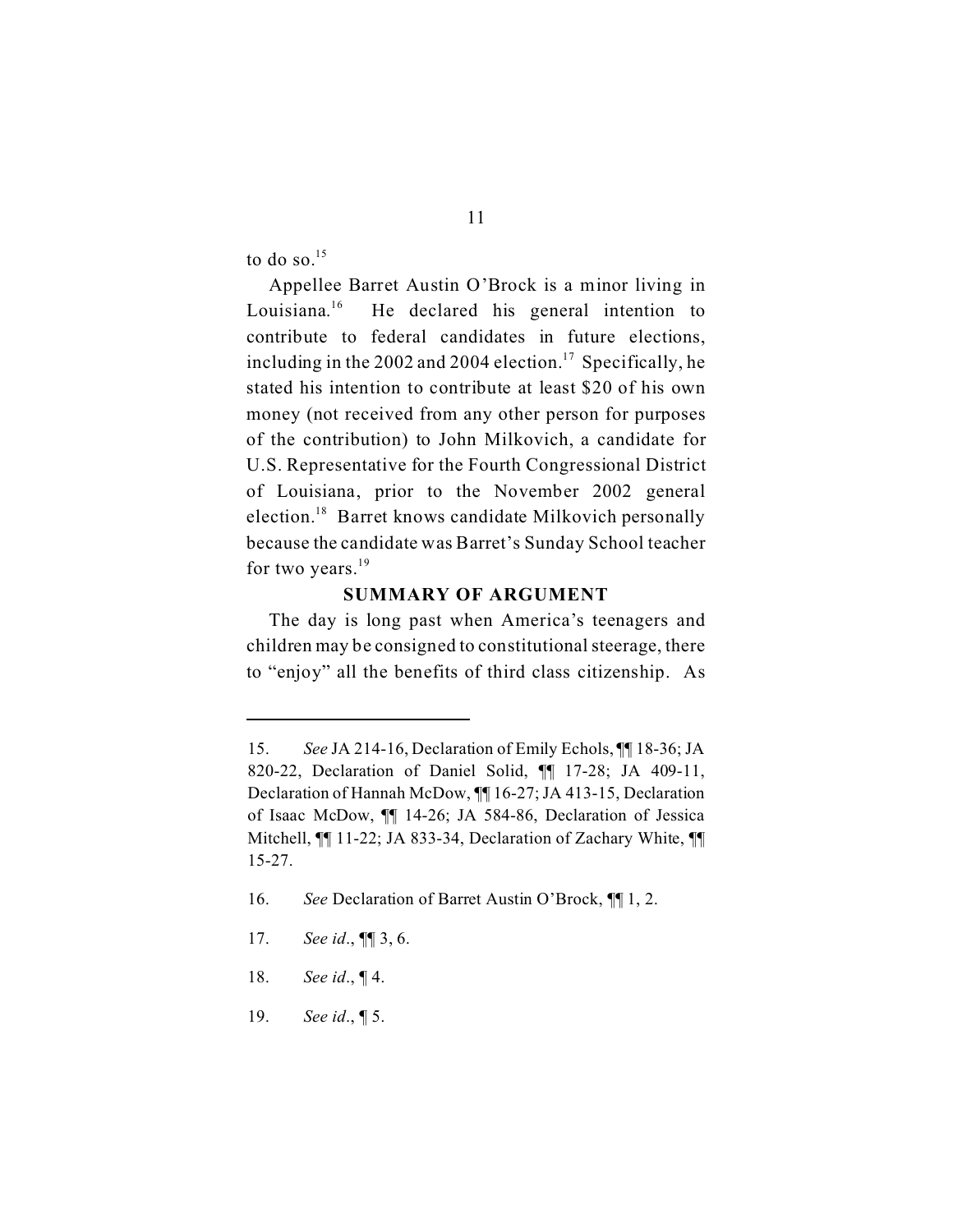to do so.[15]

Appellee Barret Austin O'Brock is a minor living in Louisiana.[16] He declared his general intention to contribute to federal candidates in future elections, including in the 2002 and 2004 election.[17] Specifically, he stated his intention to contribute at least $20 of his own money (not received from any other person for purposes of the contribution) to John Milkovich, a candidate for U.S. Representative for the Fourth Congressional District of Louisiana, prior to the November 2002 general election.[18] Barret knows candidate Milkovich personally because the candidate was Barret's Sunday School teacher for two years.[19]

## SUMMARY OF ARGUMENT

The day is long past when America's teenagers and children may be consigned to constitutional steerage, there to "enjoy" all the benefits of third class citizenship. As

---

15. *See* JA 214-16, Declaration of Emily Echols, ¶¶ 18-36; JA 820-22, Declaration of Daniel Solid, ¶¶ 17-28; JA 409-11, Declaration of Hannah McDow, ¶¶ 16-27; JA 413-15, Declaration of Isaac McDow, ¶¶ 14-26; JA 584-86, Declaration of Jessica Mitchell, ¶¶ 11-22; JA 833-34, Declaration of Zachary White, ¶¶ 15-27.

16. *See* Declaration of Barret Austin O'Brock, ¶¶ 1, 2.

17. *See id*., ¶¶ 3, 6.

18. *See id*., ¶ 4.

19. *See id*., ¶ 5.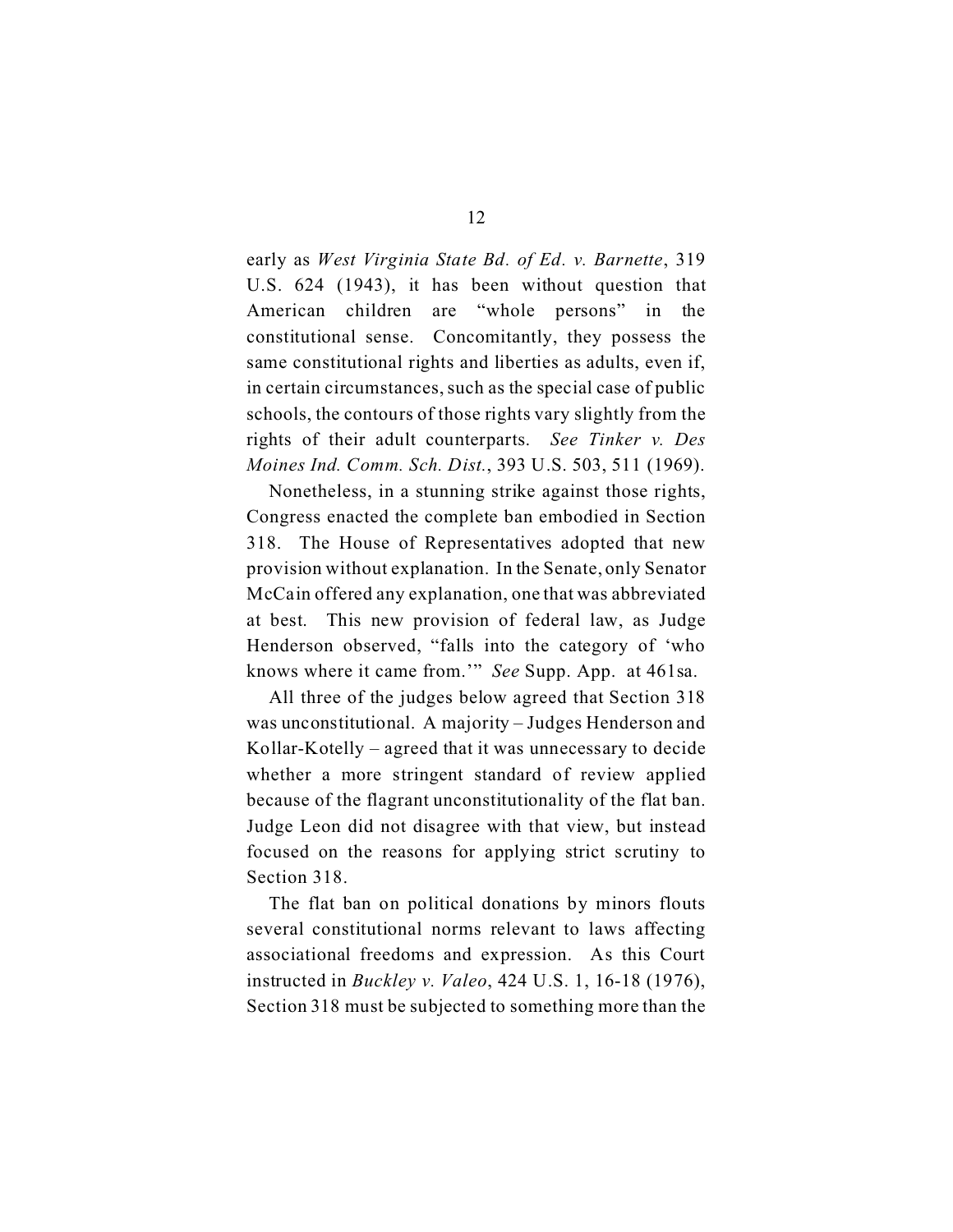early as *West Virginia State Bd. of Ed. v. Barnette*, 319 U.S. 624 (1943), it has been without question that American children are "whole persons" in the constitutional sense. Concomitantly, they possess the same constitutional rights and liberties as adults, even if, in certain circumstances, such as the special case of public schools, the contours of those rights vary slightly from the rights of their adult counterparts. *See Tinker v. Des Moines Ind. Comm. Sch. Dist.*, 393 U.S. 503, 511 (1969).

Nonetheless, in a stunning strike against those rights, Congress enacted the complete ban embodied in Section 318. The House of Representatives adopted that new provision without explanation. In the Senate, only Senator McCain offered any explanation, one that was abbreviated at best. This new provision of federal law, as Judge Henderson observed, "falls into the category of 'who knows where it came from.'" *See* Supp. App. at 461sa.

All three of the judges below agreed that Section 318 was unconstitutional. A majority – Judges Henderson and Kollar-Kotelly – agreed that it was unnecessary to decide whether a more stringent standard of review applied because of the flagrant unconstitutionality of the flat ban. Judge Leon did not disagree with that view, but instead focused on the reasons for applying strict scrutiny to Section 318.

The flat ban on political donations by minors flouts several constitutional norms relevant to laws affecting associational freedoms and expression. As this Court instructed in *Buckley v. Valeo*, 424 U.S. 1, 16-18 (1976), Section 318 must be subjected to something more than the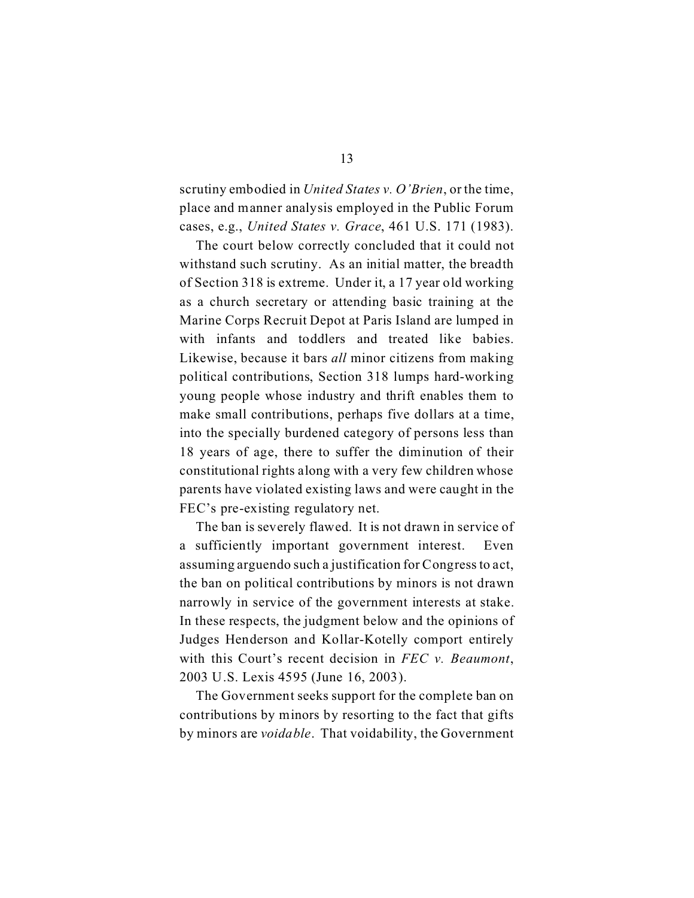scrutiny embodied in *United States v. O'Brien*, or the time, place and manner analysis employed in the Public Forum cases, e.g., *United States v. Grace*, 461 U.S. 171 (1983).

The court below correctly concluded that it could not withstand such scrutiny. As an initial matter, the breadth of Section 318 is extreme. Under it, a 17 year old working as a church secretary or attending basic training at the Marine Corps Recruit Depot at Paris Island are lumped in with infants and toddlers and treated like babies. Likewise, because it bars *all* minor citizens from making political contributions, Section 318 lumps hard-working young people whose industry and thrift enables them to make small contributions, perhaps five dollars at a time, into the specially burdened category of persons less than 18 years of age, there to suffer the diminution of their constitutional rights along with a very few children whose parents have violated existing laws and were caught in the FEC's pre-existing regulatory net.

The ban is severely flawed. It is not drawn in service of a sufficiently important government interest. Even assuming arguendo such a justification for Congress to act, the ban on political contributions by minors is not drawn narrowly in service of the government interests at stake. In these respects, the judgment below and the opinions of Judges Henderson and Kollar-Kotelly comport entirely with this Court's recent decision in *FEC v. Beaumont*, 2003 U.S. Lexis 4595 (June 16, 2003).

The Government seeks support for the complete ban on contributions by minors by resorting to the fact that gifts by minors are *voidable*. That voidability, the Government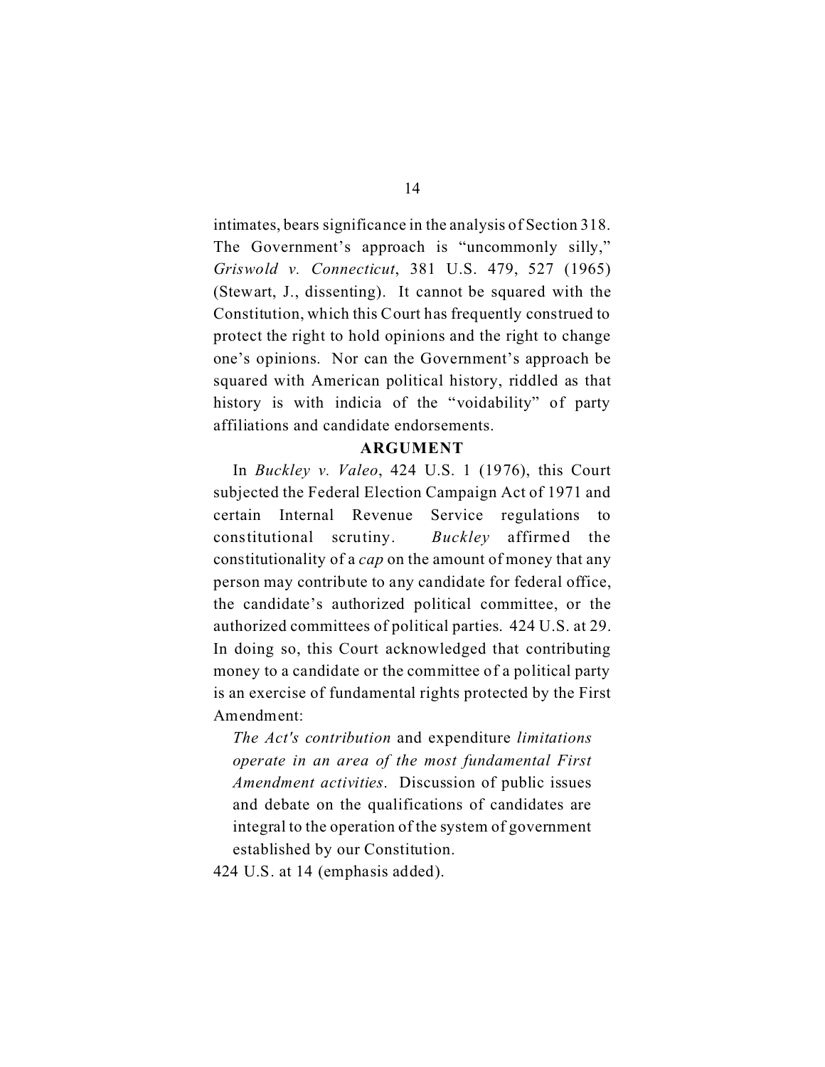intimates, bears significance in the analysis of Section 318. The Government's approach is "uncommonly silly," *Griswold v. Connecticut*, 381 U.S. 479, 527 (1965) (Stewart, J., dissenting). It cannot be squared with the Constitution, which this Court has frequently construed to protect the right to hold opinions and the right to change one's opinions. Nor can the Government's approach be squared with American political history, riddled as that history is with indicia of the "voidability" of party affiliations and candidate endorsements.

## ARGUMENT

In *Buckley v. Valeo*, 424 U.S. 1 (1976), this Court subjected the Federal Election Campaign Act of 1971 and certain Internal Revenue Service regulations to constitutional scrutiny. *Buckley* affirmed the constitutionality of a *cap* on the amount of money that any person may contribute to any candidate for federal office, the candidate's authorized political committee, or the authorized committees of political parties. 424 U.S. at 29. In doing so, this Court acknowledged that contributing money to a candidate or the committee of a political party is an exercise of fundamental rights protected by the First Amendment:

> *The Act's contribution* and expenditure *limitations operate in an area of the most fundamental First Amendment activities*. Discussion of public issues and debate on the qualifications of candidates are integral to the operation of the system of government established by our Constitution.

424 U.S. at 14 (emphasis added).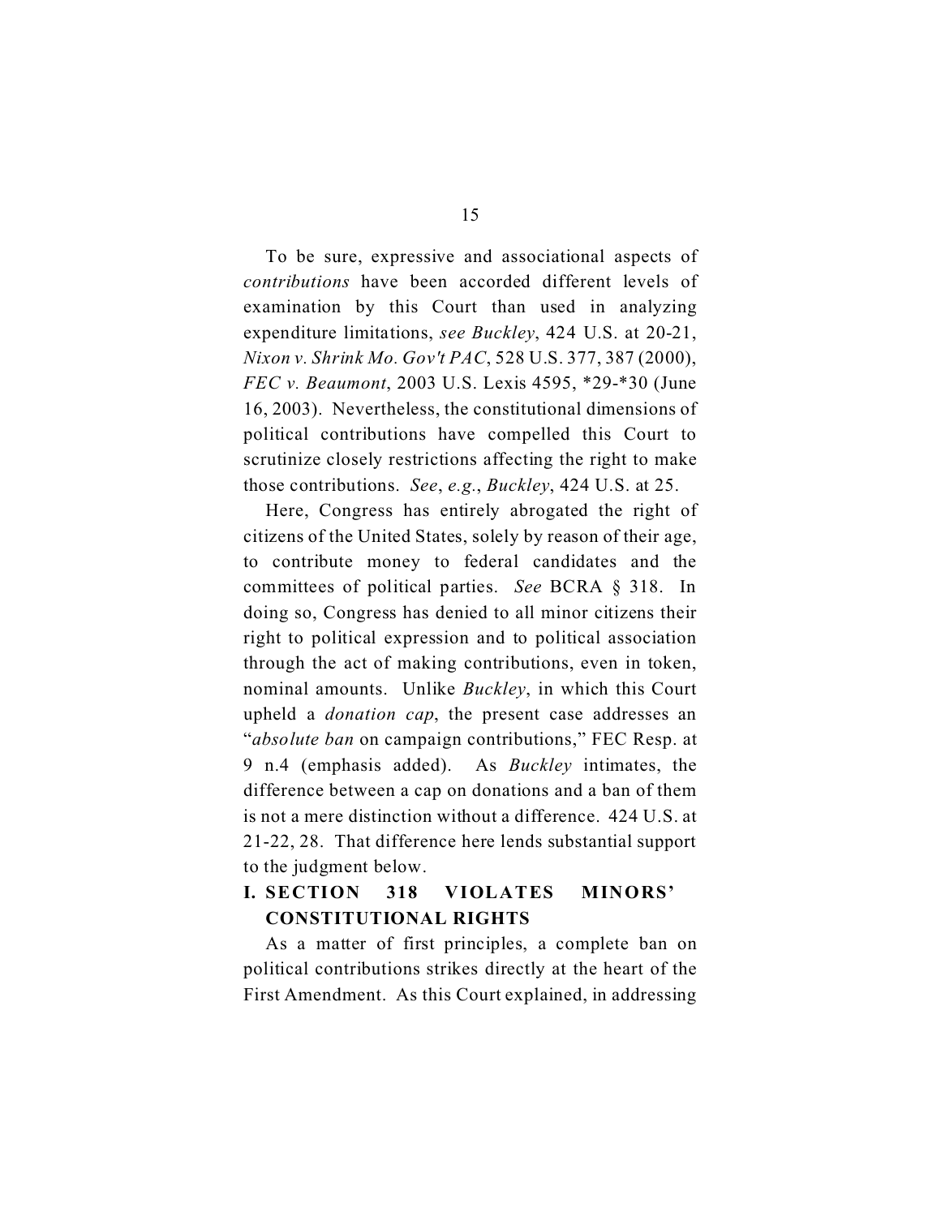To be sure, expressive and associational aspects of *contributions* have been accorded different levels of examination by this Court than used in analyzing expenditure limitations, *see Buckley*, 424 U.S. at 20-21, *Nixon v. Shrink Mo. Gov't PAC*, 528 U.S. 377, 387 (2000), *FEC v. Beaumont*, 2003 U.S. Lexis 4595, *29-*30 (June 16, 2003). Nevertheless, the constitutional dimensions of political contributions have compelled this Court to scrutinize closely restrictions affecting the right to make those contributions. *See*, *e.g.*, *Buckley*, 424 U.S. at 25.

Here, Congress has entirely abrogated the right of citizens of the United States, solely by reason of their age, to contribute money to federal candidates and the committees of political parties. *See* BCRA § 318. In doing so, Congress has denied to all minor citizens their right to political expression and to political association through the act of making contributions, even in token, nominal amounts. Unlike *Buckley*, in which this Court upheld a *donation cap*, the present case addresses an "*absolute ban* on campaign contributions," FEC Resp. at 9 n.4 (emphasis added). As *Buckley* intimates, the difference between a cap on donations and a ban of them is not a mere distinction without a difference. 424 U.S. at 21-22, 28. That difference here lends substantial support to the judgment below.

## I. SECTION 318 VIOLATES MINORS' CONSTITUTIONAL RIGHTS

As a matter of first principles, a complete ban on political contributions strikes directly at the heart of the First Amendment. As this Court explained, in addressing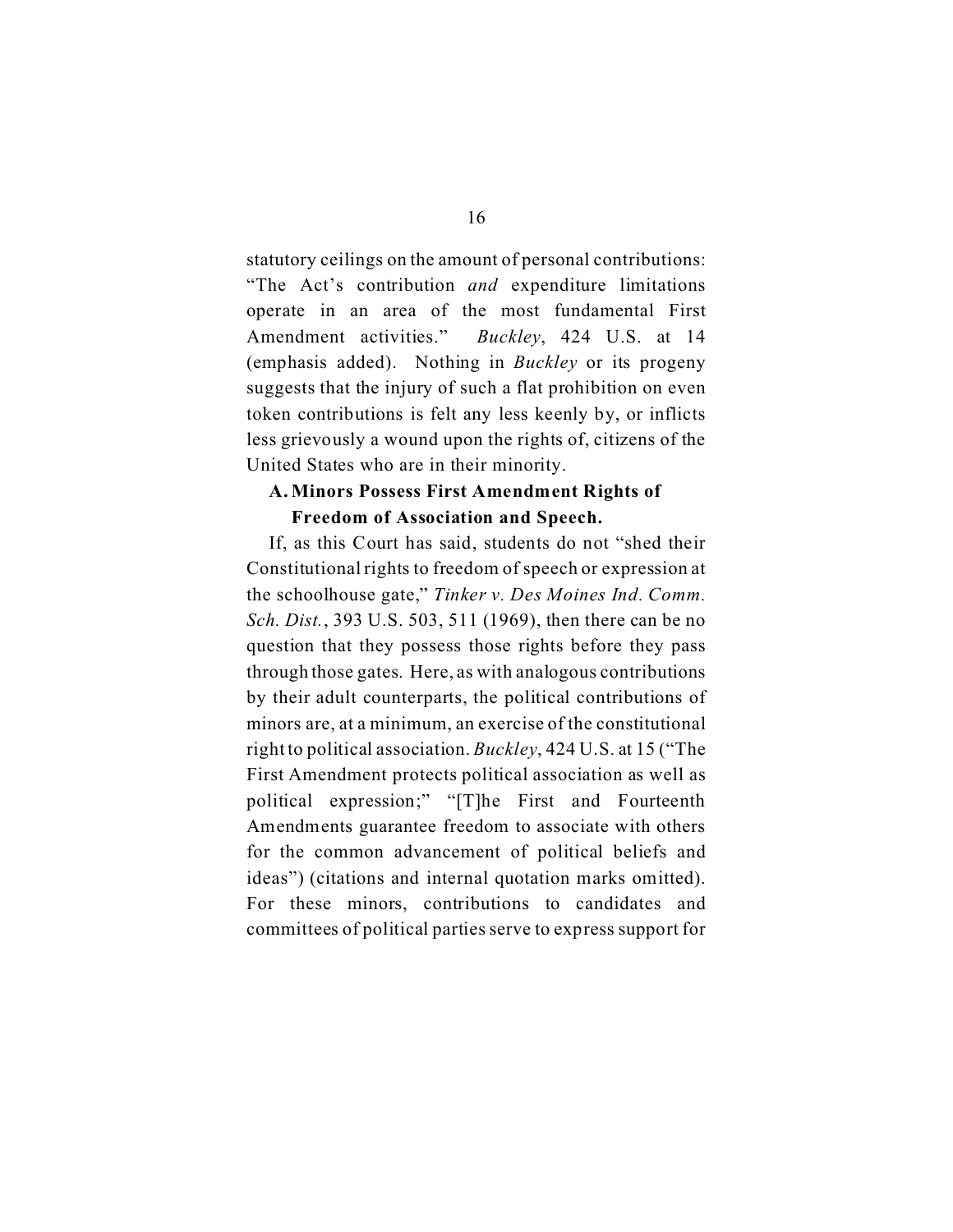statutory ceilings on the amount of personal contributions: "The Act's contribution *and* expenditure limitations operate in an area of the most fundamental First Amendment activities." *Buckley*, 424 U.S. at 14 (emphasis added). Nothing in *Buckley* or its progeny suggests that the injury of such a flat prohibition on even token contributions is felt any less keenly by, or inflicts less grievously a wound upon the rights of, citizens of the United States who are in their minority.

### A. Minors Possess First Amendment Rights of Freedom of Association and Speech.

If, as this Court has said, students do not "shed their Constitutional rights to freedom of speech or expression at the schoolhouse gate," *Tinker v. Des Moines Ind. Comm. Sch. Dist.*, 393 U.S. 503, 511 (1969), then there can be no question that they possess those rights before they pass through those gates. Here, as with analogous contributions by their adult counterparts, the political contributions of minors are, at a minimum, an exercise of the constitutional right to political association. *Buckley*, 424 U.S. at 15 ("The First Amendment protects political association as well as political expression;" "[T]he First and Fourteenth Amendments guarantee freedom to associate with others for the common advancement of political beliefs and ideas") (citations and internal quotation marks omitted). For these minors, contributions to candidates and committees of political parties serve to express support for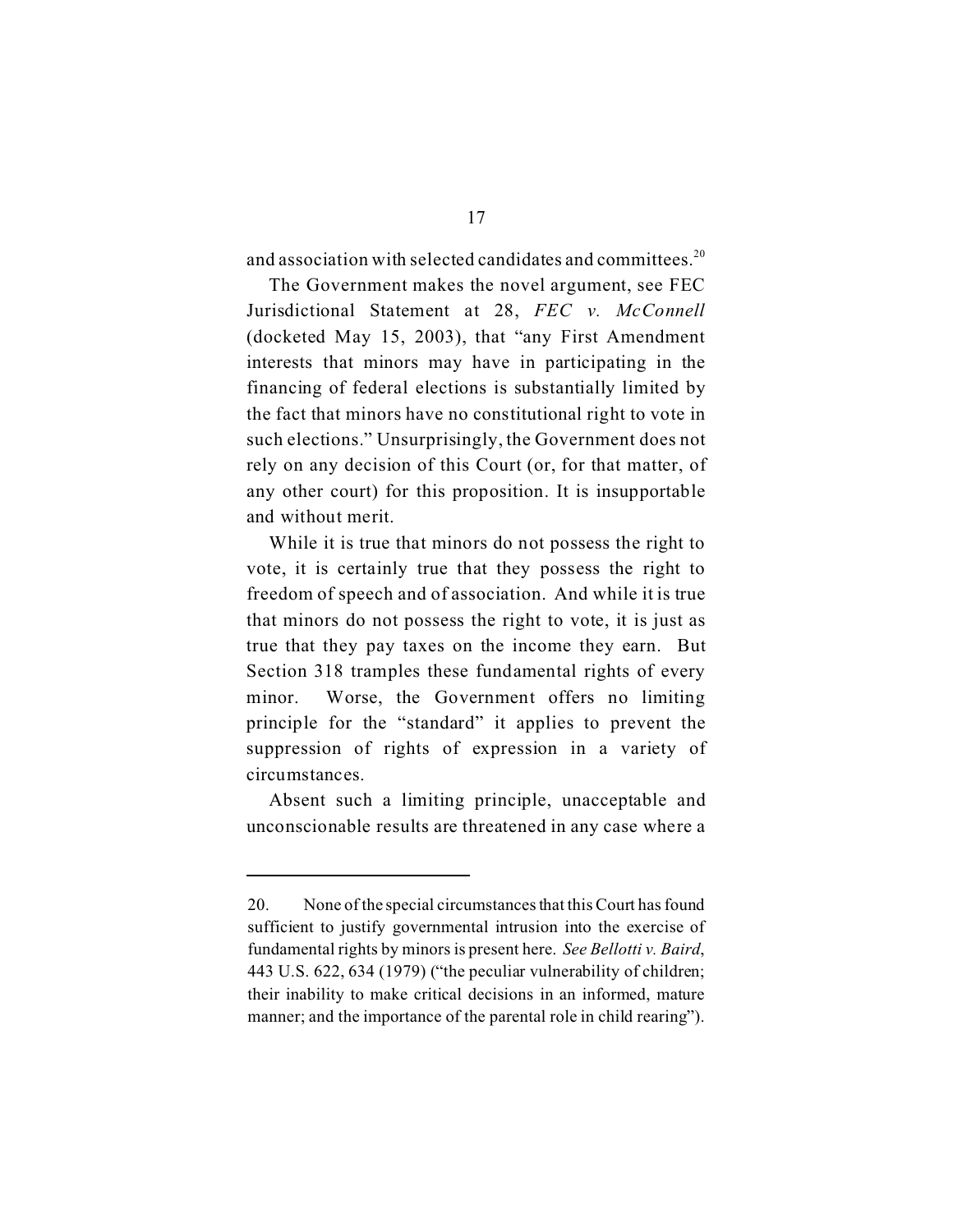and association with selected candidates and committees.[20]

The Government makes the novel argument, see FEC Jurisdictional Statement at 28, *FEC v. McConnell* (docketed May 15, 2003), that "any First Amendment interests that minors may have in participating in the financing of federal elections is substantially limited by the fact that minors have no constitutional right to vote in such elections." Unsurprisingly, the Government does not rely on any decision of this Court (or, for that matter, of any other court) for this proposition. It is insupportable and without merit.

While it is true that minors do not possess the right to vote, it is certainly true that they possess the right to freedom of speech and of association. And while it is true that minors do not possess the right to vote, it is just as true that they pay taxes on the income they earn. But Section 318 tramples these fundamental rights of every minor. Worse, the Government offers no limiting principle for the "standard" it applies to prevent the suppression of rights of expression in a variety of circumstances.

Absent such a limiting principle, unacceptable and unconscionable results are threatened in any case where a

---

20. None of the special circumstances that this Court has found sufficient to justify governmental intrusion into the exercise of fundamental rights by minors is present here. *See Bellotti v. Baird*, 443 U.S. 622, 634 (1979) ("the peculiar vulnerability of children; their inability to make critical decisions in an informed, mature manner; and the importance of the parental role in child rearing").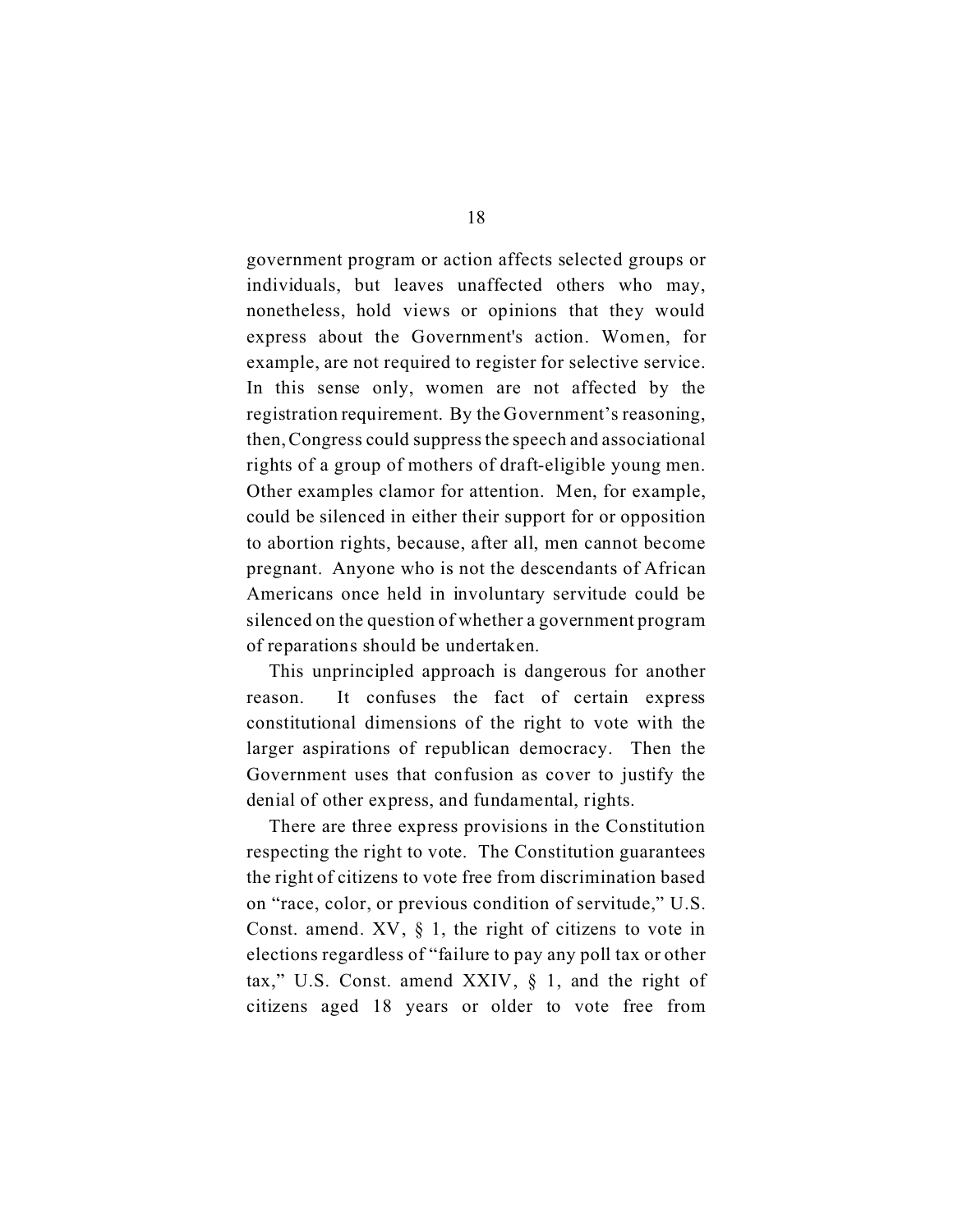government program or action affects selected groups or individuals, but leaves unaffected others who may, nonetheless, hold views or opinions that they would express about the Government's action. Women, for example, are not required to register for selective service. In this sense only, women are not affected by the registration requirement. By the Government's reasoning, then, Congress could suppress the speech and associational rights of a group of mothers of draft-eligible young men. Other examples clamor for attention. Men, for example, could be silenced in either their support for or opposition to abortion rights, because, after all, men cannot become pregnant. Anyone who is not the descendants of African Americans once held in involuntary servitude could be silenced on the question of whether a government program of reparations should be undertaken.

This unprincipled approach is dangerous for another reason. It confuses the fact of certain express constitutional dimensions of the right to vote with the larger aspirations of republican democracy. Then the Government uses that confusion as cover to justify the denial of other express, and fundamental, rights.

There are three express provisions in the Constitution respecting the right to vote. The Constitution guarantees the right of citizens to vote free from discrimination based on "race, color, or previous condition of servitude," U.S. Const. amend. XV, § 1, the right of citizens to vote in elections regardless of "failure to pay any poll tax or other tax," U.S. Const. amend XXIV, § 1, and the right of citizens aged 18 years or older to vote free from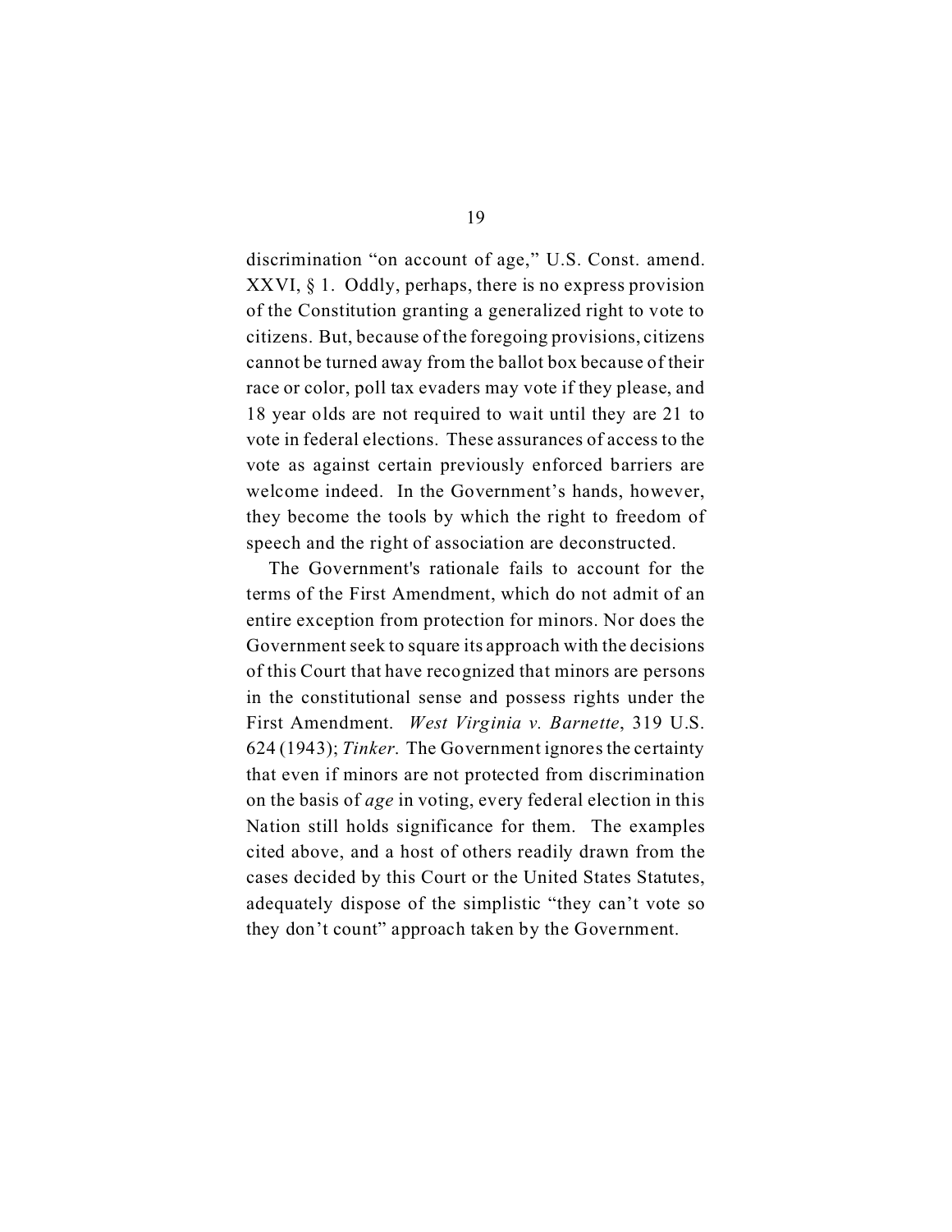discrimination "on account of age," U.S. Const. amend. XXVI, § 1. Oddly, perhaps, there is no express provision of the Constitution granting a generalized right to vote to citizens. But, because of the foregoing provisions, citizens cannot be turned away from the ballot box because of their race or color, poll tax evaders may vote if they please, and 18 year olds are not required to wait until they are 21 to vote in federal elections. These assurances of access to the vote as against certain previously enforced barriers are welcome indeed. In the Government's hands, however, they become the tools by which the right to freedom of speech and the right of association are deconstructed.

The Government's rationale fails to account for the terms of the First Amendment, which do not admit of an entire exception from protection for minors. Nor does the Government seek to square its approach with the decisions of this Court that have recognized that minors are persons in the constitutional sense and possess rights under the First Amendment. *West Virginia v. Barnette*, 319 U.S. 624 (1943); *Tinker*. The Government ignores the certainty that even if minors are not protected from discrimination on the basis of *age* in voting, every federal election in this Nation still holds significance for them. The examples cited above, and a host of others readily drawn from the cases decided by this Court or the United States Statutes, adequately dispose of the simplistic "they can't vote so they don't count" approach taken by the Government.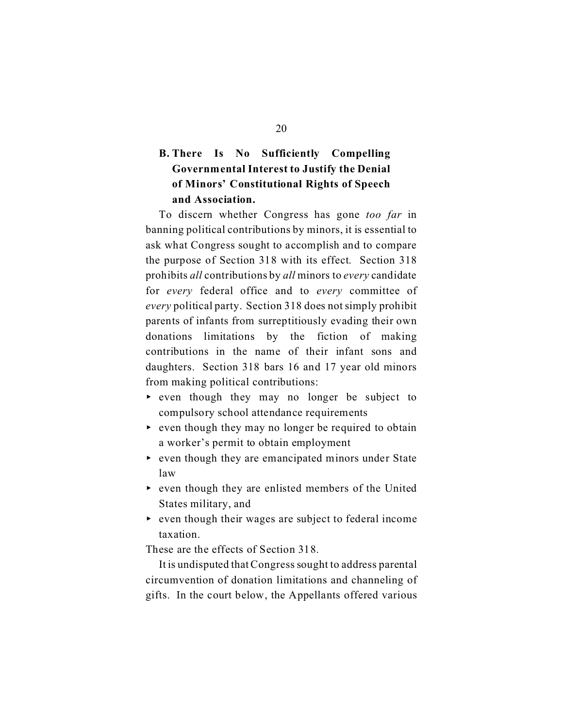### B. There Is No Sufficiently Compelling Governmental Interest to Justify the Denial of Minors' Constitutional Rights of Speech and Association.

To discern whether Congress has gone *too far* in banning political contributions by minors, it is essential to ask what Congress sought to accomplish and to compare the purpose of Section 318 with its effect. Section 318 prohibits *all* contributions by *all* minors to *every* candidate for *every* federal office and to *every* committee of *every* political party. Section 318 does not simply prohibit parents of infants from surreptitiously evading their own donations limitations by the fiction of making contributions in the name of their infant sons and daughters. Section 318 bars 16 and 17 year old minors from making political contributions:

- even though they may no longer be subject to compulsory school attendance requirements
- even though they may no longer be required to obtain a worker's permit to obtain employment
- even though they are emancipated minors under State law
- even though they are enlisted members of the United States military, and
- even though their wages are subject to federal income taxation.

These are the effects of Section 318.

It is undisputed that Congress sought to address parental circumvention of donation limitations and channeling of gifts. In the court below, the Appellants offered various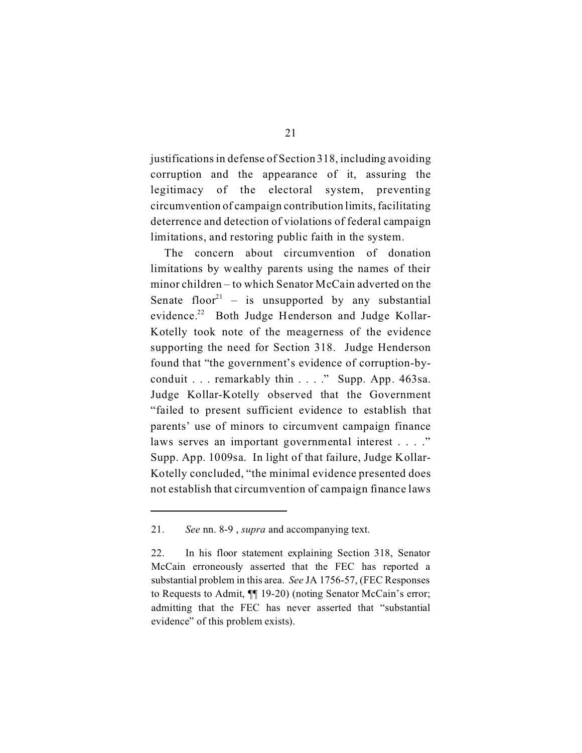justifications in defense of Section 318, including avoiding corruption and the appearance of it, assuring the legitimacy of the electoral system, preventing circumvention of campaign contribution limits, facilitating deterrence and detection of violations of federal campaign limitations, and restoring public faith in the system.

The concern about circumvention of donation limitations by wealthy parents using the names of their minor children – to which Senator McCain adverted on the Senate floor[21] – is unsupported by any substantial evidence.[22] Both Judge Henderson and Judge Kollar-Kotelly took note of the meagerness of the evidence supporting the need for Section 318. Judge Henderson found that "the government's evidence of corruption-by-conduit . . . remarkably thin . . . ." Supp. App. 463sa. Judge Kollar-Kotelly observed that the Government "failed to present sufficient evidence to establish that parents' use of minors to circumvent campaign finance laws serves an important governmental interest . . . ." Supp. App. 1009sa. In light of that failure, Judge Kollar-Kotelly concluded, "the minimal evidence presented does not establish that circumvention of campaign finance laws

---

21. *See* nn. 8-9 , *supra* and accompanying text.

22. In his floor statement explaining Section 318, Senator McCain erroneously asserted that the FEC has reported a substantial problem in this area. *See* JA 1756-57, (FEC Responses to Requests to Admit, ¶¶ 19-20) (noting Senator McCain's error; admitting that the FEC has never asserted that "substantial evidence" of this problem exists).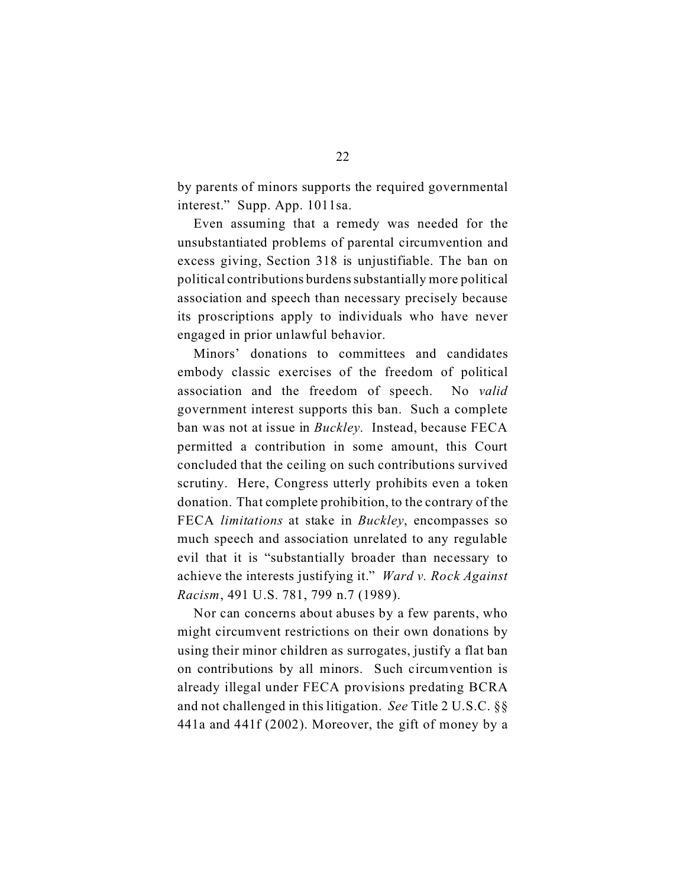by parents of minors supports the required governmental interest." Supp. App. 1011sa.

Even assuming that a remedy was needed for the unsubstantiated problems of parental circumvention and excess giving, Section 318 is unjustifiable. The ban on political contributions burdens substantially more political association and speech than necessary precisely because its proscriptions apply to individuals who have never engaged in prior unlawful behavior.

Minors' donations to committees and candidates embody classic exercises of the freedom of political association and the freedom of speech. No *valid* government interest supports this ban. Such a complete ban was not at issue in *Buckley*. Instead, because FECA permitted a contribution in some amount, this Court concluded that the ceiling on such contributions survived scrutiny. Here, Congress utterly prohibits even a token donation. That complete prohibition, to the contrary of the FECA *limitations* at stake in *Buckley*, encompasses so much speech and association unrelated to any regulable evil that it is "substantially broader than necessary to achieve the interests justifying it." *Ward v. Rock Against Racism*, 491 U.S. 781, 799 n.7 (1989).

Nor can concerns about abuses by a few parents, who might circumvent restrictions on their own donations by using their minor children as surrogates, justify a flat ban on contributions by all minors. Such circumvention is already illegal under FECA provisions predating BCRA and not challenged in this litigation. *See* Title 2 U.S.C. §§ 441a and 441f (2002). Moreover, the gift of money by a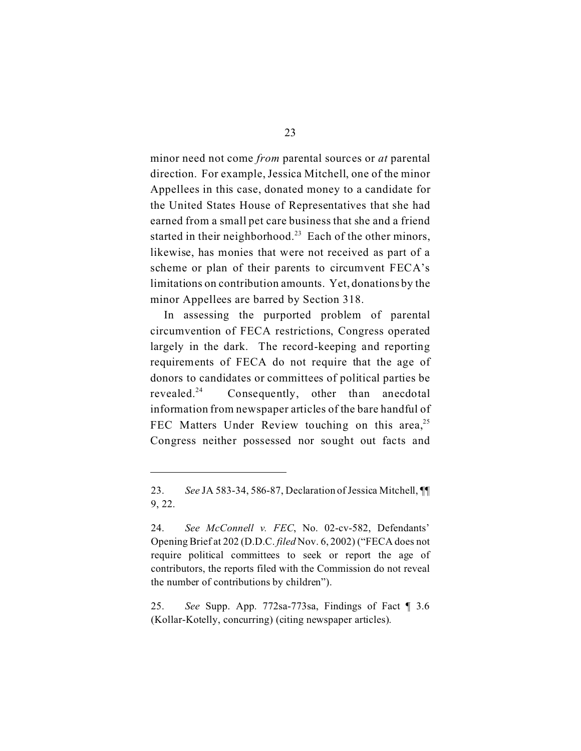minor need not come *from* parental sources or *at* parental direction. For example, Jessica Mitchell, one of the minor Appellees in this case, donated money to a candidate for the United States House of Representatives that she had earned from a small pet care business that she and a friend started in their neighborhood.[23] Each of the other minors, likewise, has monies that were not received as part of a scheme or plan of their parents to circumvent FECA's limitations on contribution amounts. Yet, donations by the minor Appellees are barred by Section 318.

In assessing the purported problem of parental circumvention of FECA restrictions, Congress operated largely in the dark. The record-keeping and reporting requirements of FECA do not require that the age of donors to candidates or committees of political parties be revealed.[24] Consequently, other than anecdotal information from newspaper articles of the bare handful of FEC Matters Under Review touching on this area,[25] Congress neither possessed nor sought out facts and

---

23. *See* JA 583-34, 586-87, Declaration of Jessica Mitchell, ¶¶ 9, 22.

24. *See McConnell v. FEC*, No. 02-cv-582, Defendants' Opening Brief at 202 (D.D.C. *filed* Nov. 6, 2002) ("FECA does not require political committees to seek or report the age of contributors, the reports filed with the Commission do not reveal the number of contributions by children").

25. *See* Supp. App. 772sa-773sa, Findings of Fact ¶ 3.6 (Kollar-Kotelly, concurring) (citing newspaper articles).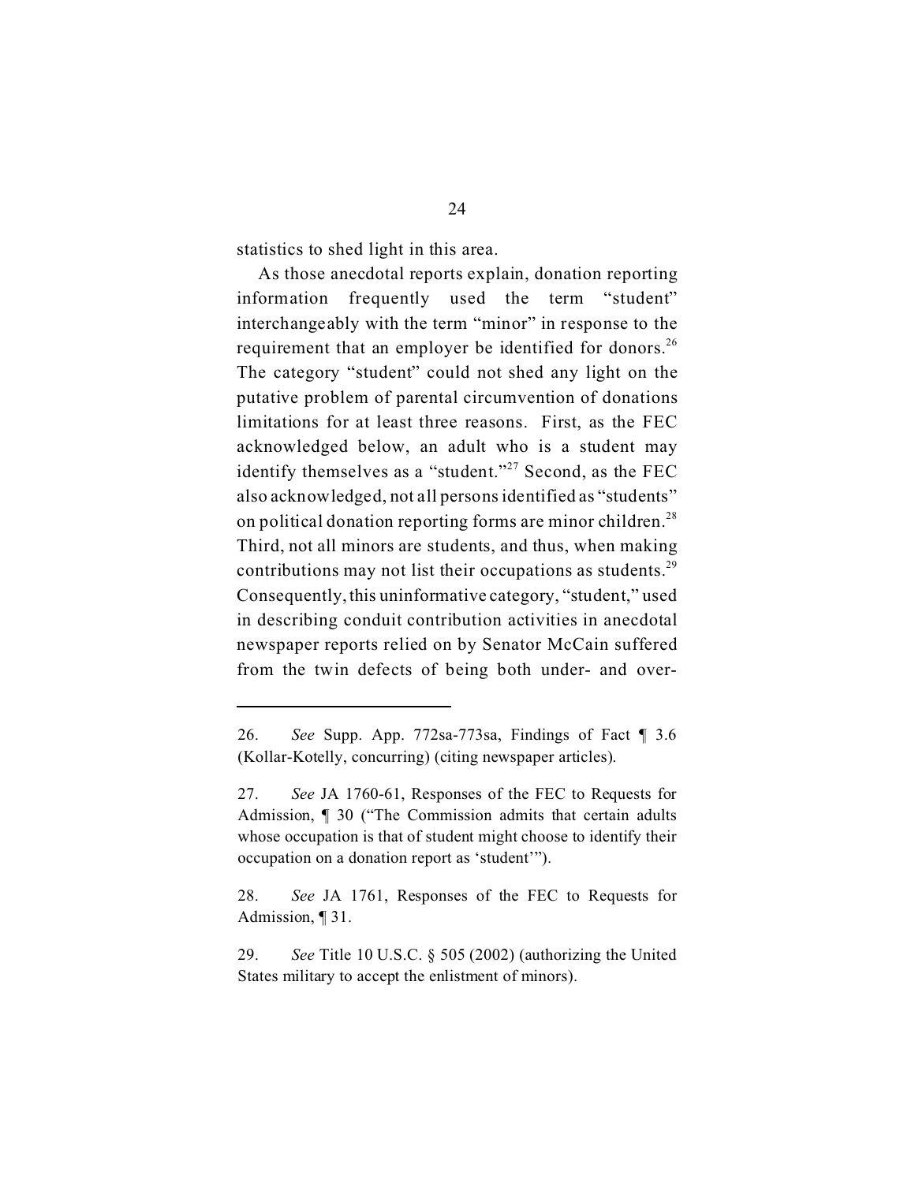statistics to shed light in this area.

As those anecdotal reports explain, donation reporting information frequently used the term "student" interchangeably with the term "minor" in response to the requirement that an employer be identified for donors.[26] The category "student" could not shed any light on the putative problem of parental circumvention of donations limitations for at least three reasons. First, as the FEC acknowledged below, an adult who is a student may identify themselves as a "student."[27] Second, as the FEC also acknowledged, not all persons identified as "students" on political donation reporting forms are minor children.[28] Third, not all minors are students, and thus, when making contributions may not list their occupations as students.[29] Consequently, this uninformative category, "student," used in describing conduit contribution activities in anecdotal newspaper reports relied on by Senator McCain suffered from the twin defects of being both under- and over-

---

26. *See* Supp. App. 772sa-773sa, Findings of Fact ¶ 3.6 (Kollar-Kotelly, concurring) (citing newspaper articles).

27. *See* JA 1760-61, Responses of the FEC to Requests for Admission, ¶ 30 ("The Commission admits that certain adults whose occupation is that of student might choose to identify their occupation on a donation report as 'student'").

28. *See* JA 1761, Responses of the FEC to Requests for Admission, ¶ 31.

29. *See* Title 10 U.S.C. § 505 (2002) (authorizing the United States military to accept the enlistment of minors).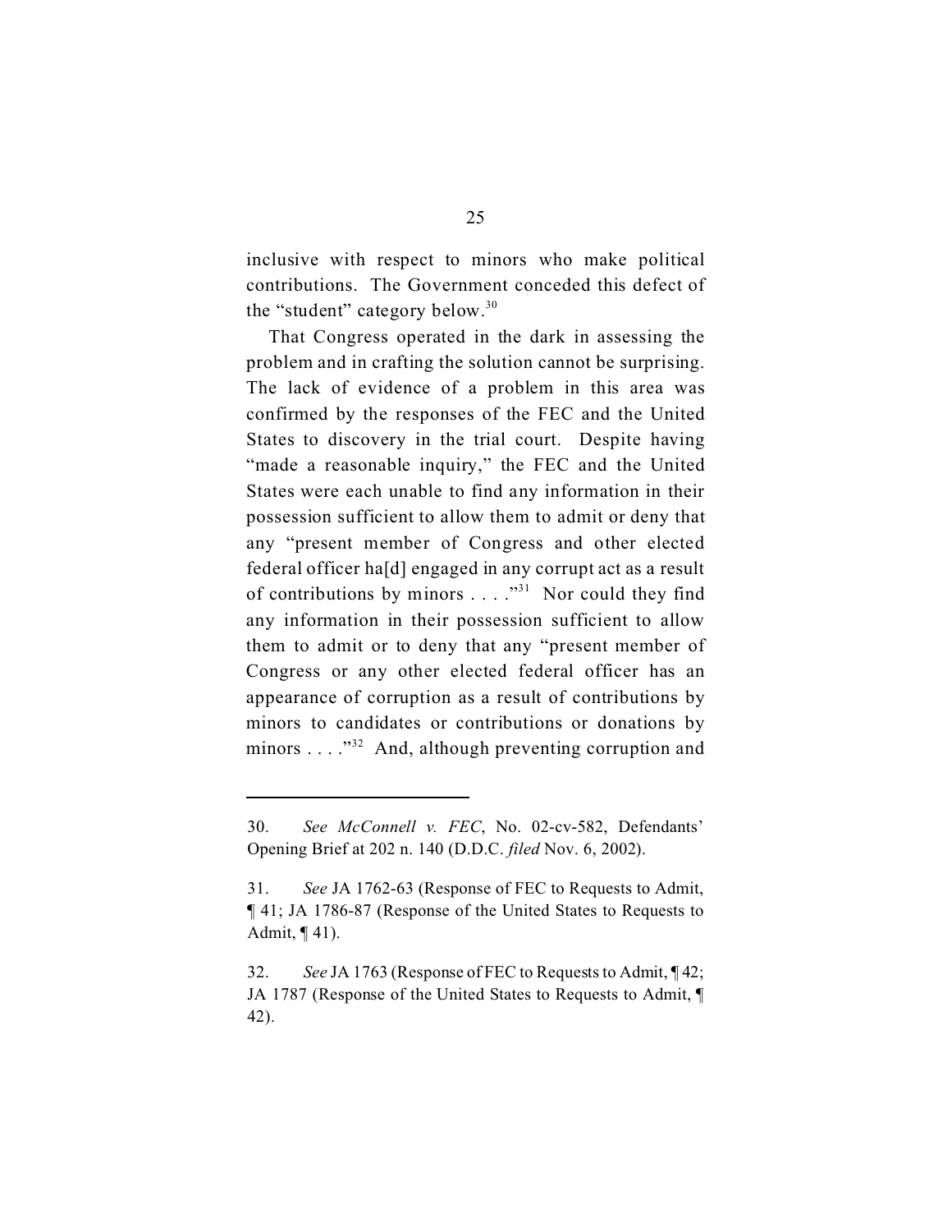inclusive with respect to minors who make political contributions. The Government conceded this defect of the "student" category below.[30]

That Congress operated in the dark in assessing the problem and in crafting the solution cannot be surprising. The lack of evidence of a problem in this area was confirmed by the responses of the FEC and the United States to discovery in the trial court. Despite having "made a reasonable inquiry," the FEC and the United States were each unable to find any information in their possession sufficient to allow them to admit or deny that any "present member of Congress and other elected federal officer ha[d] engaged in any corrupt act as a result of contributions by minors . . . ."[31] Nor could they find any information in their possession sufficient to allow them to admit or to deny that any "present member of Congress or any other elected federal officer has an appearance of corruption as a result of contributions by minors to candidates or contributions or donations by minors . . . ."[32] And, although preventing corruption and

---

30. *See McConnell v. FEC*, No. 02-cv-582, Defendants' Opening Brief at 202 n. 140 (D.D.C. *filed* Nov. 6, 2002).

31. *See* JA 1762-63 (Response of FEC to Requests to Admit, ¶ 41; JA 1786-87 (Response of the United States to Requests to Admit, ¶ 41).

32. *See* JA 1763 (Response of FEC to Requests to Admit, ¶ 42; JA 1787 (Response of the United States to Requests to Admit, ¶ 42).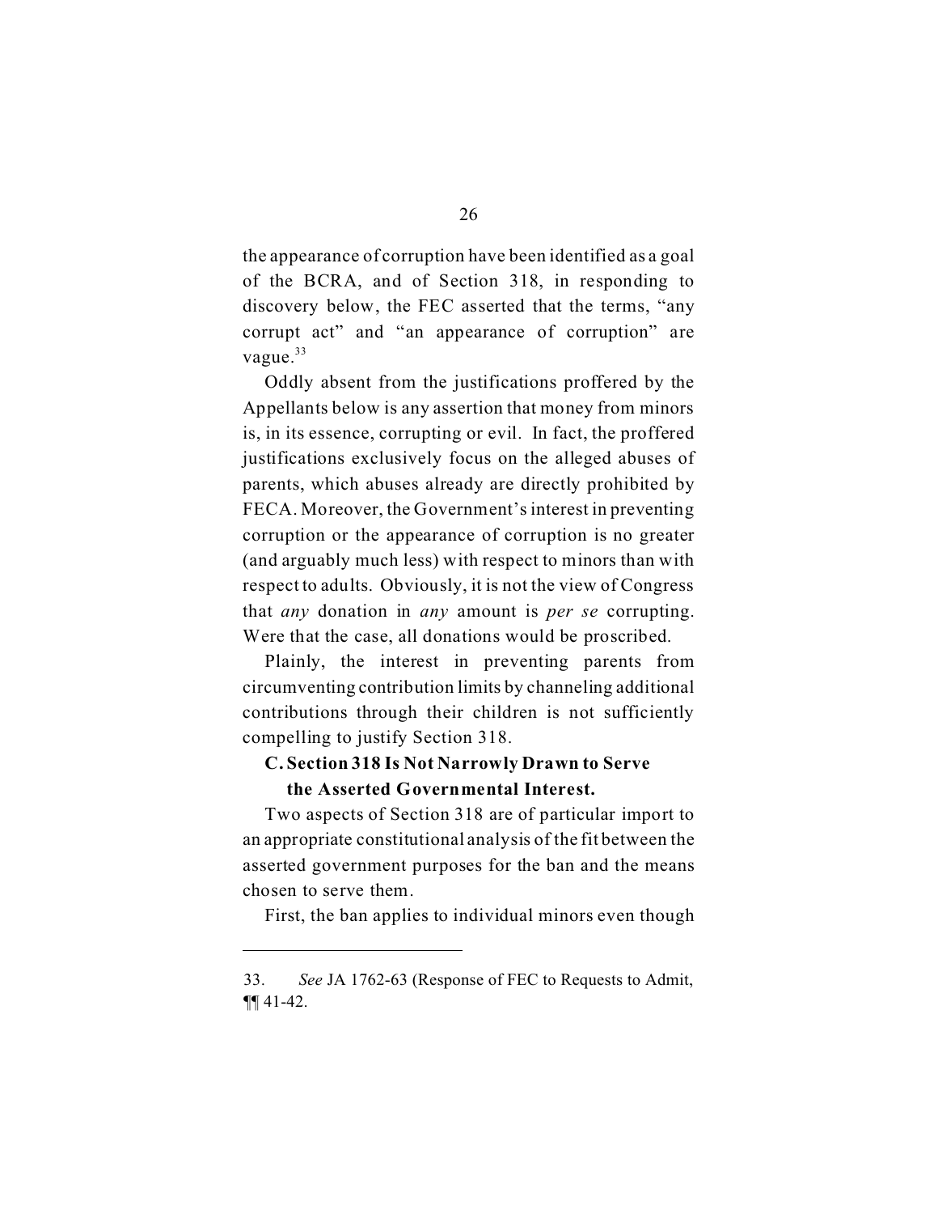the appearance of corruption have been identified as a goal of the BCRA, and of Section 318, in responding to discovery below, the FEC asserted that the terms, "any corrupt act" and "an appearance of corruption" are vague.[33]

Oddly absent from the justifications proffered by the Appellants below is any assertion that money from minors is, in its essence, corrupting or evil. In fact, the proffered justifications exclusively focus on the alleged abuses of parents, which abuses already are directly prohibited by FECA. Moreover, the Government's interest in preventing corruption or the appearance of corruption is no greater (and arguably much less) with respect to minors than with respect to adults. Obviously, it is not the view of Congress that *any* donation in *any* amount is *per se* corrupting. Were that the case, all donations would be proscribed.

Plainly, the interest in preventing parents from circumventing contribution limits by channeling additional contributions through their children is not sufficiently compelling to justify Section 318.

### C. Section 318 Is Not Narrowly Drawn to Serve the Asserted Governmental Interest.

Two aspects of Section 318 are of particular import to an appropriate constitutional analysis of the fit between the asserted government purposes for the ban and the means chosen to serve them.

First, the ban applies to individual minors even though

---

33. *See* JA 1762-63 (Response of FEC to Requests to Admit, ¶¶ 41-42.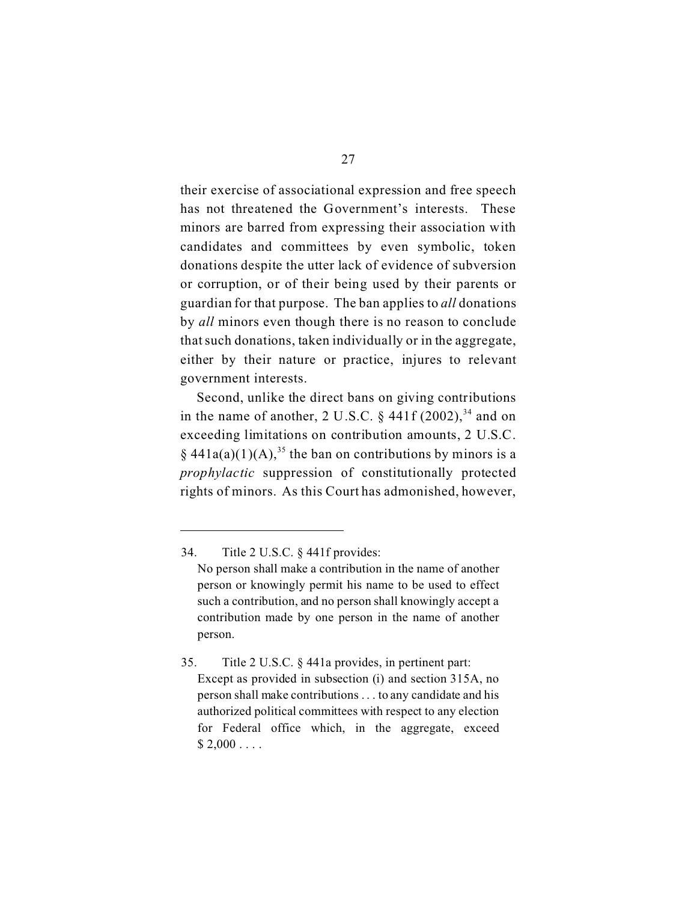their exercise of associational expression and free speech has not threatened the Government's interests. These minors are barred from expressing their association with candidates and committees by even symbolic, token donations despite the utter lack of evidence of subversion or corruption, or of their being used by their parents or guardian for that purpose. The ban applies to *all* donations by *all* minors even though there is no reason to conclude that such donations, taken individually or in the aggregate, either by their nature or practice, injures to relevant government interests.

Second, unlike the direct bans on giving contributions in the name of another, 2 U.S.C. § 441f (2002),[34] and on exceeding limitations on contribution amounts, 2 U.S.C. § 441a(a)(1)(A),[35] the ban on contributions by minors is a *prophylactic* suppression of constitutionally protected rights of minors. As this Court has admonished, however,

---

34. Title 2 U.S.C. § 441f provides:

> No person shall make a contribution in the name of another person or knowingly permit his name to be used to effect such a contribution, and no person shall knowingly accept a contribution made by one person in the name of another person.

35. Title 2 U.S.C. § 441a provides, in pertinent part:

> Except as provided in subsection (i) and section 315A, no person shall make contributions . . . to any candidate and his authorized political committees with respect to any election for Federal office which, in the aggregate, exceed $ 2,000 . . . .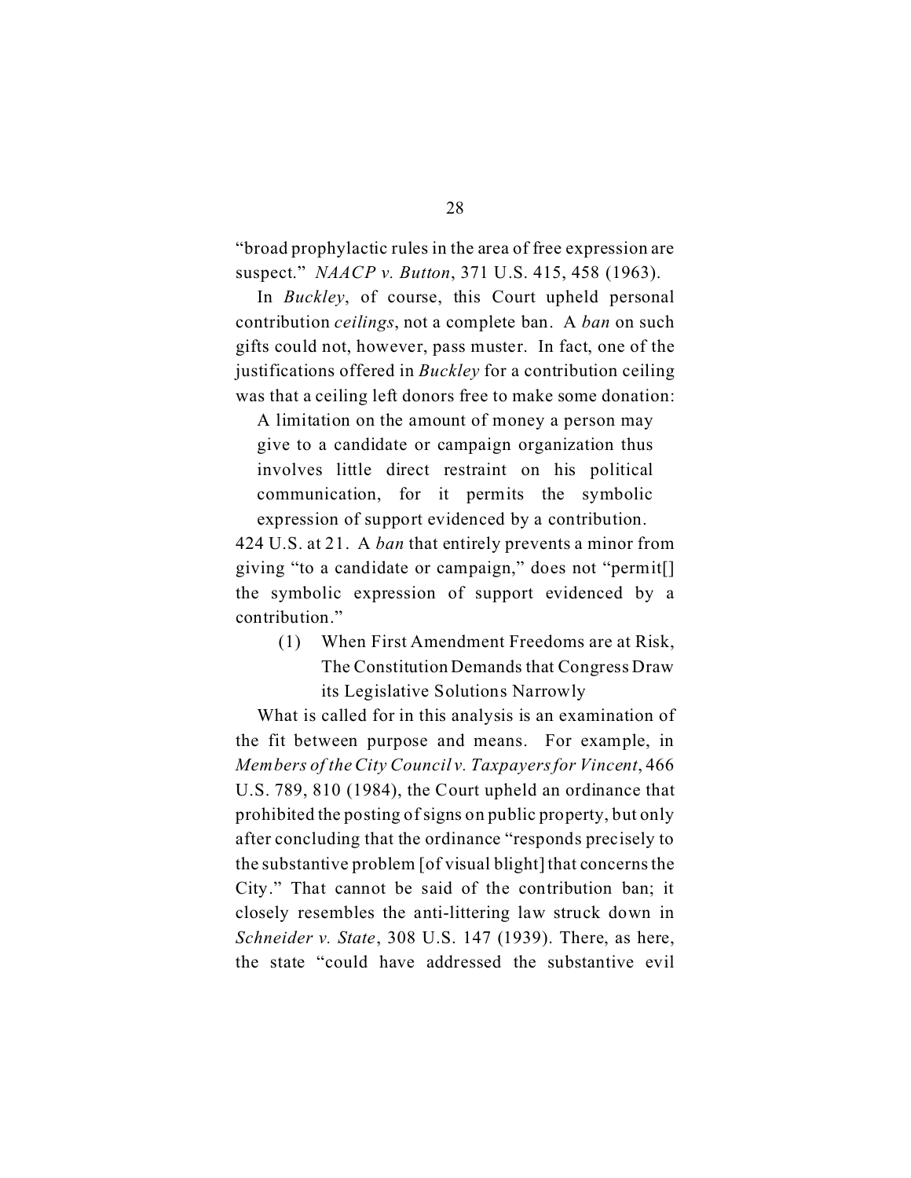"broad prophylactic rules in the area of free expression are suspect." *NAACP v. Button*, 371 U.S. 415, 458 (1963).

In *Buckley*, of course, this Court upheld personal contribution *ceilings*, not a complete ban. A *ban* on such gifts could not, however, pass muster. In fact, one of the justifications offered in *Buckley* for a contribution ceiling was that a ceiling left donors free to make some donation:

> A limitation on the amount of money a person may give to a candidate or campaign organization thus involves little direct restraint on his political communication, for it permits the symbolic expression of support evidenced by a contribution.

424 U.S. at 21. A *ban* that entirely prevents a minor from giving "to a candidate or campaign," does not "permit[] the symbolic expression of support evidenced by a contribution."

#### (1) When First Amendment Freedoms are at Risk, The Constitution Demands that Congress Draw its Legislative Solutions Narrowly

What is called for in this analysis is an examination of the fit between purpose and means. For example, in *Members of the City Council v. Taxpayers for Vincent*, 466 U.S. 789, 810 (1984), the Court upheld an ordinance that prohibited the posting of signs on public property, but only after concluding that the ordinance "responds precisely to the substantive problem [of visual blight] that concerns the City." That cannot be said of the contribution ban; it closely resembles the anti-littering law struck down in *Schneider v. State*, 308 U.S. 147 (1939). There, as here, the state "could have addressed the substantive evil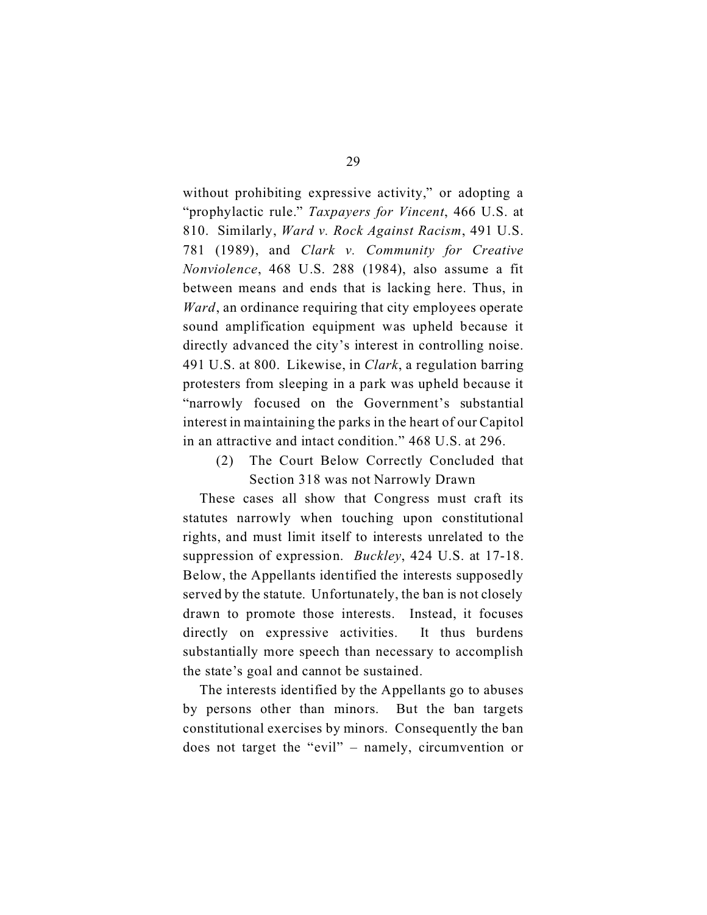without prohibiting expressive activity," or adopting a "prophylactic rule." *Taxpayers for Vincent*, 466 U.S. at 810. Similarly, *Ward v. Rock Against Racism*, 491 U.S. 781 (1989), and *Clark v. Community for Creative Nonviolence*, 468 U.S. 288 (1984), also assume a fit between means and ends that is lacking here. Thus, in *Ward*, an ordinance requiring that city employees operate sound amplification equipment was upheld because it directly advanced the city's interest in controlling noise. 491 U.S. at 800. Likewise, in *Clark*, a regulation barring protesters from sleeping in a park was upheld because it "narrowly focused on the Government's substantial interest in maintaining the parks in the heart of our Capitol in an attractive and intact condition." 468 U.S. at 296.

(2) The Court Below Correctly Concluded that Section 318 was not Narrowly Drawn

These cases all show that Congress must craft its statutes narrowly when touching upon constitutional rights, and must limit itself to interests unrelated to the suppression of expression. *Buckley*, 424 U.S. at 17-18. Below, the Appellants identified the interests supposedly served by the statute. Unfortunately, the ban is not closely drawn to promote those interests. Instead, it focuses directly on expressive activities. It thus burdens substantially more speech than necessary to accomplish the state's goal and cannot be sustained.

The interests identified by the Appellants go to abuses by persons other than minors. But the ban targets constitutional exercises by minors. Consequently the ban does not target the "evil" – namely, circumvention or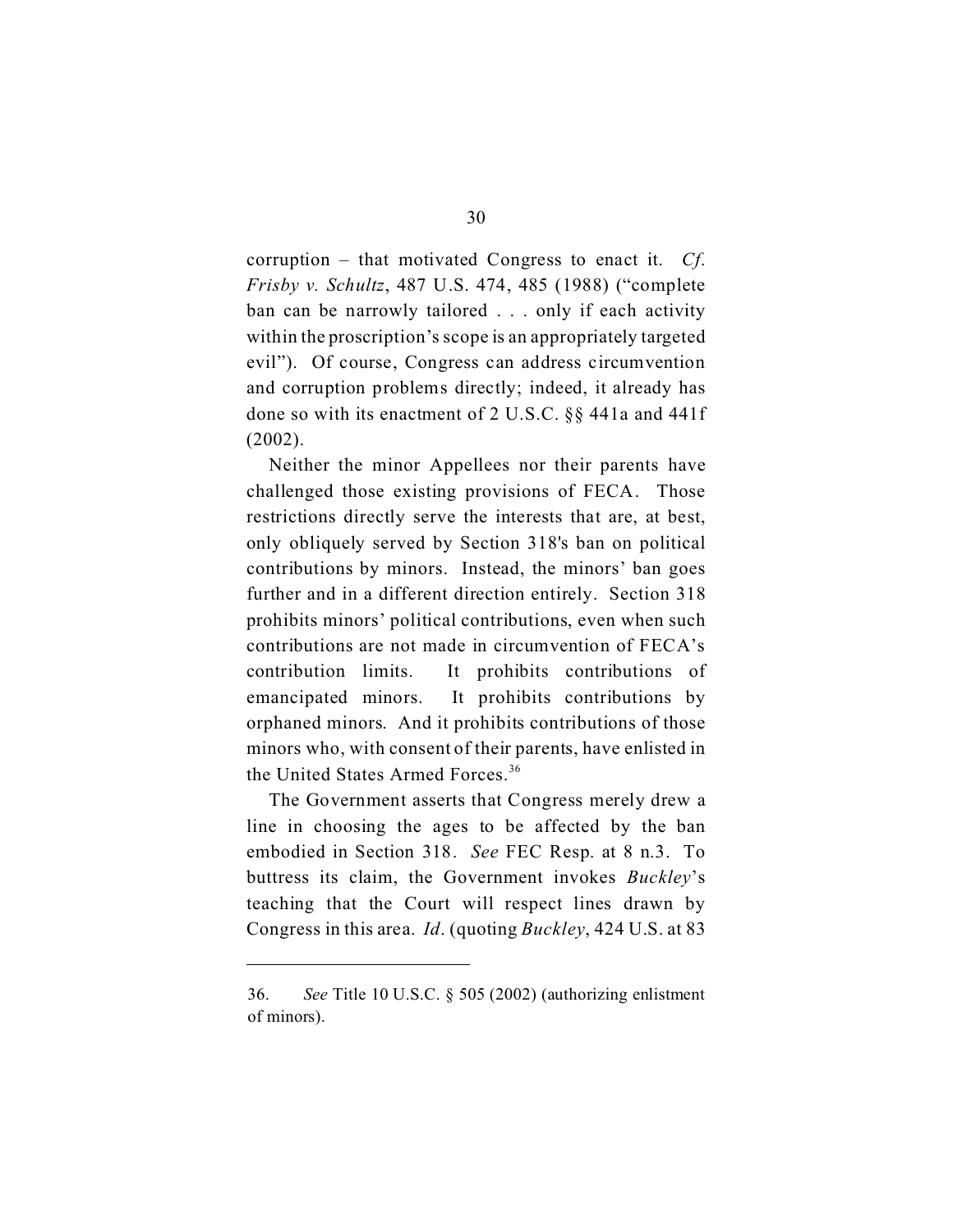corruption – that motivated Congress to enact it. *Cf. Frisby v. Schultz*, 487 U.S. 474, 485 (1988) ("complete ban can be narrowly tailored . . . only if each activity within the proscription's scope is an appropriately targeted evil"). Of course, Congress can address circumvention and corruption problems directly; indeed, it already has done so with its enactment of 2 U.S.C. §§ 441a and 441f (2002).

Neither the minor Appellees nor their parents have challenged those existing provisions of FECA. Those restrictions directly serve the interests that are, at best, only obliquely served by Section 318's ban on political contributions by minors. Instead, the minors' ban goes further and in a different direction entirely. Section 318 prohibits minors' political contributions, even when such contributions are not made in circumvention of FECA's contribution limits. It prohibits contributions of emancipated minors. It prohibits contributions by orphaned minors. And it prohibits contributions of those minors who, with consent of their parents, have enlisted in the United States Armed Forces.[36]

The Government asserts that Congress merely drew a line in choosing the ages to be affected by the ban embodied in Section 318. *See* FEC Resp. at 8 n.3. To buttress its claim, the Government invokes *Buckley*'s teaching that the Court will respect lines drawn by Congress in this area. *Id*. (quoting *Buckley*, 424 U.S. at 83

---

36. *See* Title 10 U.S.C. § 505 (2002) (authorizing enlistment of minors).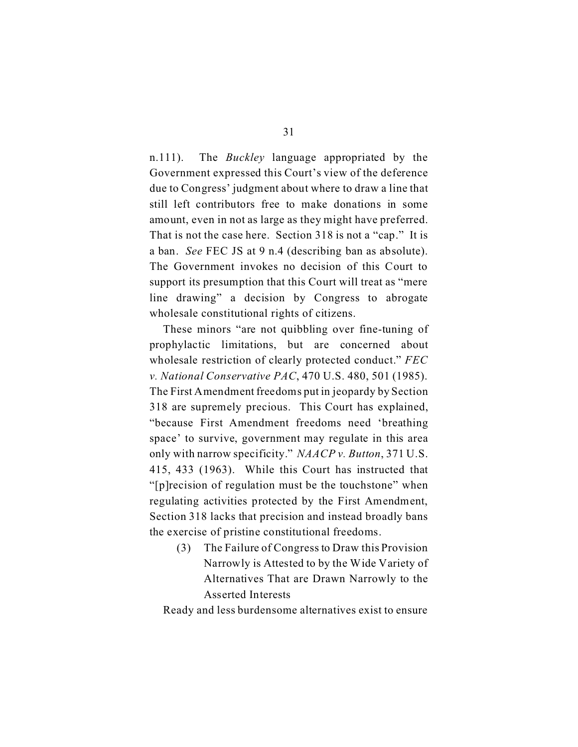n.111). The *Buckley* language appropriated by the Government expressed this Court's view of the deference due to Congress' judgment about where to draw a line that still left contributors free to make donations in some amount, even in not as large as they might have preferred. That is not the case here. Section 318 is not a "cap." It is a ban. *See* FEC JS at 9 n.4 (describing ban as absolute). The Government invokes no decision of this Court to support its presumption that this Court will treat as "mere line drawing" a decision by Congress to abrogate wholesale constitutional rights of citizens.

These minors "are not quibbling over fine-tuning of prophylactic limitations, but are concerned about wholesale restriction of clearly protected conduct." *FEC v. National Conservative PAC*, 470 U.S. 480, 501 (1985). The First Amendment freedoms put in jeopardy by Section 318 are supremely precious. This Court has explained, "because First Amendment freedoms need 'breathing space' to survive, government may regulate in this area only with narrow specificity." *NAACP v. Button*, 371 U.S. 415, 433 (1963). While this Court has instructed that "[p]recision of regulation must be the touchstone" when regulating activities protected by the First Amendment, Section 318 lacks that precision and instead broadly bans the exercise of pristine constitutional freedoms.

(3) The Failure of Congress to Draw this Provision Narrowly is Attested to by the Wide Variety of Alternatives That are Drawn Narrowly to the Asserted Interests

Ready and less burdensome alternatives exist to ensure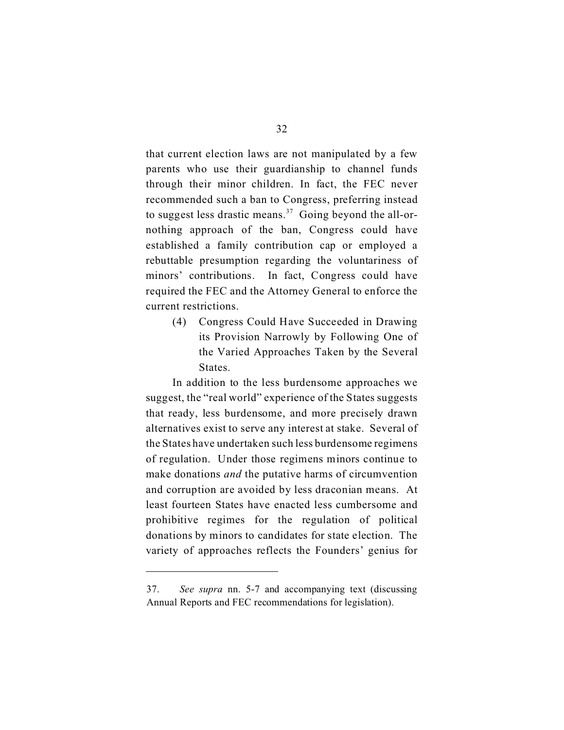that current election laws are not manipulated by a few parents who use their guardianship to channel funds through their minor children. In fact, the FEC never recommended such a ban to Congress, preferring instead to suggest less drastic means.[37] Going beyond the all-or-nothing approach of the ban, Congress could have established a family contribution cap or employed a rebuttable presumption regarding the voluntariness of minors' contributions. In fact, Congress could have required the FEC and the Attorney General to enforce the current restrictions.

(4) Congress Could Have Succeeded in Drawing its Provision Narrowly by Following One of the Varied Approaches Taken by the Several States.

In addition to the less burdensome approaches we suggest, the "real world" experience of the States suggests that ready, less burdensome, and more precisely drawn alternatives exist to serve any interest at stake. Several of the States have undertaken such less burdensome regimens of regulation. Under those regimens minors continue to make donations *and* the putative harms of circumvention and corruption are avoided by less draconian means. At least fourteen States have enacted less cumbersome and prohibitive regimes for the regulation of political donations by minors to candidates for state election. The variety of approaches reflects the Founders' genius for

---

37. *See supra* nn. 5-7 and accompanying text (discussing Annual Reports and FEC recommendations for legislation).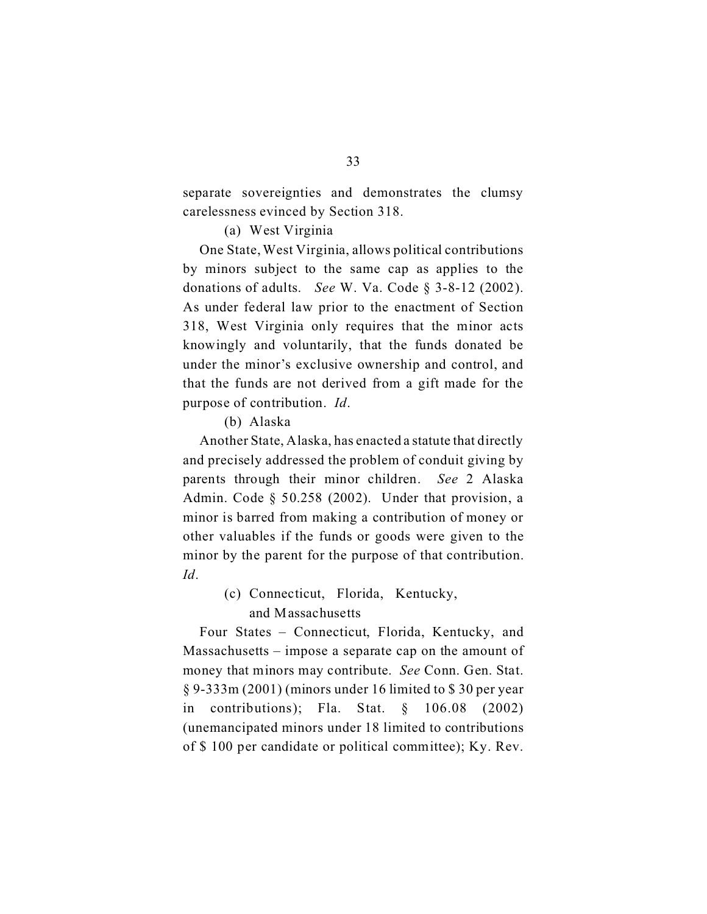separate sovereignties and demonstrates the clumsy carelessness evinced by Section 318.

(a) West Virginia

One State, West Virginia, allows political contributions by minors subject to the same cap as applies to the donations of adults. *See* W. Va. Code § 3-8-12 (2002). As under federal law prior to the enactment of Section 318, West Virginia only requires that the minor acts knowingly and voluntarily, that the funds donated be under the minor's exclusive ownership and control, and that the funds are not derived from a gift made for the purpose of contribution. *Id*.

(b) Alaska

Another State, Alaska, has enacted a statute that directly and precisely addressed the problem of conduit giving by parents through their minor children. *See* 2 Alaska Admin. Code § 50.258 (2002). Under that provision, a minor is barred from making a contribution of money or other valuables if the funds or goods were given to the minor by the parent for the purpose of that contribution. *Id*.

(c) Connecticut, Florida, Kentucky, and Massachusetts

Four States – Connecticut, Florida, Kentucky, and Massachusetts – impose a separate cap on the amount of money that minors may contribute. *See* Conn. Gen. Stat. § 9-333m (2001) (minors under 16 limited to $ 30 per year in contributions); Fla. Stat. § 106.08 (2002) (unemancipated minors under 18 limited to contributions of $ 100 per candidate or political committee); Ky. Rev.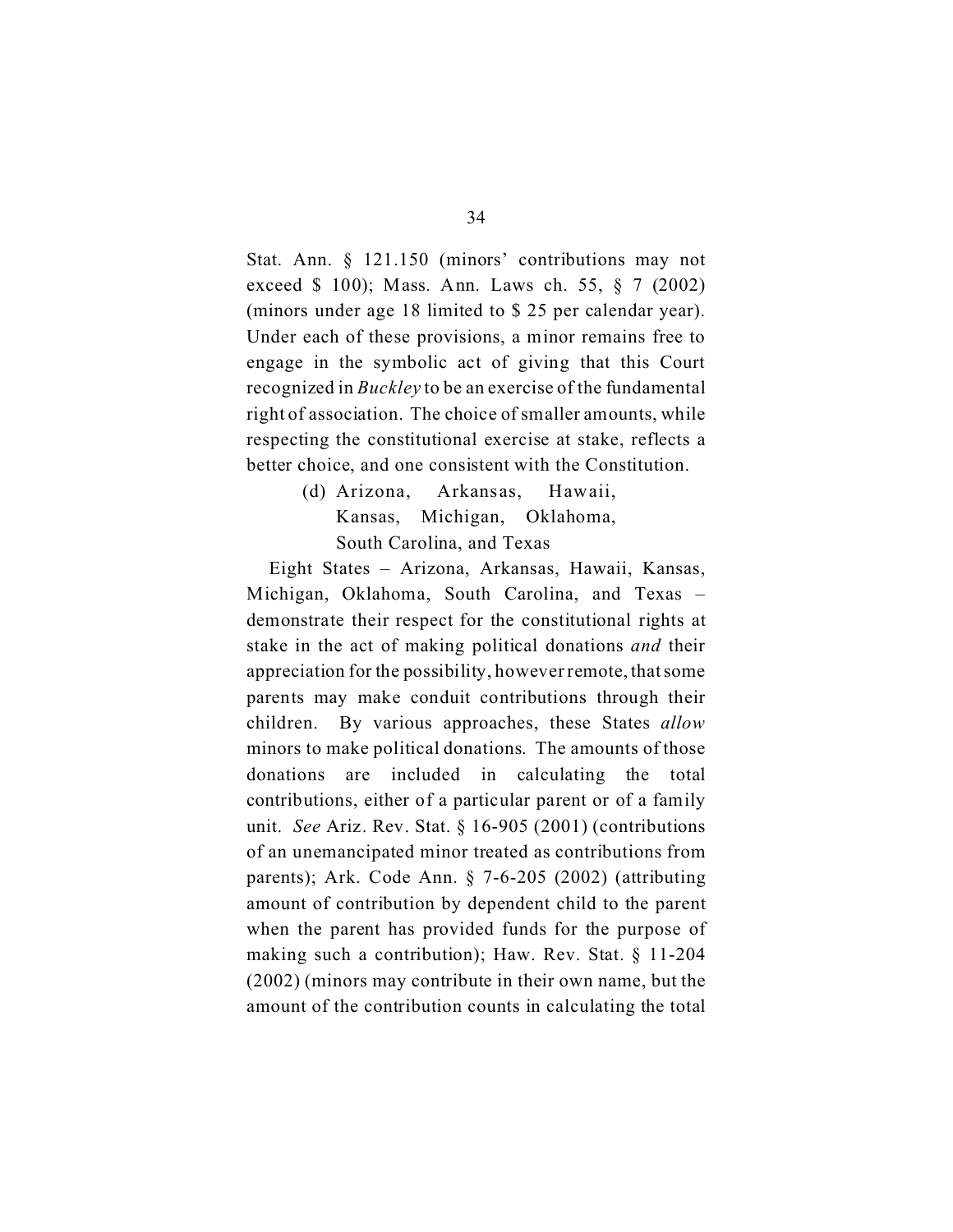Stat. Ann. § 121.150 (minors' contributions may not exceed $ 100); Mass. Ann. Laws ch. 55, § 7 (2002) (minors under age 18 limited to $ 25 per calendar year). Under each of these provisions, a minor remains free to engage in the symbolic act of giving that this Court recognized in *Buckley* to be an exercise of the fundamental right of association. The choice of smaller amounts, while respecting the constitutional exercise at stake, reflects a better choice, and one consistent with the Constitution.

(d) Arizona, Arkansas, Hawaii, Kansas, Michigan, Oklahoma, South Carolina, and Texas

Eight States – Arizona, Arkansas, Hawaii, Kansas, Michigan, Oklahoma, South Carolina, and Texas – demonstrate their respect for the constitutional rights at stake in the act of making political donations *and* their appreciation for the possibility, however remote, that some parents may make conduit contributions through their children. By various approaches, these States *allow* minors to make political donations. The amounts of those donations are included in calculating the total contributions, either of a particular parent or of a family unit. *See* Ariz. Rev. Stat. § 16-905 (2001) (contributions of an unemancipated minor treated as contributions from parents); Ark. Code Ann. § 7-6-205 (2002) (attributing amount of contribution by dependent child to the parent when the parent has provided funds for the purpose of making such a contribution); Haw. Rev. Stat. § 11-204 (2002) (minors may contribute in their own name, but the amount of the contribution counts in calculating the total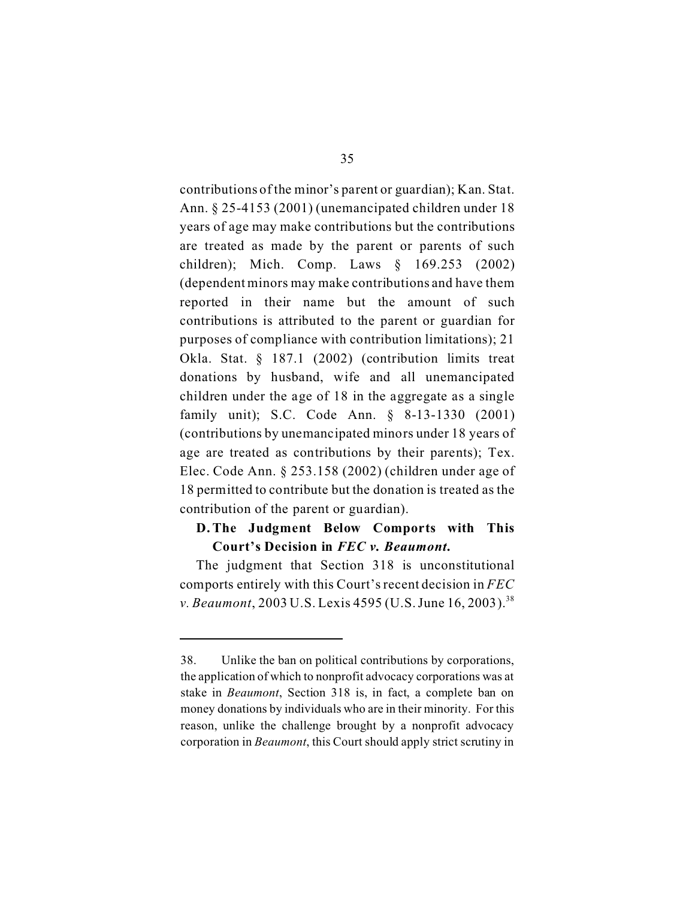contributions of the minor's parent or guardian); Kan. Stat. Ann. § 25-4153 (2001) (unemancipated children under 18 years of age may make contributions but the contributions are treated as made by the parent or parents of such children); Mich. Comp. Laws § 169.253 (2002) (dependent minors may make contributions and have them reported in their name but the amount of such contributions is attributed to the parent or guardian for purposes of compliance with contribution limitations); 21 Okla. Stat. § 187.1 (2002) (contribution limits treat donations by husband, wife and all unemancipated children under the age of 18 in the aggregate as a single family unit); S.C. Code Ann. § 8-13-1330 (2001) (contributions by unemancipated minors under 18 years of age are treated as contributions by their parents); Tex. Elec. Code Ann. § 253.158 (2002) (children under age of 18 permitted to contribute but the donation is treated as the contribution of the parent or guardian).

### D. The Judgment Below Comports with This Court's Decision in *FEC v. Beaumont*.

The judgment that Section 318 is unconstitutional comports entirely with this Court's recent decision in *FEC v. Beaumont*, 2003 U.S. Lexis 4595 (U.S. June 16, 2003).[38]

---

38. Unlike the ban on political contributions by corporations, the application of which to nonprofit advocacy corporations was at stake in *Beaumont*, Section 318 is, in fact, a complete ban on money donations by individuals who are in their minority. For this reason, unlike the challenge brought by a nonprofit advocacy corporation in *Beaumont*, this Court should apply strict scrutiny in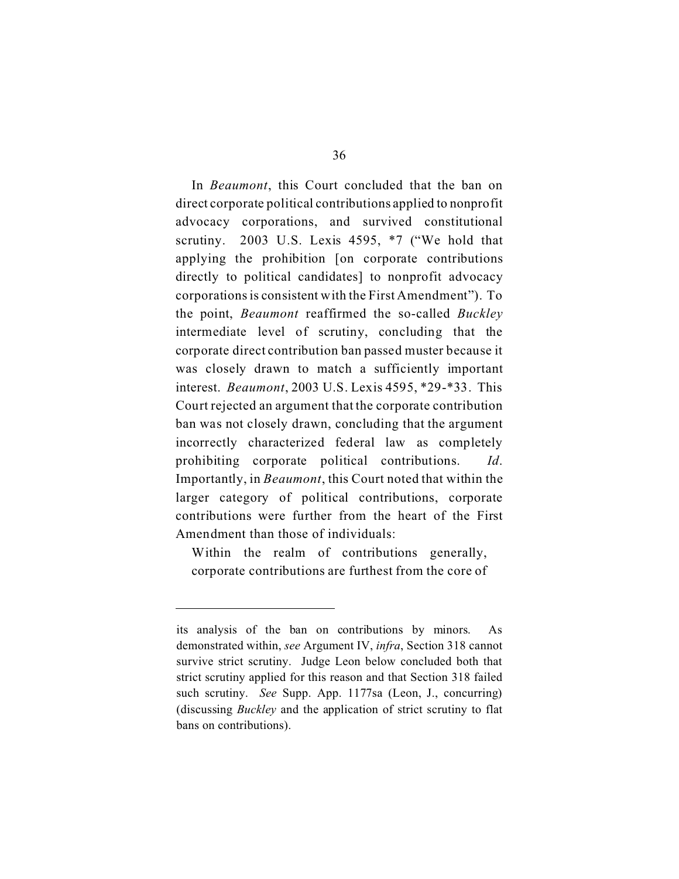In *Beaumont*, this Court concluded that the ban on direct corporate political contributions applied to nonprofit advocacy corporations, and survived constitutional scrutiny. 2003 U.S. Lexis 4595, *7 ("We hold that applying the prohibition [on corporate contributions directly to political candidates] to nonprofit advocacy corporations is consistent with the First Amendment"). To the point, *Beaumont* reaffirmed the so-called *Buckley* intermediate level of scrutiny, concluding that the corporate direct contribution ban passed muster because it was closely drawn to match a sufficiently important interest. *Beaumont*, 2003 U.S. Lexis 4595, *29-*33. This Court rejected an argument that the corporate contribution ban was not closely drawn, concluding that the argument incorrectly characterized federal law as completely prohibiting corporate political contributions. *Id*. Importantly, in *Beaumont*, this Court noted that within the larger category of political contributions, corporate contributions were further from the heart of the First Amendment than those of individuals:

> Within the realm of contributions generally, corporate contributions are furthest from the core of

---

its analysis of the ban on contributions by minors. As demonstrated within, *see* Argument IV, *infra*, Section 318 cannot survive strict scrutiny. Judge Leon below concluded both that strict scrutiny applied for this reason and that Section 318 failed such scrutiny. *See* Supp. App. 1177sa (Leon, J., concurring) (discussing *Buckley* and the application of strict scrutiny to flat bans on contributions).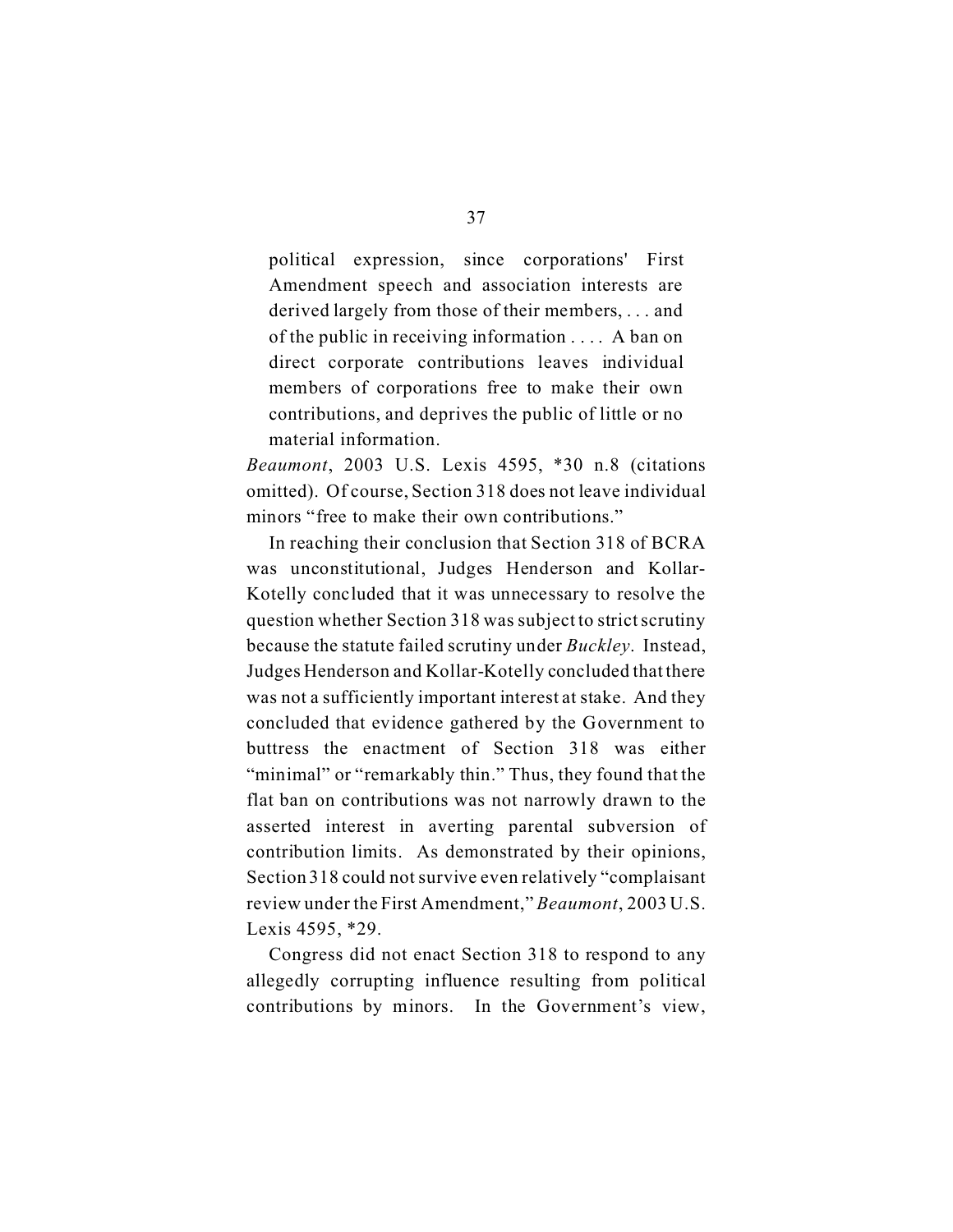> political expression, since corporations' First Amendment speech and association interests are derived largely from those of their members, . . . and of the public in receiving information . . . . A ban on direct corporate contributions leaves individual members of corporations free to make their own contributions, and deprives the public of little or no material information.

*Beaumont*, 2003 U.S. Lexis 4595, *30 n.8 (citations omitted). Of course, Section 318 does not leave individual minors "free to make their own contributions."

In reaching their conclusion that Section 318 of BCRA was unconstitutional, Judges Henderson and Kollar-Kotelly concluded that it was unnecessary to resolve the question whether Section 318 was subject to strict scrutiny because the statute failed scrutiny under *Buckley*. Instead, Judges Henderson and Kollar-Kotelly concluded that there was not a sufficiently important interest at stake. And they concluded that evidence gathered by the Government to buttress the enactment of Section 318 was either "minimal" or "remarkably thin." Thus, they found that the flat ban on contributions was not narrowly drawn to the asserted interest in averting parental subversion of contribution limits. As demonstrated by their opinions, Section 318 could not survive even relatively "complaisant review under the First Amendment," *Beaumont*, 2003 U.S. Lexis 4595, *29.

Congress did not enact Section 318 to respond to any allegedly corrupting influence resulting from political contributions by minors. In the Government's view,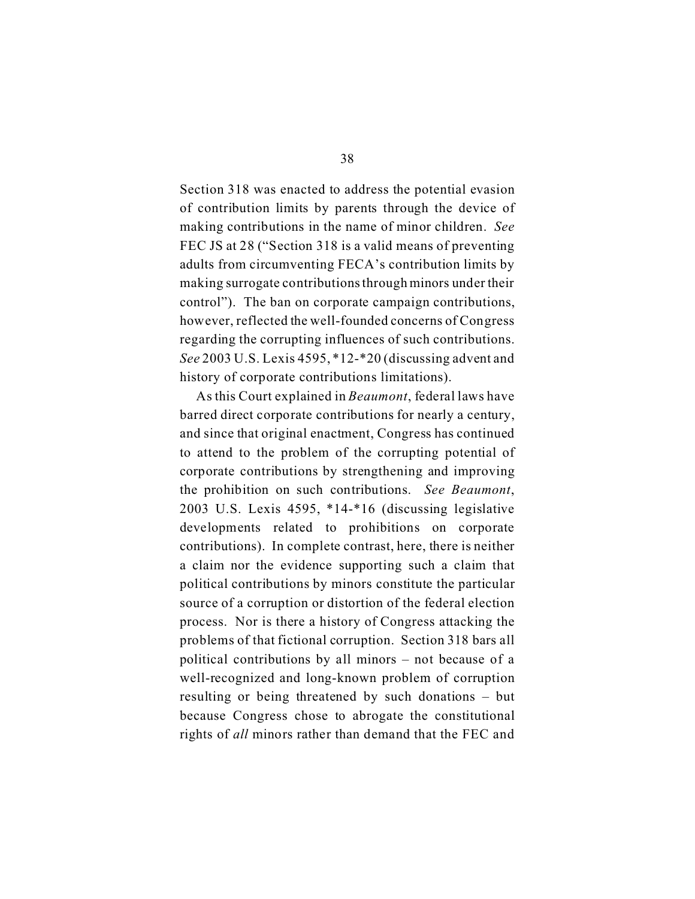Section 318 was enacted to address the potential evasion of contribution limits by parents through the device of making contributions in the name of minor children. *See* FEC JS at 28 ("Section 318 is a valid means of preventing adults from circumventing FECA's contribution limits by making surrogate contributions through minors under their control"). The ban on corporate campaign contributions, however, reflected the well-founded concerns of Congress regarding the corrupting influences of such contributions. *See* 2003 U.S. Lexis 4595, *12-*20 (discussing advent and history of corporate contributions limitations).

As this Court explained in *Beaumont*, federal laws have barred direct corporate contributions for nearly a century, and since that original enactment, Congress has continued to attend to the problem of the corrupting potential of corporate contributions by strengthening and improving the prohibition on such contributions. *See Beaumont*, 2003 U.S. Lexis 4595, *14-*16 (discussing legislative developments related to prohibitions on corporate contributions). In complete contrast, here, there is neither a claim nor the evidence supporting such a claim that political contributions by minors constitute the particular source of a corruption or distortion of the federal election process. Nor is there a history of Congress attacking the problems of that fictional corruption. Section 318 bars all political contributions by all minors – not because of a well-recognized and long-known problem of corruption resulting or being threatened by such donations – but because Congress chose to abrogate the constitutional rights of *all* minors rather than demand that the FEC and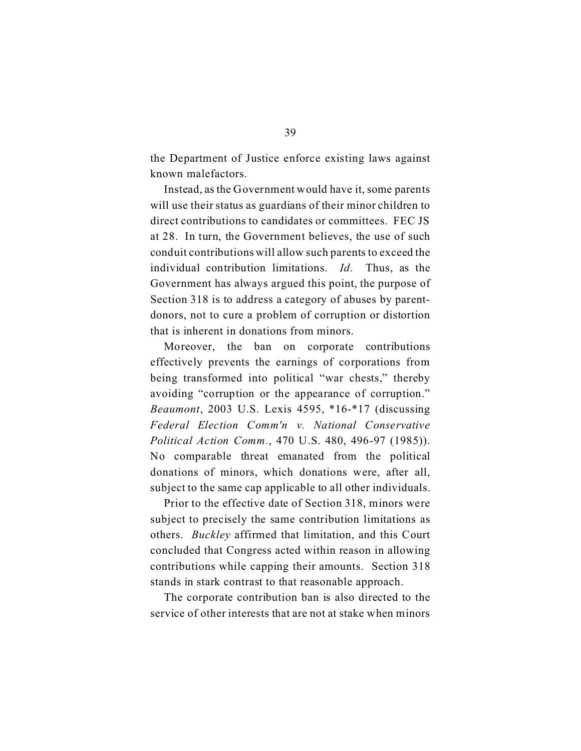the Department of Justice enforce existing laws against known malefactors.

Instead, as the Government would have it, some parents will use their status as guardians of their minor children to direct contributions to candidates or committees. FEC JS at 28. In turn, the Government believes, the use of such conduit contributions will allow such parents to exceed the individual contribution limitations. *Id*. Thus, as the Government has always argued this point, the purpose of Section 318 is to address a category of abuses by parent-donors, not to cure a problem of corruption or distortion that is inherent in donations from minors.

Moreover, the ban on corporate contributions effectively prevents the earnings of corporations from being transformed into political "war chests," thereby avoiding "corruption or the appearance of corruption." *Beaumont*, 2003 U.S. Lexis 4595, *16-*17 (discussing *Federal Election Comm'n v. National Conservative Political Action Comm.*, 470 U.S. 480, 496-97 (1985)). No comparable threat emanated from the political donations of minors, which donations were, after all, subject to the same cap applicable to all other individuals.

Prior to the effective date of Section 318, minors were subject to precisely the same contribution limitations as others. *Buckley* affirmed that limitation, and this Court concluded that Congress acted within reason in allowing contributions while capping their amounts. Section 318 stands in stark contrast to that reasonable approach.

The corporate contribution ban is also directed to the service of other interests that are not at stake when minors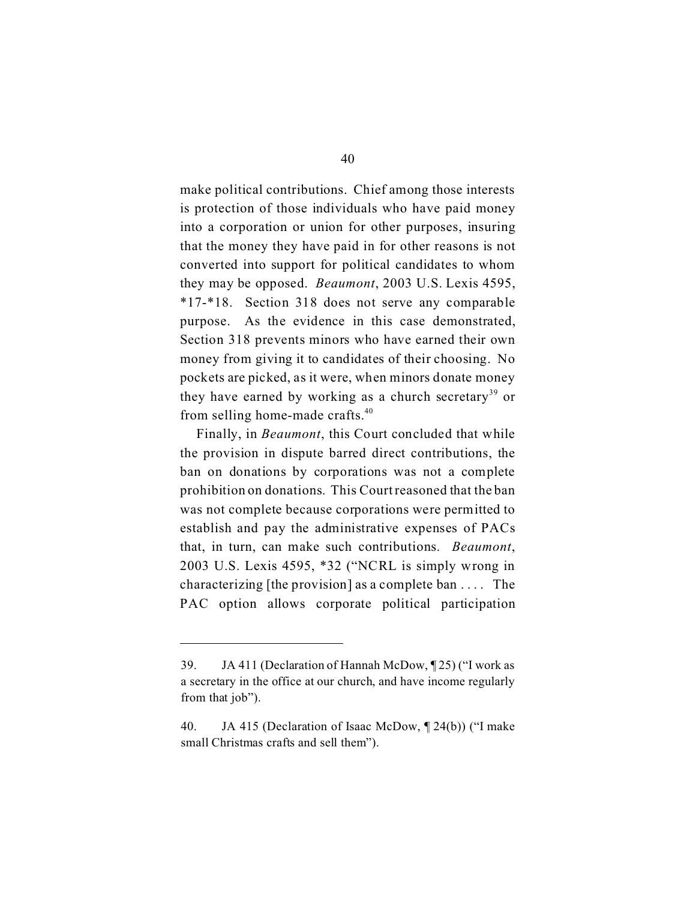make political contributions. Chief among those interests is protection of those individuals who have paid money into a corporation or union for other purposes, insuring that the money they have paid in for other reasons is not converted into support for political candidates to whom they may be opposed. *Beaumont*, 2003 U.S. Lexis 4595, *17-*18. Section 318 does not serve any comparable purpose. As the evidence in this case demonstrated, Section 318 prevents minors who have earned their own money from giving it to candidates of their choosing. No pockets are picked, as it were, when minors donate money they have earned by working as a church secretary[39] or from selling home-made crafts.[40]

Finally, in *Beaumont*, this Court concluded that while the provision in dispute barred direct contributions, the ban on donations by corporations was not a complete prohibition on donations. This Court reasoned that the ban was not complete because corporations were permitted to establish and pay the administrative expenses of PACs that, in turn, can make such contributions. *Beaumont*, 2003 U.S. Lexis 4595, *32 ("NCRL is simply wrong in characterizing [the provision] as a complete ban . . . . The PAC option allows corporate political participation

---

39. JA 411 (Declaration of Hannah McDow, ¶ 25) ("I work as a secretary in the office at our church, and have income regularly from that job").

40. JA 415 (Declaration of Isaac McDow, ¶ 24(b)) ("I make small Christmas crafts and sell them").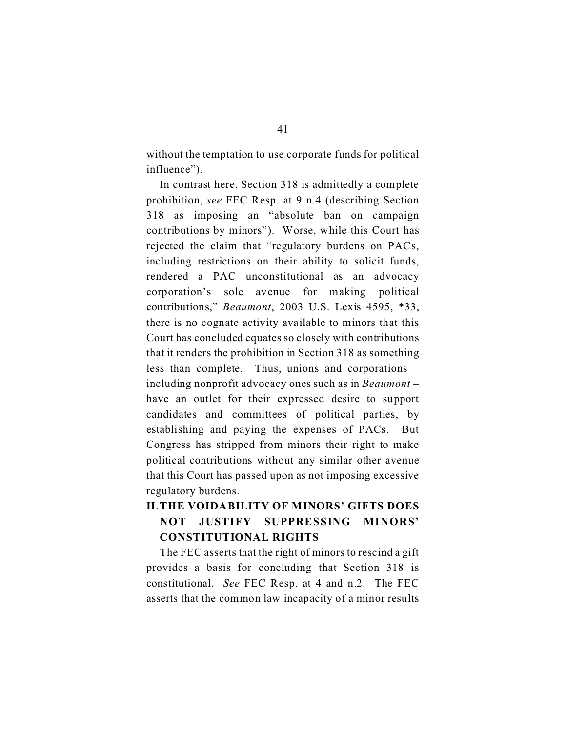without the temptation to use corporate funds for political influence").

In contrast here, Section 318 is admittedly a complete prohibition, *see* FEC Resp. at 9 n.4 (describing Section 318 as imposing an "absolute ban on campaign contributions by minors"). Worse, while this Court has rejected the claim that "regulatory burdens on PACs, including restrictions on their ability to solicit funds, rendered a PAC unconstitutional as an advocacy corporation's sole avenue for making political contributions," *Beaumont*, 2003 U.S. Lexis 4595, *33, there is no cognate activity available to minors that this Court has concluded equates so closely with contributions that it renders the prohibition in Section 318 as something less than complete. Thus, unions and corporations – including nonprofit advocacy ones such as in *Beaumont* – have an outlet for their expressed desire to support candidates and committees of political parties, by establishing and paying the expenses of PACs. But Congress has stripped from minors their right to make political contributions without any similar other avenue that this Court has passed upon as not imposing excessive regulatory burdens.

## II. THE VOIDABILITY OF MINORS' GIFTS DOES NOT JUSTIFY SUPPRESSING MINORS' CONSTITUTIONAL RIGHTS

The FEC asserts that the right of minors to rescind a gift provides a basis for concluding that Section 318 is constitutional. *See* FEC Resp. at 4 and n.2. The FEC asserts that the common law incapacity of a minor results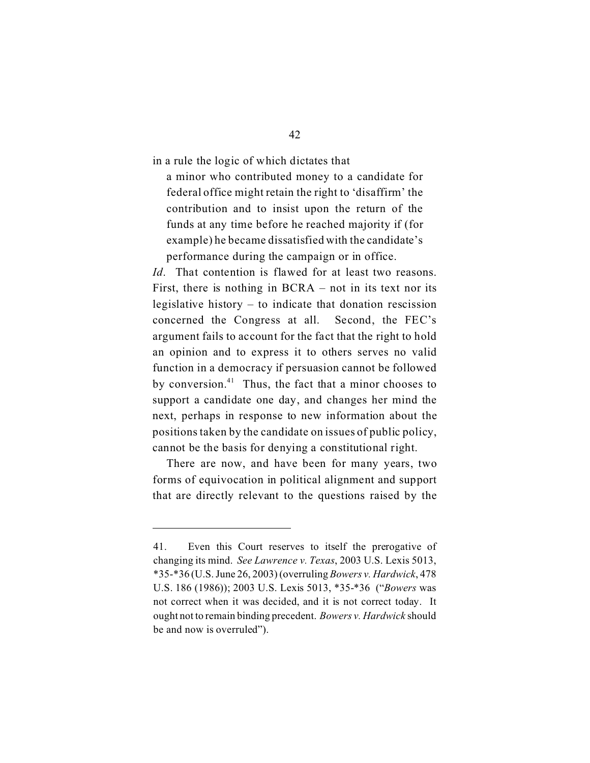in a rule the logic of which dictates that

> a minor who contributed money to a candidate for federal office might retain the right to 'disaffirm' the contribution and to insist upon the return of the funds at any time before he reached majority if (for example) he became dissatisfied with the candidate's performance during the campaign or in office.

*Id*. That contention is flawed for at least two reasons. First, there is nothing in BCRA – not in its text nor its legislative history – to indicate that donation rescission concerned the Congress at all. Second, the FEC's argument fails to account for the fact that the right to hold an opinion and to express it to others serves no valid function in a democracy if persuasion cannot be followed by conversion.[41] Thus, the fact that a minor chooses to support a candidate one day, and changes her mind the next, perhaps in response to new information about the positions taken by the candidate on issues of public policy, cannot be the basis for denying a constitutional right.

There are now, and have been for many years, two forms of equivocation in political alignment and support that are directly relevant to the questions raised by the

---

41. Even this Court reserves to itself the prerogative of changing its mind. *See Lawrence v. Texas*, 2003 U.S. Lexis 5013, *35-*36 (U.S. June 26, 2003) (overruling *Bowers v. Hardwick*, 478 U.S. 186 (1986)); 2003 U.S. Lexis 5013, *35-*36 ("*Bowers* was not correct when it was decided, and it is not correct today. It ought not to remain binding precedent. *Bowers v. Hardwick* should be and now is overruled").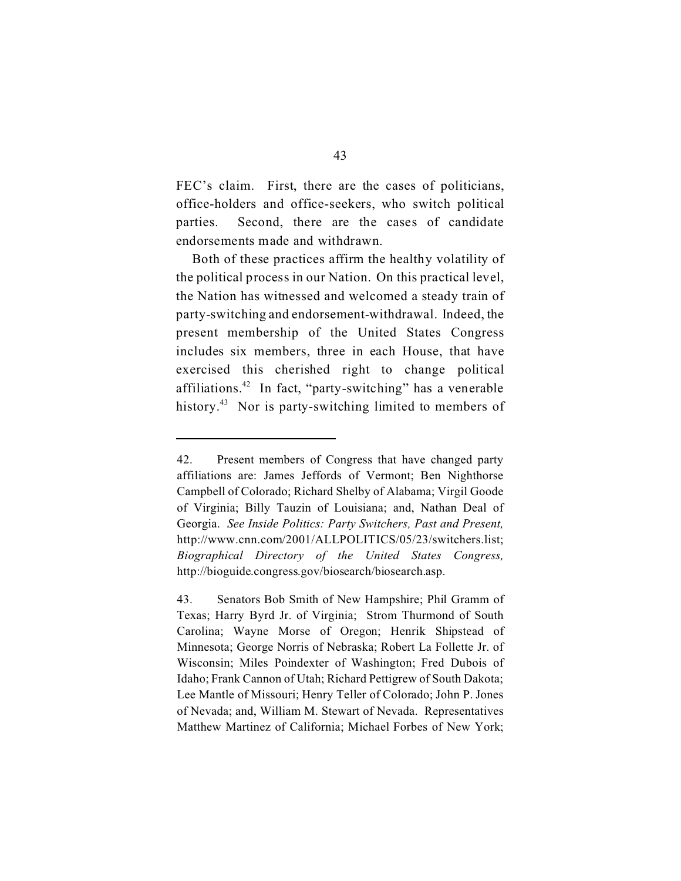FEC's claim. First, there are the cases of politicians, office-holders and office-seekers, who switch political parties. Second, there are the cases of candidate endorsements made and withdrawn.

Both of these practices affirm the healthy volatility of the political process in our Nation. On this practical level, the Nation has witnessed and welcomed a steady train of party-switching and endorsement-withdrawal. Indeed, the present membership of the United States Congress includes six members, three in each House, that have exercised this cherished right to change political affiliations.[42] In fact, "party-switching" has a venerable history.[43] Nor is party-switching limited to members of

---

42. Present members of Congress that have changed party affiliations are: James Jeffords of Vermont; Ben Nighthorse Campbell of Colorado; Richard Shelby of Alabama; Virgil Goode of Virginia; Billy Tauzin of Louisiana; and, Nathan Deal of Georgia. *See Inside Politics: Party Switchers, Past and Present,* http://www.cnn.com/2001/ALLPOLITICS/05/23/switchers.list; *Biographical Directory of the United States Congress,* http://bioguide.congress.gov/biosearch/biosearch.asp.

43. Senators Bob Smith of New Hampshire; Phil Gramm of Texas; Harry Byrd Jr. of Virginia; Strom Thurmond of South Carolina; Wayne Morse of Oregon; Henrik Shipstead of Minnesota; George Norris of Nebraska; Robert La Follette Jr. of Wisconsin; Miles Poindexter of Washington; Fred Dubois of Idaho; Frank Cannon of Utah; Richard Pettigrew of South Dakota; Lee Mantle of Missouri; Henry Teller of Colorado; John P. Jones of Nevada; and, William M. Stewart of Nevada. Representatives Matthew Martinez of California; Michael Forbes of New York;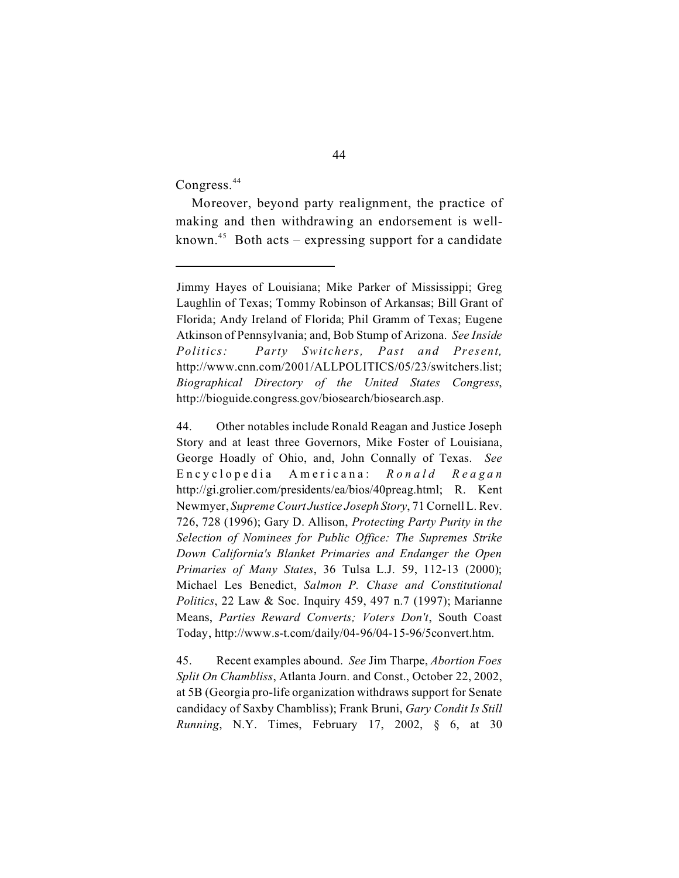Congress.[44]

Moreover, beyond party realignment, the practice of making and then withdrawing an endorsement is well-known.[45] Both acts – expressing support for a candidate

---

Jimmy Hayes of Louisiana; Mike Parker of Mississippi; Greg Laughlin of Texas; Tommy Robinson of Arkansas; Bill Grant of Florida; Andy Ireland of Florida; Phil Gramm of Texas; Eugene Atkinson of Pennsylvania; and, Bob Stump of Arizona. *See Inside Politics: Party Switchers, Past and Present,* http://www.cnn.com/2001/ALLPOLITICS/05/23/switchers.list; *Biographical Directory of the United States Congress*, http://bioguide.congress.gov/biosearch/biosearch.asp.

44. Other notables include Ronald Reagan and Justice Joseph Story and at least three Governors, Mike Foster of Louisiana, George Hoadly of Ohio, and, John Connally of Texas. *See* Encyclopedia Americana: *Ronald Reagan* http://gi.grolier.com/presidents/ea/bios/40preag.html; R. Kent Newmyer, *Supreme Court Justice Joseph Story*, 71 Cornell L. Rev. 726, 728 (1996); Gary D. Allison, *Protecting Party Purity in the Selection of Nominees for Public Office: The Supremes Strike Down California's Blanket Primaries and Endanger the Open Primaries of Many States*, 36 Tulsa L.J. 59, 112-13 (2000); Michael Les Benedict, *Salmon P. Chase and Constitutional Politics*, 22 Law & Soc. Inquiry 459, 497 n.7 (1997); Marianne Means, *Parties Reward Converts; Voters Don't*, South Coast Today, http://www.s-t.com/daily/04-96/04-15-96/5convert.htm.

45. Recent examples abound. *See* Jim Tharpe, *Abortion Foes Split On Chambliss*, Atlanta Journ. and Const., October 22, 2002, at 5B (Georgia pro-life organization withdraws support for Senate candidacy of Saxby Chambliss); Frank Bruni, *Gary Condit Is Still Running*, N.Y. Times, February 17, 2002, § 6, at 30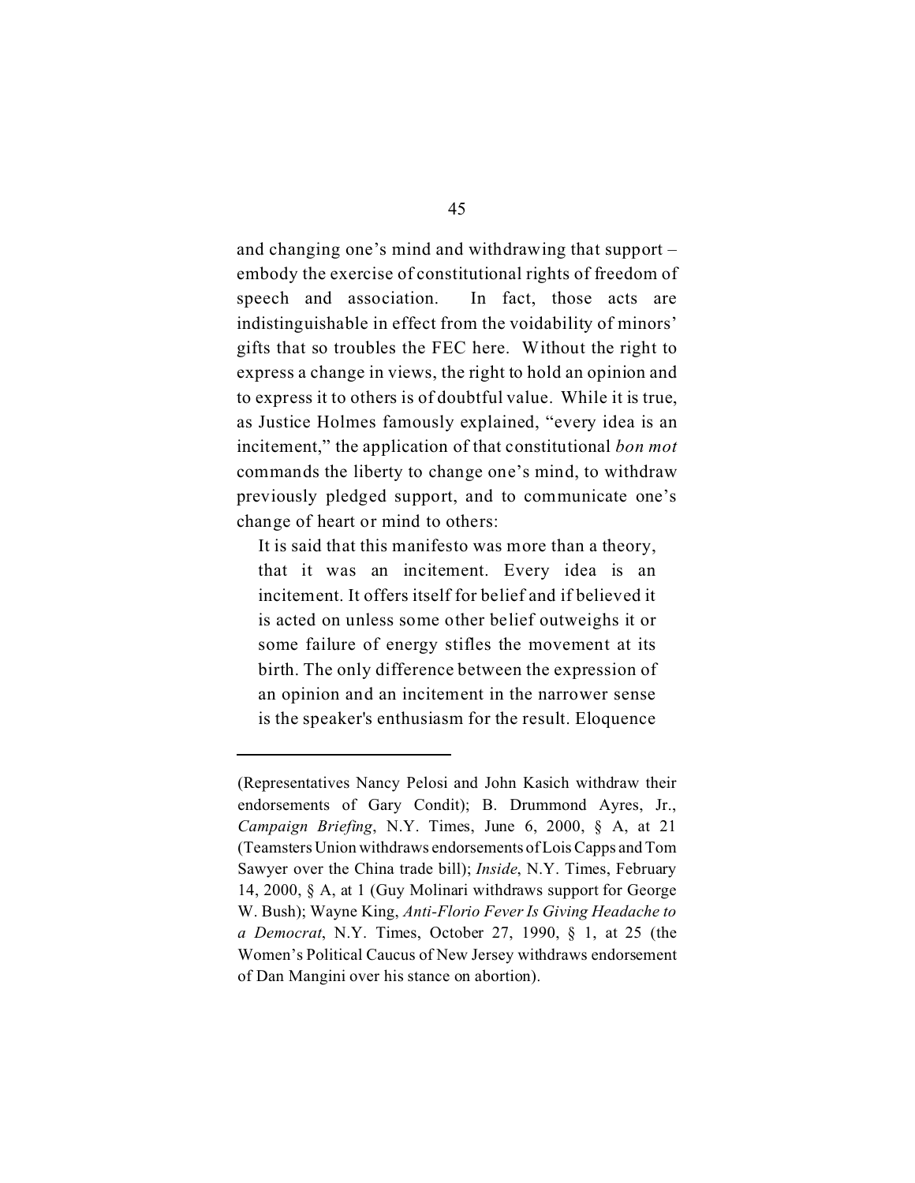and changing one's mind and withdrawing that support – embody the exercise of constitutional rights of freedom of speech and association. In fact, those acts are indistinguishable in effect from the voidability of minors' gifts that so troubles the FEC here. Without the right to express a change in views, the right to hold an opinion and to express it to others is of doubtful value. While it is true, as Justice Holmes famously explained, "every idea is an incitement," the application of that constitutional *bon mot* commands the liberty to change one's mind, to withdraw previously pledged support, and to communicate one's change of heart or mind to others:

> It is said that this manifesto was more than a theory, that it was an incitement. Every idea is an incitement. It offers itself for belief and if believed it is acted on unless some other belief outweighs it or some failure of energy stifles the movement at its birth. The only difference between the expression of an opinion and an incitement in the narrower sense is the speaker's enthusiasm for the result. Eloquence

---

(Representatives Nancy Pelosi and John Kasich withdraw their endorsements of Gary Condit); B. Drummond Ayres, Jr., *Campaign Briefing*, N.Y. Times, June 6, 2000, § A, at 21 (Teamsters Union withdraws endorsements of Lois Capps and Tom Sawyer over the China trade bill); *Inside*, N.Y. Times, February 14, 2000, § A, at 1 (Guy Molinari withdraws support for George W. Bush); Wayne King, *Anti-Florio Fever Is Giving Headache to a Democrat*, N.Y. Times, October 27, 1990, § 1, at 25 (the Women's Political Caucus of New Jersey withdraws endorsement of Dan Mangini over his stance on abortion).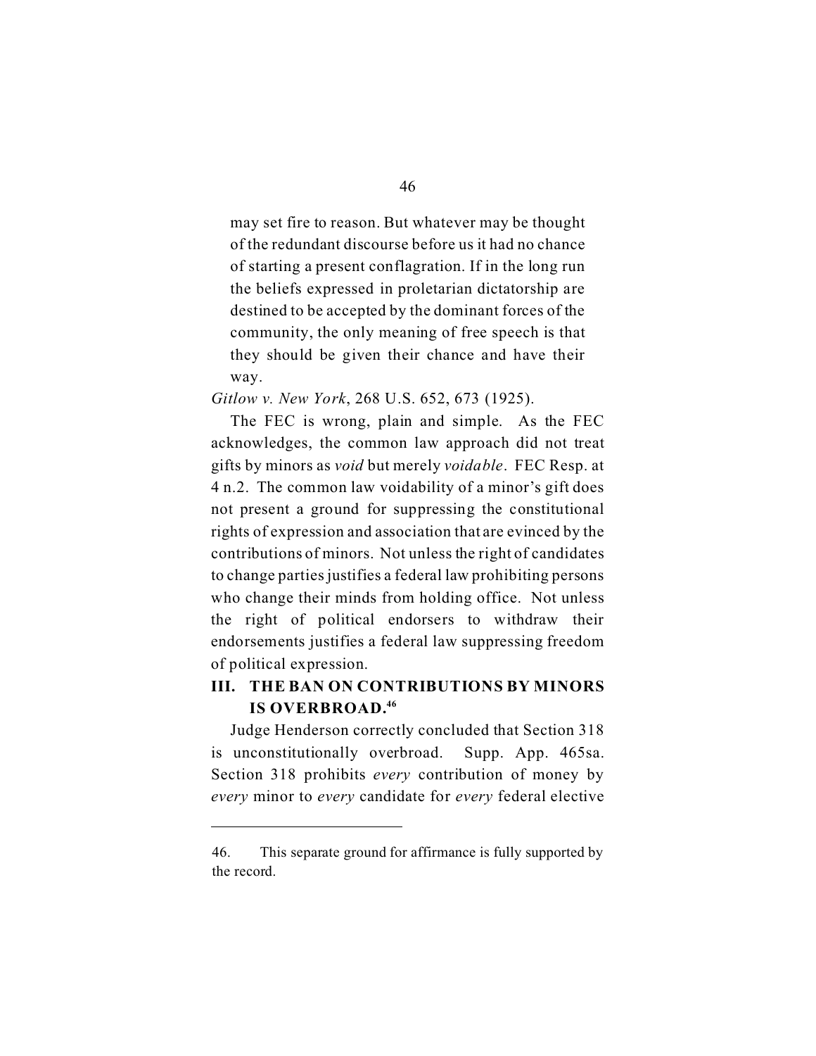> may set fire to reason. But whatever may be thought of the redundant discourse before us it had no chance of starting a present conflagration. If in the long run the beliefs expressed in proletarian dictatorship are destined to be accepted by the dominant forces of the community, the only meaning of free speech is that they should be given their chance and have their way.

*Gitlow v. New York*, 268 U.S. 652, 673 (1925).

The FEC is wrong, plain and simple. As the FEC acknowledges, the common law approach did not treat gifts by minors as *void* but merely *voidable*. FEC Resp. at 4 n.2. The common law voidability of a minor's gift does not present a ground for suppressing the constitutional rights of expression and association that are evinced by the contributions of minors. Not unless the right of candidates to change parties justifies a federal law prohibiting persons who change their minds from holding office. Not unless the right of political endorsers to withdraw their endorsements justifies a federal law suppressing freedom of political expression.

## III. THE BAN ON CONTRIBUTIONS BY MINORS IS OVERBROAD.[46]

Judge Henderson correctly concluded that Section 318 is unconstitutionally overbroad. Supp. App. 465sa. Section 318 prohibits *every* contribution of money by *every* minor to *every* candidate for *every* federal elective

---

46. This separate ground for affirmance is fully supported by the record.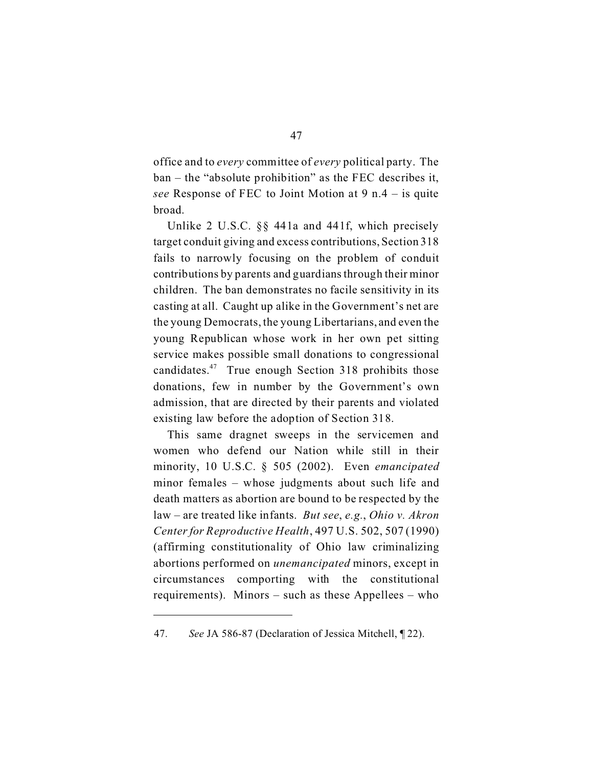office and to *every* committee of *every* political party. The ban – the "absolute prohibition" as the FEC describes it, *see* Response of FEC to Joint Motion at 9 n.4 – is quite broad.

Unlike 2 U.S.C. §§ 441a and 441f, which precisely target conduit giving and excess contributions, Section 318 fails to narrowly focusing on the problem of conduit contributions by parents and guardians through their minor children. The ban demonstrates no facile sensitivity in its casting at all. Caught up alike in the Government's net are the young Democrats, the young Libertarians, and even the young Republican whose work in her own pet sitting service makes possible small donations to congressional candidates.[47] True enough Section 318 prohibits those donations, few in number by the Government's own admission, that are directed by their parents and violated existing law before the adoption of Section 318.

This same dragnet sweeps in the servicemen and women who defend our Nation while still in their minority, 10 U.S.C. § 505 (2002). Even *emancipated* minor females – whose judgments about such life and death matters as abortion are bound to be respected by the law – are treated like infants. *But see*, *e.g.*, *Ohio v. Akron Center for Reproductive Health*, 497 U.S. 502, 507 (1990) (affirming constitutionality of Ohio law criminalizing abortions performed on *unemancipated* minors, except in circumstances comporting with the constitutional requirements). Minors – such as these Appellees – who

---

47. *See* JA 586-87 (Declaration of Jessica Mitchell, ¶ 22).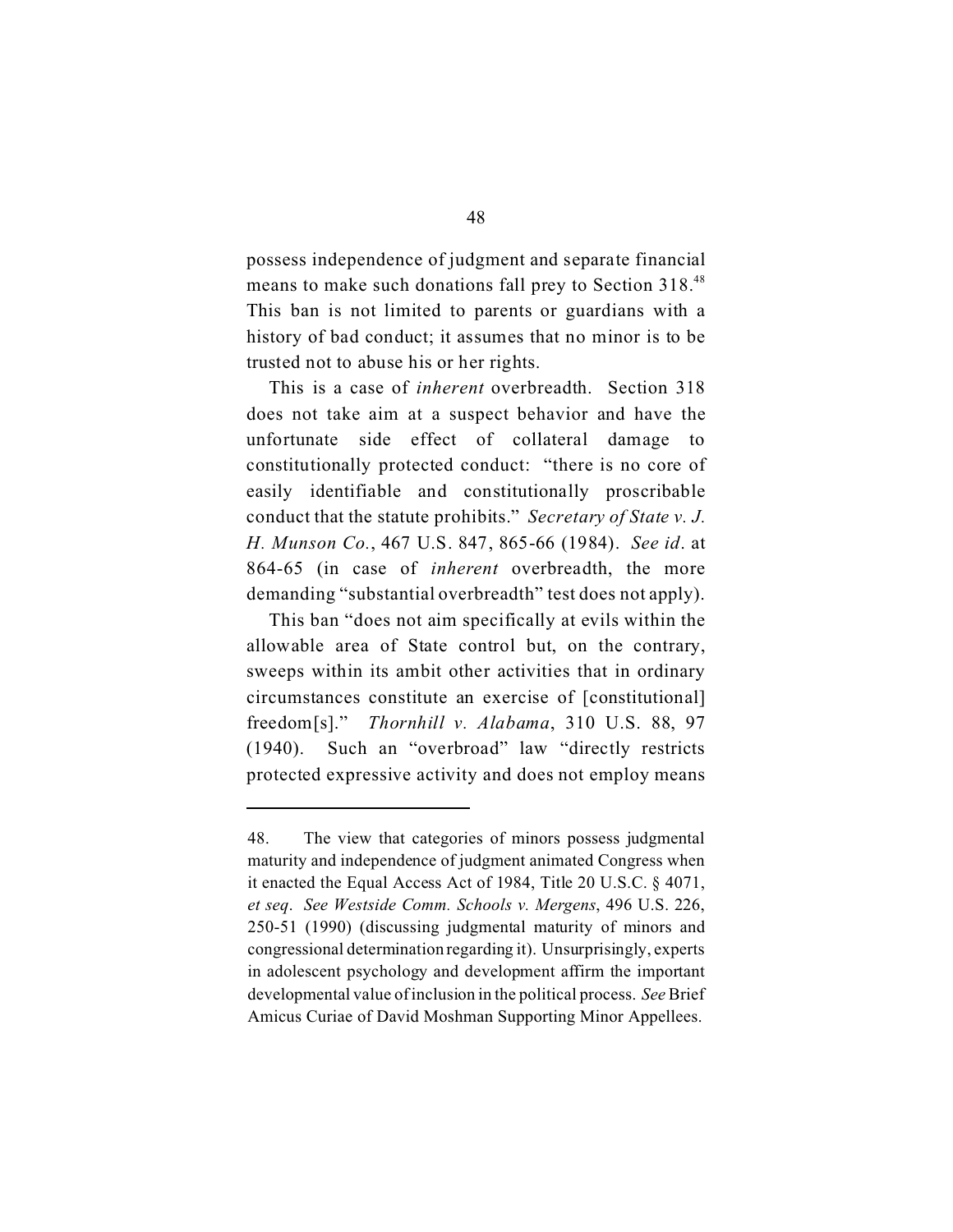possess independence of judgment and separate financial means to make such donations fall prey to Section 318.[48] This ban is not limited to parents or guardians with a history of bad conduct; it assumes that no minor is to be trusted not to abuse his or her rights.

This is a case of *inherent* overbreadth. Section 318 does not take aim at a suspect behavior and have the unfortunate side effect of collateral damage to constitutionally protected conduct: "there is no core of easily identifiable and constitutionally proscribable conduct that the statute prohibits." *Secretary of State v. J. H. Munson Co.*, 467 U.S. 847, 865-66 (1984). *See id*. at 864-65 (in case of *inherent* overbreadth, the more demanding "substantial overbreadth" test does not apply).

This ban "does not aim specifically at evils within the allowable area of State control but, on the contrary, sweeps within its ambit other activities that in ordinary circumstances constitute an exercise of [constitutional] freedom[s]." *Thornhill v. Alabama*, 310 U.S. 88, 97 (1940). Such an "overbroad" law "directly restricts protected expressive activity and does not employ means

---

48. The view that categories of minors possess judgmental maturity and independence of judgment animated Congress when it enacted the Equal Access Act of 1984, Title 20 U.S.C. § 4071, *et seq*. *See Westside Comm. Schools v. Mergens*, 496 U.S. 226, 250-51 (1990) (discussing judgmental maturity of minors and congressional determination regarding it). Unsurprisingly, experts in adolescent psychology and development affirm the important developmental value of inclusion in the political process. *See* Brief Amicus Curiae of David Moshman Supporting Minor Appellees.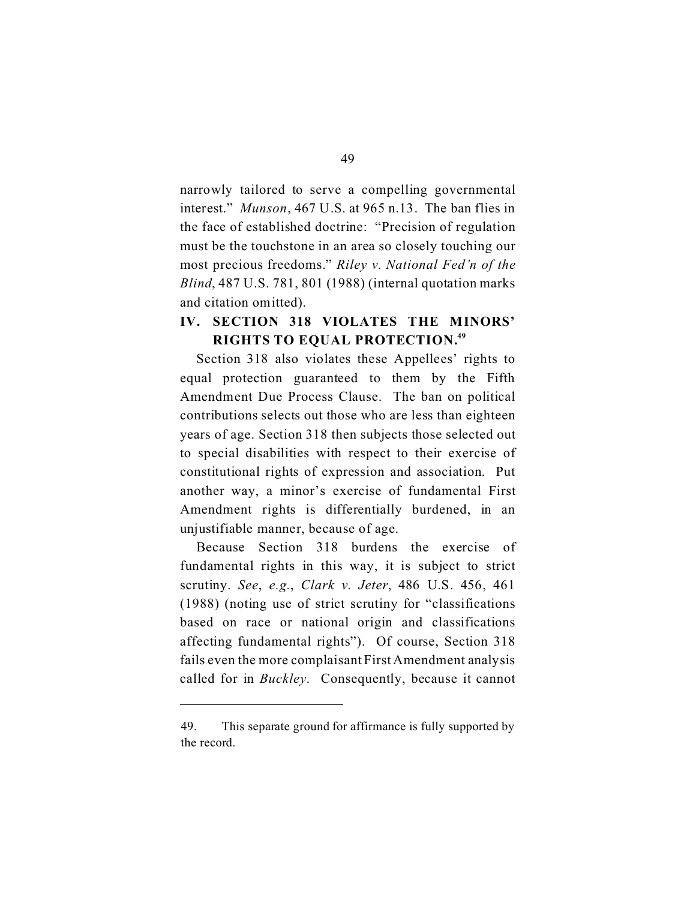narrowly tailored to serve a compelling governmental interest." *Munson*, 467 U.S. at 965 n.13. The ban flies in the face of established doctrine: "Precision of regulation must be the touchstone in an area so closely touching our most precious freedoms." *Riley v. National Fed'n of the Blind*, 487 U.S. 781, 801 (1988) (internal quotation marks and citation omitted).

## IV. SECTION 318 VIOLATES THE MINORS' RIGHTS TO EQUAL PROTECTION.[49]

Section 318 also violates these Appellees' rights to equal protection guaranteed to them by the Fifth Amendment Due Process Clause. The ban on political contributions selects out those who are less than eighteen years of age. Section 318 then subjects those selected out to special disabilities with respect to their exercise of constitutional rights of expression and association. Put another way, a minor's exercise of fundamental First Amendment rights is differentially burdened, in an unjustifiable manner, because of age.

Because Section 318 burdens the exercise of fundamental rights in this way, it is subject to strict scrutiny. *See*, *e.g.*, *Clark v. Jeter*, 486 U.S. 456, 461 (1988) (noting use of strict scrutiny for "classifications based on race or national origin and classifications affecting fundamental rights"). Of course, Section 318 fails even the more complaisant First Amendment analysis called for in *Buckley*. Consequently, because it cannot

---

49. This separate ground for affirmance is fully supported by the record.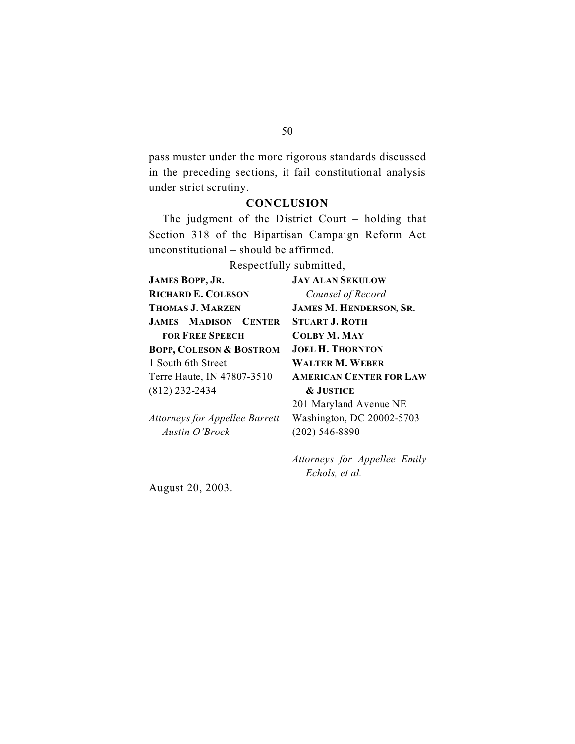pass muster under the more rigorous standards discussed in the preceding sections, it fail constitutional analysis under strict scrutiny.

## CONCLUSION

The judgment of the District Court – holding that Section 318 of the Bipartisan Campaign Reform Act unconstitutional – should be affirmed.

Respectfully submitted,

**JAMES BOPP, JR.**
**RICHARD E. COLESON**
**THOMAS J. MARZEN**
**JAMES MADISON CENTER FOR FREE SPEECH**
**BOPP, COLESON & BOSTROM**
1 South 6th Street
Terre Haute, IN 47807-3510
(812) 232-2434

*Attorneys for Appellee Barrett Austin O'Brock*

**JAY ALAN SEKULOW**
*Counsel of Record*
**JAMES M. HENDERSON, SR.**
**STUART J. ROTH**
**COLBY M. MAY**
**JOEL H. THORNTON**
**WALTER M. WEBER**
**AMERICAN CENTER FOR LAW & JUSTICE**
201 Maryland Avenue NE
Washington, DC 20002-5703
(202) 546-8890

*Attorneys for Appellee Emily Echols, et al.*

August 20, 2003.